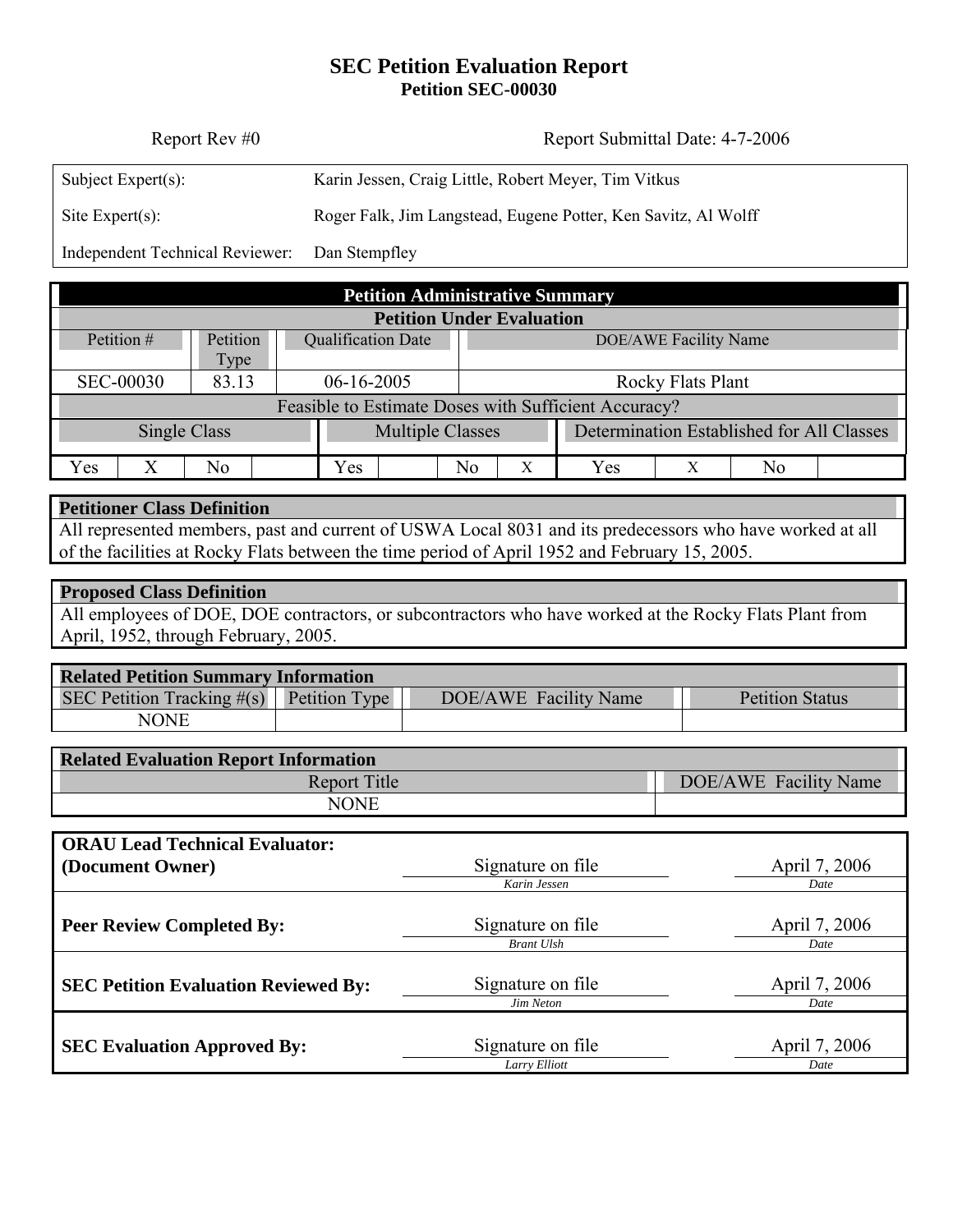# SEC Petition Evaluation Report
## Petition SEC-00030

Report Rev #0 | Report Submittal Date: 4-7-2006

| | |
|---|---|
| Subject Expert(s): | Karin Jessen, Craig Little, Robert Meyer, Tim Vitkus |
| Site Expert(s): | Roger Falk, Jim Langstead, Eugene Potter, Ken Savitz, Al Wolff |
| Independent Technical Reviewer: | Dan Stempfley |

| Petition Administrative Summary | | | | | | | | | | | |
|---|---|---|---|---|---|---|---|---|---|---|---|
| **Petition Under Evaluation** | | | | | | | | | | | |
| Petition # | | Petition Type | Qualification Date | | | DOE/AWE Facility Name | | | | | |
| SEC-00030 | | 83.13 | 06-16-2005 | | | Rocky Flats Plant | | | | | |
| Feasible to Estimate Doses with Sufficient Accuracy? | | | | | | | | | | | |
| Single Class | | | | Multiple Classes | | | | Determination Established for All Classes | | | |
| Yes | X | No | | Yes | | No | X | Yes | X | No | |

**Petitioner Class Definition**

All represented members, past and current of USWA Local 8031 and its predecessors who have worked at all of the facilities at Rocky Flats between the time period of April 1952 and February 15, 2005.

**Proposed Class Definition**

All employees of DOE, DOE contractors, or subcontractors who have worked at the Rocky Flats Plant from April, 1952, through February, 2005.

| Related Petition Summary Information | | | |
|---|---|---|---|
| SEC Petition Tracking #(s) | Petition Type | DOE/AWE Facility Name | Petition Status |
| NONE | | | |

| Related Evaluation Report Information | |
|---|---|
| Report Title | DOE/AWE Facility Name |
| NONE | |

| | | |
|---|---|---|
| **ORAU Lead Technical Evaluator: (Document Owner)** | Signature on file<br>*Karin Jessen* | April 7, 2006<br>*Date* |
| **Peer Review Completed By:** | Signature on file<br>*Brant Ulsh* | April 7, 2006<br>*Date* |
| **SEC Petition Evaluation Reviewed By:** | Signature on file<br>*Jim Neton* | April 7, 2006<br>*Date* |
| **SEC Evaluation Approved By:** | Signature on file<br>*Larry Elliott* | April 7, 2006<br>*Date* |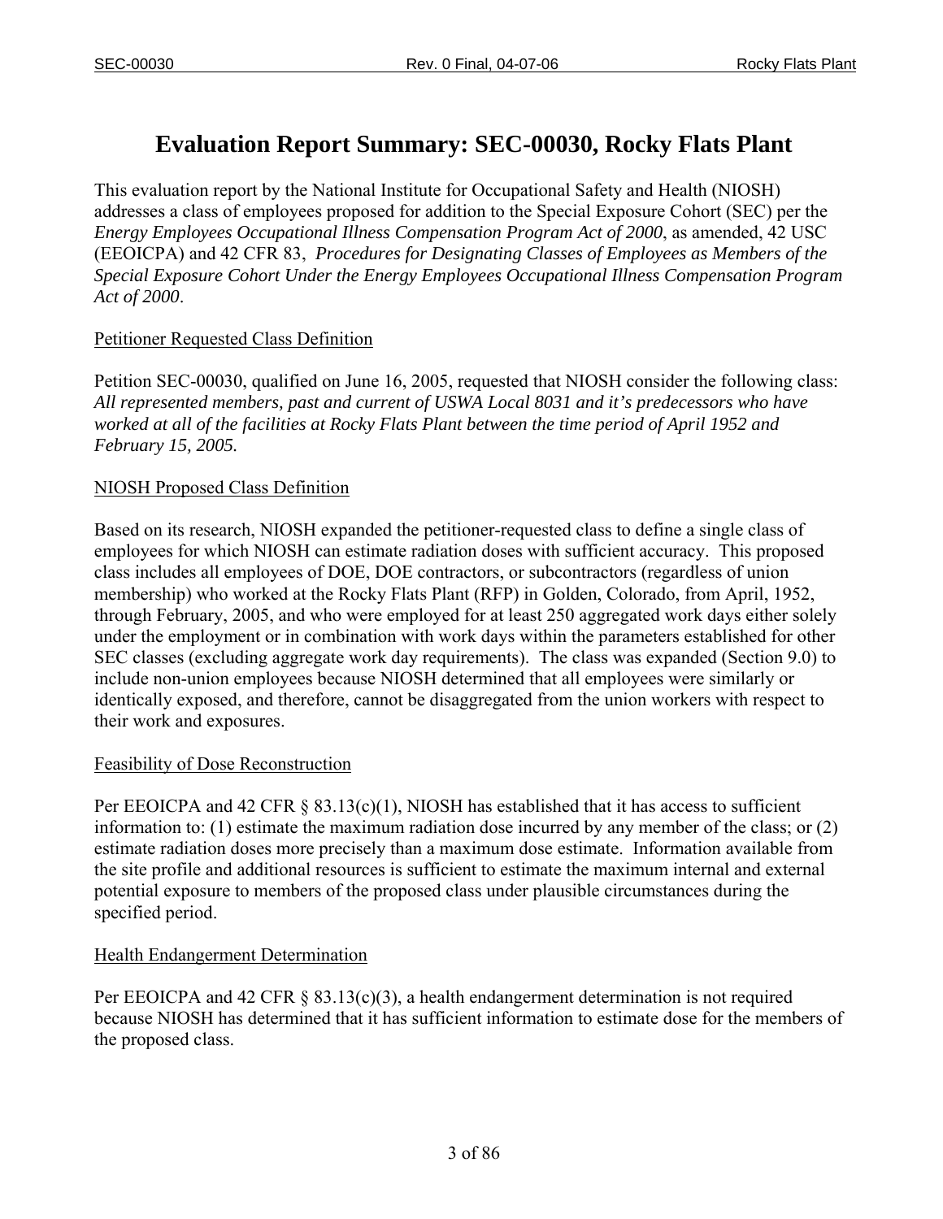# Evaluation Report Summary: SEC-00030, Rocky Flats Plant

This evaluation report by the National Institute for Occupational Safety and Health (NIOSH) addresses a class of employees proposed for addition to the Special Exposure Cohort (SEC) per the *Energy Employees Occupational Illness Compensation Program Act of 2000*, as amended, 42 USC (EEOICPA) and 42 CFR 83, *Procedures for Designating Classes of Employees as Members of the Special Exposure Cohort Under the Energy Employees Occupational Illness Compensation Program Act of 2000*.

## Petitioner Requested Class Definition

Petition SEC-00030, qualified on June 16, 2005, requested that NIOSH consider the following class: *All represented members, past and current of USWA Local 8031 and it's predecessors who have worked at all of the facilities at Rocky Flats Plant between the time period of April 1952 and February 15, 2005.*

## NIOSH Proposed Class Definition

Based on its research, NIOSH expanded the petitioner-requested class to define a single class of employees for which NIOSH can estimate radiation doses with sufficient accuracy. This proposed class includes all employees of DOE, DOE contractors, or subcontractors (regardless of union membership) who worked at the Rocky Flats Plant (RFP) in Golden, Colorado, from April, 1952, through February, 2005, and who were employed for at least 250 aggregated work days either solely under the employment or in combination with work days within the parameters established for other SEC classes (excluding aggregate work day requirements). The class was expanded (Section 9.0) to include non-union employees because NIOSH determined that all employees were similarly or identically exposed, and therefore, cannot be disaggregated from the union workers with respect to their work and exposures.

## Feasibility of Dose Reconstruction

Per EEOICPA and 42 CFR § 83.13(c)(1), NIOSH has established that it has access to sufficient information to: (1) estimate the maximum radiation dose incurred by any member of the class; or (2) estimate radiation doses more precisely than a maximum dose estimate. Information available from the site profile and additional resources is sufficient to estimate the maximum internal and external potential exposure to members of the proposed class under plausible circumstances during the specified period.

## Health Endangerment Determination

Per EEOICPA and 42 CFR § 83.13(c)(3), a health endangerment determination is not required because NIOSH has determined that it has sufficient information to estimate dose for the members of the proposed class.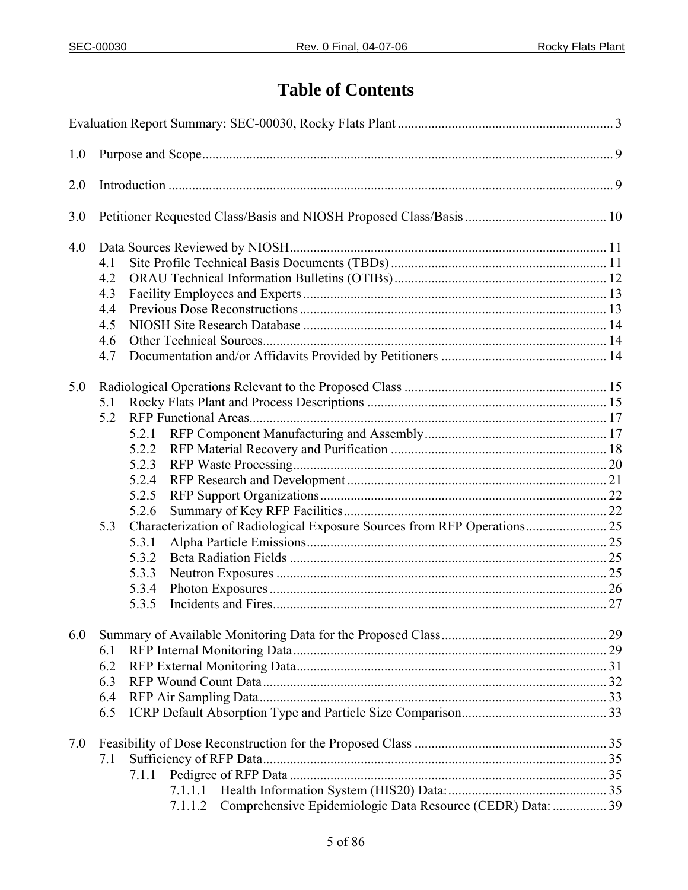# Table of Contents

Evaluation Report Summary: SEC-00030, Rocky Flats Plant ... 3

1.0 Purpose and Scope ... 9

2.0 Introduction ... 9

3.0 Petitioner Requested Class/Basis and NIOSH Proposed Class/Basis ... 10

4.0 Data Sources Reviewed by NIOSH ... 11
- 4.1 Site Profile Technical Basis Documents (TBDs) ... 11
- 4.2 ORAU Technical Information Bulletins (OTIBs) ... 12
- 4.3 Facility Employees and Experts ... 13
- 4.4 Previous Dose Reconstructions ... 13
- 4.5 NIOSH Site Research Database ... 14
- 4.6 Other Technical Sources ... 14
- 4.7 Documentation and/or Affidavits Provided by Petitioners ... 14

5.0 Radiological Operations Relevant to the Proposed Class ... 15
- 5.1 Rocky Flats Plant and Process Descriptions ... 15
- 5.2 RFP Functional Areas ... 17
  - 5.2.1 RFP Component Manufacturing and Assembly ... 17
  - 5.2.2 RFP Material Recovery and Purification ... 18
  - 5.2.3 RFP Waste Processing ... 20
  - 5.2.4 RFP Research and Development ... 21
  - 5.2.5 RFP Support Organizations ... 22
  - 5.2.6 Summary of Key RFP Facilities ... 22
- 5.3 Characterization of Radiological Exposure Sources from RFP Operations ... 25
  - 5.3.1 Alpha Particle Emissions ... 25
  - 5.3.2 Beta Radiation Fields ... 25
  - 5.3.3 Neutron Exposures ... 25
  - 5.3.4 Photon Exposures ... 26
  - 5.3.5 Incidents and Fires ... 27

6.0 Summary of Available Monitoring Data for the Proposed Class ... 29
- 6.1 RFP Internal Monitoring Data ... 29
- 6.2 RFP External Monitoring Data ... 31
- 6.3 RFP Wound Count Data ... 32
- 6.4 RFP Air Sampling Data ... 33
- 6.5 ICRP Default Absorption Type and Particle Size Comparison ... 33

7.0 Feasibility of Dose Reconstruction for the Proposed Class ... 35
- 7.1 Sufficiency of RFP Data ... 35
  - 7.1.1 Pedigree of RFP Data ... 35
    - 7.1.1.1 Health Information System (HIS20) Data: ... 35
    - 7.1.1.2 Comprehensive Epidemiologic Data Resource (CEDR) Data: ... 39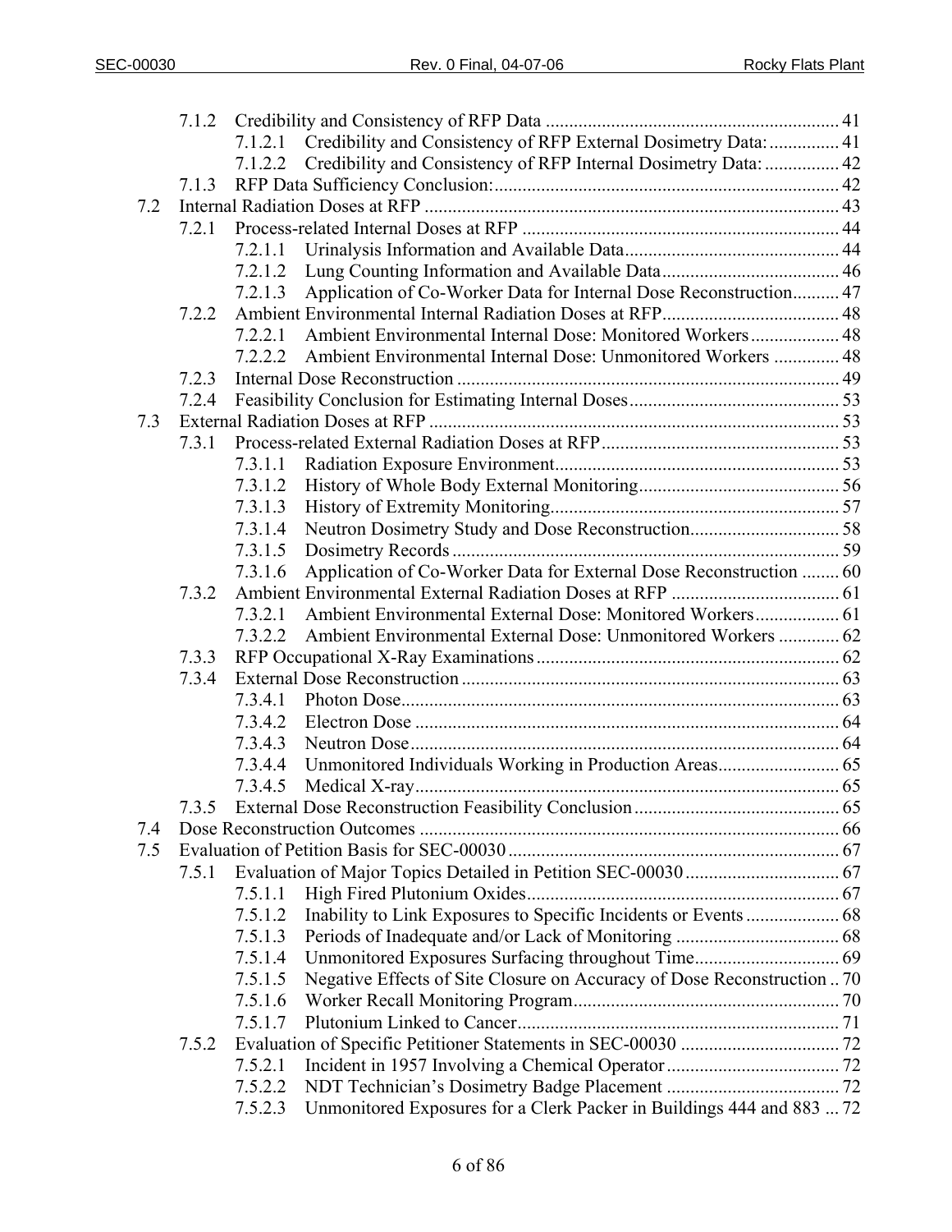- 7.1.2 Credibility and Consistency of RFP Data .... 41
  - 7.1.2.1 Credibility and Consistency of RFP External Dosimetry Data: .... 41
  - 7.1.2.2 Credibility and Consistency of RFP Internal Dosimetry Data: .... 42
- 7.1.3 RFP Data Sufficiency Conclusion: .... 42

7.2 Internal Radiation Doses at RFP .... 43

- 7.2.1 Process-related Internal Doses at RFP .... 44
  - 7.2.1.1 Urinalysis Information and Available Data .... 44
  - 7.2.1.2 Lung Counting Information and Available Data .... 46
  - 7.2.1.3 Application of Co-Worker Data for Internal Dose Reconstruction .... 47
- 7.2.2 Ambient Environmental Internal Radiation Doses at RFP .... 48
  - 7.2.2.1 Ambient Environmental Internal Dose: Monitored Workers .... 48
  - 7.2.2.2 Ambient Environmental Internal Dose: Unmonitored Workers .... 48
- 7.2.3 Internal Dose Reconstruction .... 49
- 7.2.4 Feasibility Conclusion for Estimating Internal Doses .... 53

7.3 External Radiation Doses at RFP .... 53

- 7.3.1 Process-related External Radiation Doses at RFP .... 53
  - 7.3.1.1 Radiation Exposure Environment .... 53
  - 7.3.1.2 History of Whole Body External Monitoring .... 56
  - 7.3.1.3 History of Extremity Monitoring .... 57
  - 7.3.1.4 Neutron Dosimetry Study and Dose Reconstruction .... 58
  - 7.3.1.5 Dosimetry Records .... 59
  - 7.3.1.6 Application of Co-Worker Data for External Dose Reconstruction .... 60
- 7.3.2 Ambient Environmental External Radiation Doses at RFP .... 61
  - 7.3.2.1 Ambient Environmental External Dose: Monitored Workers .... 61
  - 7.3.2.2 Ambient Environmental External Dose: Unmonitored Workers .... 62
- 7.3.3 RFP Occupational X-Ray Examinations .... 62
- 7.3.4 External Dose Reconstruction .... 63
  - 7.3.4.1 Photon Dose .... 63
  - 7.3.4.2 Electron Dose .... 64
  - 7.3.4.3 Neutron Dose .... 64
  - 7.3.4.4 Unmonitored Individuals Working in Production Areas .... 65
  - 7.3.4.5 Medical X-ray .... 65
- 7.3.5 External Dose Reconstruction Feasibility Conclusion .... 65

7.4 Dose Reconstruction Outcomes .... 66

7.5 Evaluation of Petition Basis for SEC-00030 .... 67

- 7.5.1 Evaluation of Major Topics Detailed in Petition SEC-00030 .... 67
  - 7.5.1.1 High Fired Plutonium Oxides .... 67
  - 7.5.1.2 Inability to Link Exposures to Specific Incidents or Events .... 68
  - 7.5.1.3 Periods of Inadequate and/or Lack of Monitoring .... 68
  - 7.5.1.4 Unmonitored Exposures Surfacing throughout Time .... 69
  - 7.5.1.5 Negative Effects of Site Closure on Accuracy of Dose Reconstruction .... 70
  - 7.5.1.6 Worker Recall Monitoring Program .... 70
  - 7.5.1.7 Plutonium Linked to Cancer .... 71
- 7.5.2 Evaluation of Specific Petitioner Statements in SEC-00030 .... 72
  - 7.5.2.1 Incident in 1957 Involving a Chemical Operator .... 72
  - 7.5.2.2 NDT Technician's Dosimetry Badge Placement .... 72
  - 7.5.2.3 Unmonitored Exposures for a Clerk Packer in Buildings 444 and 883 .... 72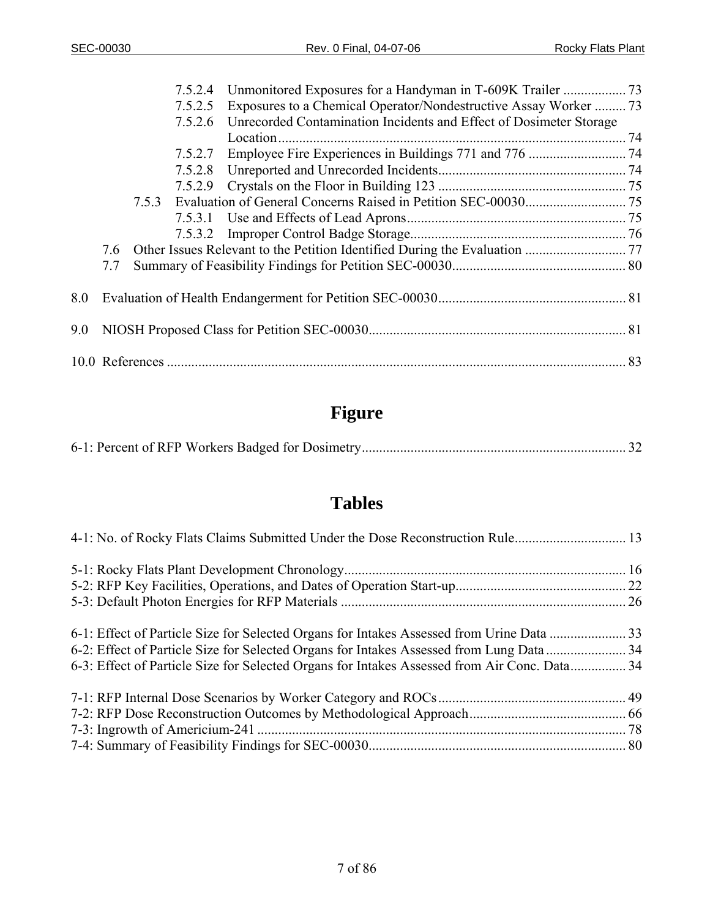7.5.2.4 Unmonitored Exposures for a Handyman in T-609K Trailer .................. 73
7.5.2.5 Exposures to a Chemical Operator/Nondestructive Assay Worker ......... 73
7.5.2.6 Unrecorded Contamination Incidents and Effect of Dosimeter Storage Location .................................................................................................... 74
7.5.2.7 Employee Fire Experiences in Buildings 771 and 776 ............................ 74
7.5.2.8 Unreported and Unrecorded Incidents...................................................... 74
7.5.2.9 Crystals on the Floor in Building 123 ...................................................... 75
7.5.3 Evaluation of General Concerns Raised in Petition SEC-00030............................. 75
7.5.3.1 Use and Effects of Lead Aprons............................................................... 75
7.5.3.2 Improper Control Badge Storage.............................................................. 76
7.6 Other Issues Relevant to the Petition Identified During the Evaluation ............................. 77
7.7 Summary of Feasibility Findings for Petition SEC-00030.................................................. 80

8.0 Evaluation of Health Endangerment for Petition SEC-00030...................................................... 81

9.0 NIOSH Proposed Class for Petition SEC-00030.......................................................................... 81

10.0 References .................................................................................................................................... 83

# Figure

6-1: Percent of RFP Workers Badged for Dosimetry............................................................................ 32

# Tables

4-1: No. of Rocky Flats Claims Submitted Under the Dose Reconstruction Rule................................ 13

5-1: Rocky Flats Plant Development Chronology................................................................................. 16
5-2: RFP Key Facilities, Operations, and Dates of Operation Start-up................................................. 22
5-3: Default Photon Energies for RFP Materials .................................................................................. 26

6-1: Effect of Particle Size for Selected Organs for Intakes Assessed from Urine Data ...................... 33
6-2: Effect of Particle Size for Selected Organs for Intakes Assessed from Lung Data ....................... 34
6-3: Effect of Particle Size for Selected Organs for Intakes Assessed from Air Conc. Data................ 34

7-1: RFP Internal Dose Scenarios by Worker Category and ROCs...................................................... 49
7-2: RFP Dose Reconstruction Outcomes by Methodological Approach............................................. 66
7-3: Ingrowth of Americium-241 .......................................................................................................... 78
7-4: Summary of Feasibility Findings for SEC-00030.......................................................................... 80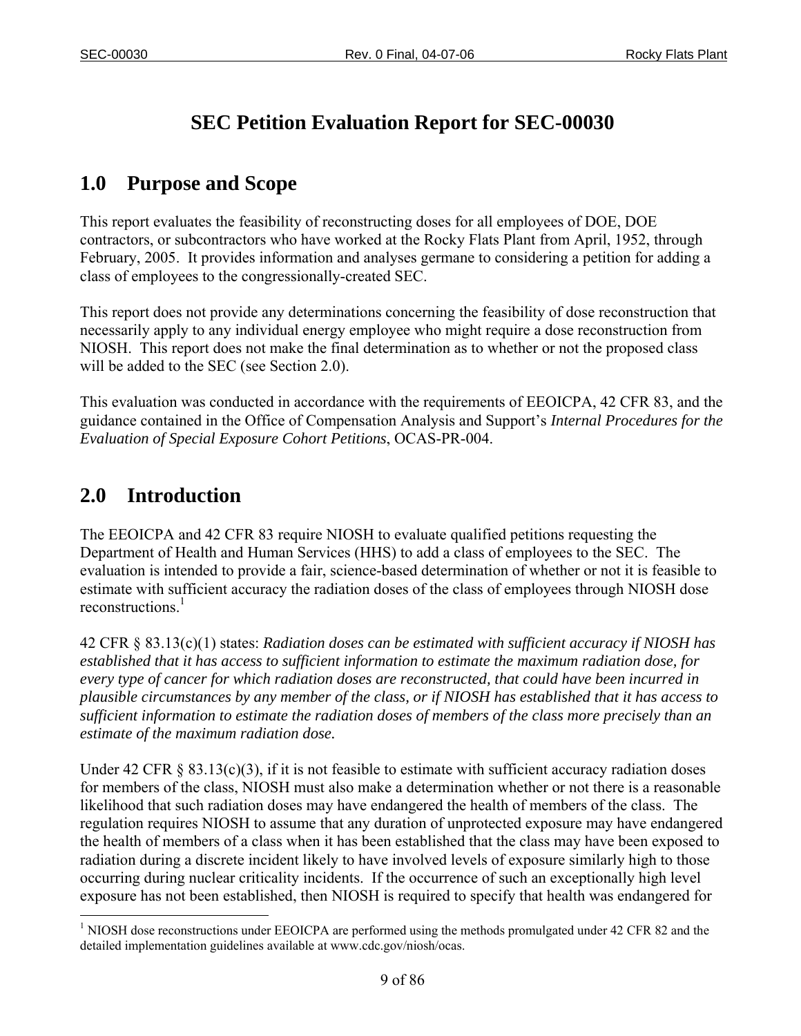# SEC Petition Evaluation Report for SEC-00030

## 1.0 Purpose and Scope

This report evaluates the feasibility of reconstructing doses for all employees of DOE, DOE contractors, or subcontractors who have worked at the Rocky Flats Plant from April, 1952, through February, 2005. It provides information and analyses germane to considering a petition for adding a class of employees to the congressionally-created SEC.

This report does not provide any determinations concerning the feasibility of dose reconstruction that necessarily apply to any individual energy employee who might require a dose reconstruction from NIOSH. This report does not make the final determination as to whether or not the proposed class will be added to the SEC (see Section 2.0).

This evaluation was conducted in accordance with the requirements of EEOICPA, 42 CFR 83, and the guidance contained in the Office of Compensation Analysis and Support's *Internal Procedures for the Evaluation of Special Exposure Cohort Petitions*, OCAS-PR-004.

## 2.0 Introduction

The EEOICPA and 42 CFR 83 require NIOSH to evaluate qualified petitions requesting the Department of Health and Human Services (HHS) to add a class of employees to the SEC. The evaluation is intended to provide a fair, science-based determination of whether or not it is feasible to estimate with sufficient accuracy the radiation doses of the class of employees through NIOSH dose reconstructions.[1]

42 CFR § 83.13(c)(1) states: *Radiation doses can be estimated with sufficient accuracy if NIOSH has established that it has access to sufficient information to estimate the maximum radiation dose, for every type of cancer for which radiation doses are reconstructed, that could have been incurred in plausible circumstances by any member of the class, or if NIOSH has established that it has access to sufficient information to estimate the radiation doses of members of the class more precisely than an estimate of the maximum radiation dose.*

Under 42 CFR § 83.13(c)(3), if it is not feasible to estimate with sufficient accuracy radiation doses for members of the class, NIOSH must also make a determination whether or not there is a reasonable likelihood that such radiation doses may have endangered the health of members of the class. The regulation requires NIOSH to assume that any duration of unprotected exposure may have endangered the health of members of a class when it has been established that the class may have been exposed to radiation during a discrete incident likely to have involved levels of exposure similarly high to those occurring during nuclear criticality incidents. If the occurrence of such an exceptionally high level exposure has not been established, then NIOSH is required to specify that health was endangered for

[1] NIOSH dose reconstructions under EEOICPA are performed using the methods promulgated under 42 CFR 82 and the detailed implementation guidelines available at www.cdc.gov/niosh/ocas.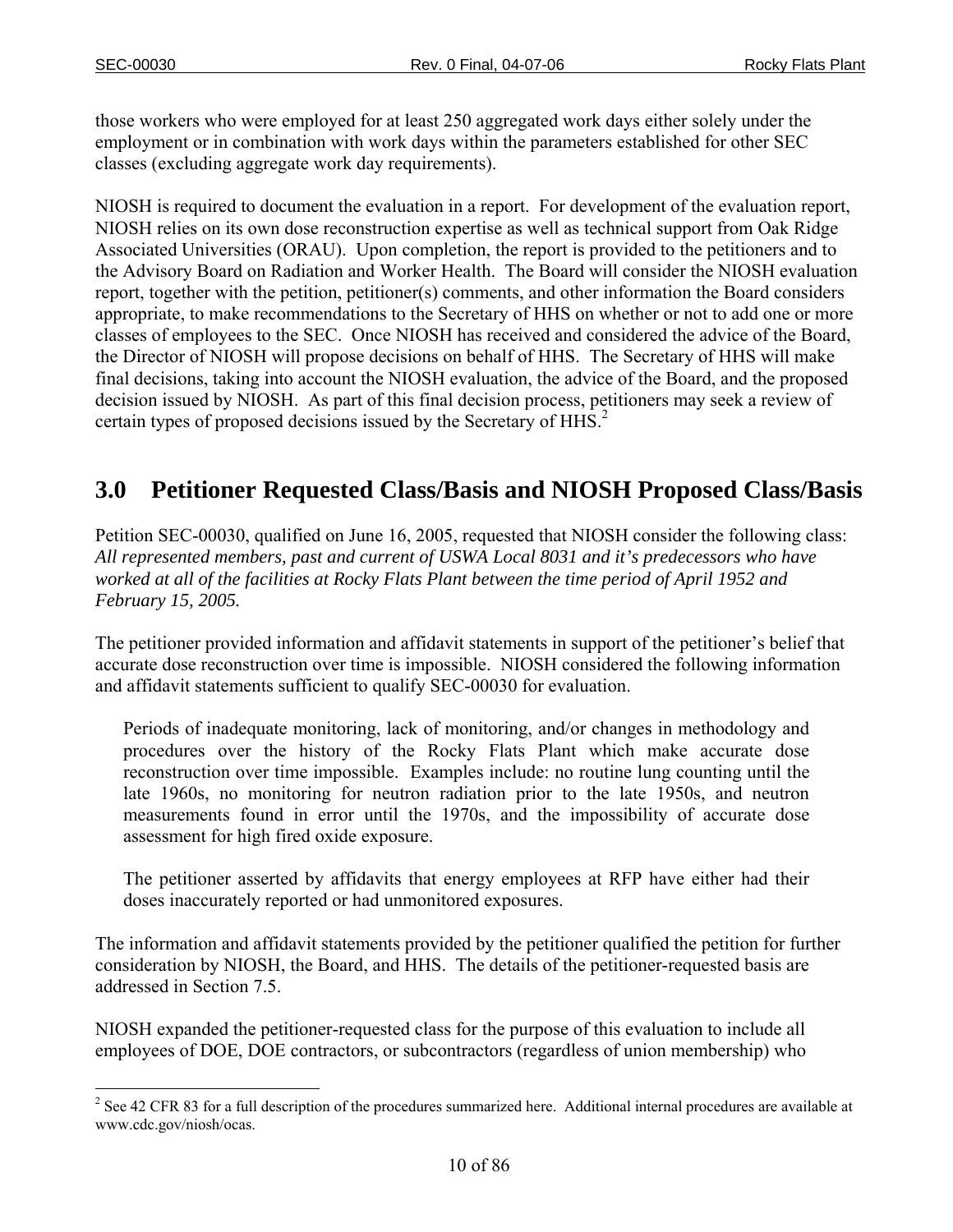those workers who were employed for at least 250 aggregated work days either solely under the employment or in combination with work days within the parameters established for other SEC classes (excluding aggregate work day requirements).

NIOSH is required to document the evaluation in a report. For development of the evaluation report, NIOSH relies on its own dose reconstruction expertise as well as technical support from Oak Ridge Associated Universities (ORAU). Upon completion, the report is provided to the petitioners and to the Advisory Board on Radiation and Worker Health. The Board will consider the NIOSH evaluation report, together with the petition, petitioner(s) comments, and other information the Board considers appropriate, to make recommendations to the Secretary of HHS on whether or not to add one or more classes of employees to the SEC. Once NIOSH has received and considered the advice of the Board, the Director of NIOSH will propose decisions on behalf of HHS. The Secretary of HHS will make final decisions, taking into account the NIOSH evaluation, the advice of the Board, and the proposed decision issued by NIOSH. As part of this final decision process, petitioners may seek a review of certain types of proposed decisions issued by the Secretary of HHS.[2]

## 3.0 Petitioner Requested Class/Basis and NIOSH Proposed Class/Basis

Petition SEC-00030, qualified on June 16, 2005, requested that NIOSH consider the following class: *All represented members, past and current of USWA Local 8031 and it's predecessors who have worked at all of the facilities at Rocky Flats Plant between the time period of April 1952 and February 15, 2005.*

The petitioner provided information and affidavit statements in support of the petitioner's belief that accurate dose reconstruction over time is impossible. NIOSH considered the following information and affidavit statements sufficient to qualify SEC-00030 for evaluation.

> Periods of inadequate monitoring, lack of monitoring, and/or changes in methodology and procedures over the history of the Rocky Flats Plant which make accurate dose reconstruction over time impossible. Examples include: no routine lung counting until the late 1960s, no monitoring for neutron radiation prior to the late 1950s, and neutron measurements found in error until the 1970s, and the impossibility of accurate dose assessment for high fired oxide exposure.
>
> The petitioner asserted by affidavits that energy employees at RFP have either had their doses inaccurately reported or had unmonitored exposures.

The information and affidavit statements provided by the petitioner qualified the petition for further consideration by NIOSH, the Board, and HHS. The details of the petitioner-requested basis are addressed in Section 7.5.

NIOSH expanded the petitioner-requested class for the purpose of this evaluation to include all employees of DOE, DOE contractors, or subcontractors (regardless of union membership) who

---

[2] See 42 CFR 83 for a full description of the procedures summarized here. Additional internal procedures are available at www.cdc.gov/niosh/ocas.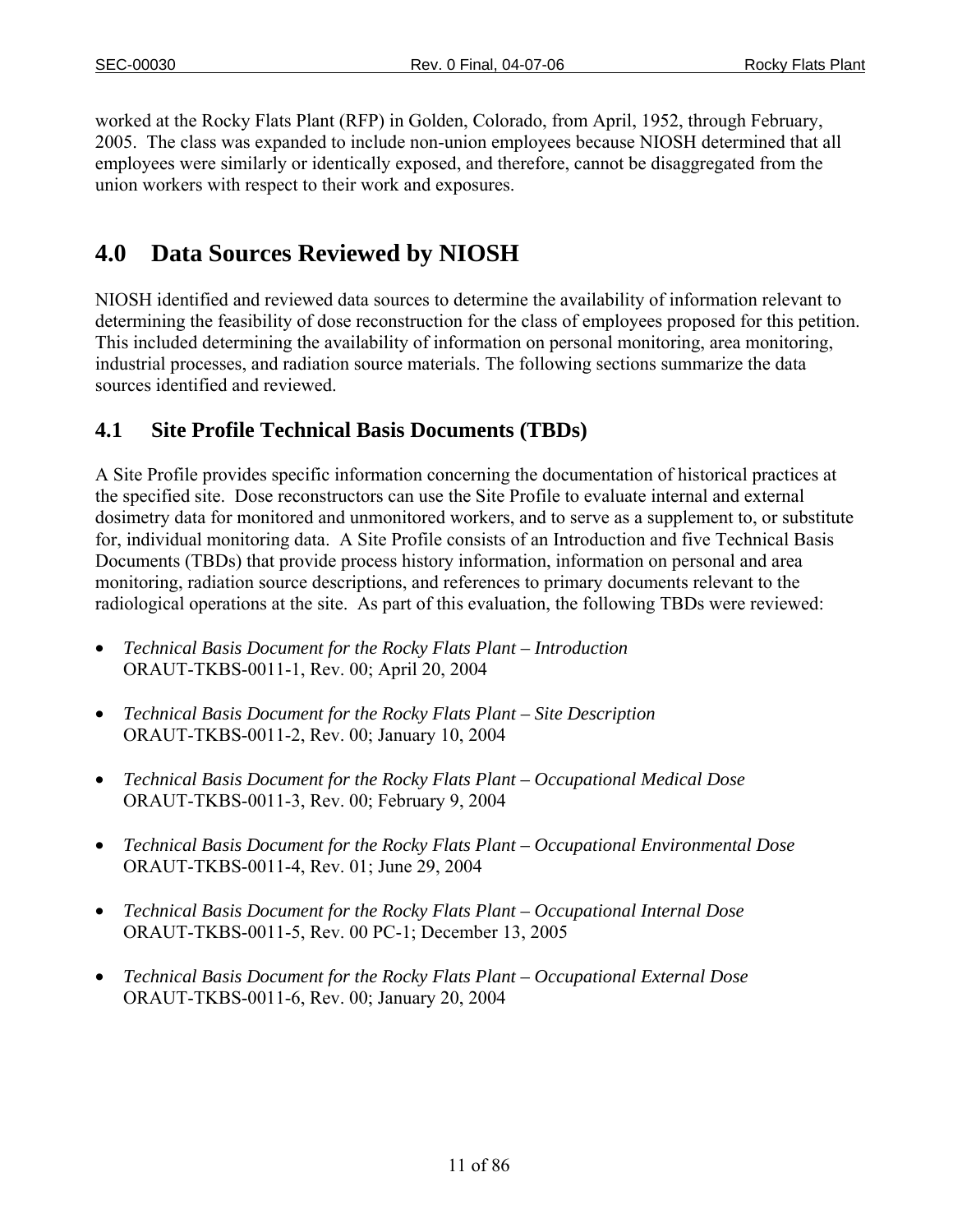worked at the Rocky Flats Plant (RFP) in Golden, Colorado, from April, 1952, through February, 2005. The class was expanded to include non-union employees because NIOSH determined that all employees were similarly or identically exposed, and therefore, cannot be disaggregated from the union workers with respect to their work and exposures.

# 4.0 Data Sources Reviewed by NIOSH

NIOSH identified and reviewed data sources to determine the availability of information relevant to determining the feasibility of dose reconstruction for the class of employees proposed for this petition. This included determining the availability of information on personal monitoring, area monitoring, industrial processes, and radiation source materials. The following sections summarize the data sources identified and reviewed.

## 4.1 Site Profile Technical Basis Documents (TBDs)

A Site Profile provides specific information concerning the documentation of historical practices at the specified site. Dose reconstructors can use the Site Profile to evaluate internal and external dosimetry data for monitored and unmonitored workers, and to serve as a supplement to, or substitute for, individual monitoring data. A Site Profile consists of an Introduction and five Technical Basis Documents (TBDs) that provide process history information, information on personal and area monitoring, radiation source descriptions, and references to primary documents relevant to the radiological operations at the site. As part of this evaluation, the following TBDs were reviewed:

- *Technical Basis Document for the Rocky Flats Plant – Introduction*
  ORAUT-TKBS-0011-1, Rev. 00; April 20, 2004

- *Technical Basis Document for the Rocky Flats Plant – Site Description*
  ORAUT-TKBS-0011-2, Rev. 00; January 10, 2004

- *Technical Basis Document for the Rocky Flats Plant – Occupational Medical Dose*
  ORAUT-TKBS-0011-3, Rev. 00; February 9, 2004

- *Technical Basis Document for the Rocky Flats Plant – Occupational Environmental Dose*
  ORAUT-TKBS-0011-4, Rev. 01; June 29, 2004

- *Technical Basis Document for the Rocky Flats Plant – Occupational Internal Dose*
  ORAUT-TKBS-0011-5, Rev. 00 PC-1; December 13, 2005

- *Technical Basis Document for the Rocky Flats Plant – Occupational External Dose*
  ORAUT-TKBS-0011-6, Rev. 00; January 20, 2004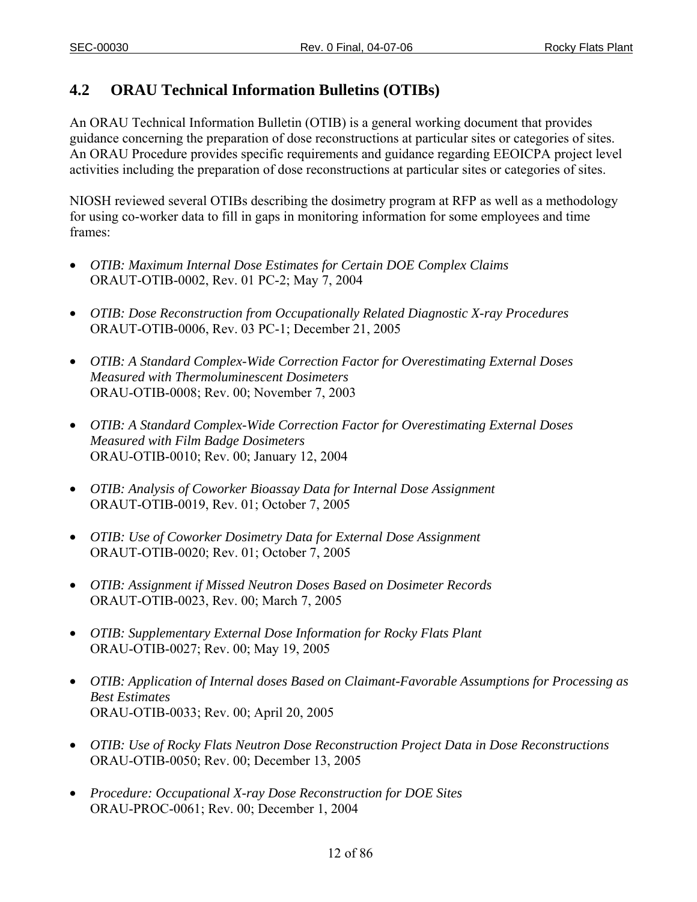## 4.2 ORAU Technical Information Bulletins (OTIBs)

An ORAU Technical Information Bulletin (OTIB) is a general working document that provides guidance concerning the preparation of dose reconstructions at particular sites or categories of sites. An ORAU Procedure provides specific requirements and guidance regarding EEOICPA project level activities including the preparation of dose reconstructions at particular sites or categories of sites.

NIOSH reviewed several OTIBs describing the dosimetry program at RFP as well as a methodology for using co-worker data to fill in gaps in monitoring information for some employees and time frames:

- *OTIB: Maximum Internal Dose Estimates for Certain DOE Complex Claims*
  ORAUT-OTIB-0002, Rev. 01 PC-2; May 7, 2004

- *OTIB: Dose Reconstruction from Occupationally Related Diagnostic X-ray Procedures*
  ORAUT-OTIB-0006, Rev. 03 PC-1; December 21, 2005

- *OTIB: A Standard Complex-Wide Correction Factor for Overestimating External Doses Measured with Thermoluminescent Dosimeters*
  ORAU-OTIB-0008; Rev. 00; November 7, 2003

- *OTIB: A Standard Complex-Wide Correction Factor for Overestimating External Doses Measured with Film Badge Dosimeters*
  ORAU-OTIB-0010; Rev. 00; January 12, 2004

- *OTIB: Analysis of Coworker Bioassay Data for Internal Dose Assignment*
  ORAUT-OTIB-0019, Rev. 01; October 7, 2005

- *OTIB: Use of Coworker Dosimetry Data for External Dose Assignment*
  ORAUT-OTIB-0020; Rev. 01; October 7, 2005

- *OTIB: Assignment if Missed Neutron Doses Based on Dosimeter Records*
  ORAUT-OTIB-0023, Rev. 00; March 7, 2005

- *OTIB: Supplementary External Dose Information for Rocky Flats Plant*
  ORAU-OTIB-0027; Rev. 00; May 19, 2005

- *OTIB: Application of Internal doses Based on Claimant-Favorable Assumptions for Processing as Best Estimates*
  ORAU-OTIB-0033; Rev. 00; April 20, 2005

- *OTIB: Use of Rocky Flats Neutron Dose Reconstruction Project Data in Dose Reconstructions*
  ORAU-OTIB-0050; Rev. 00; December 13, 2005

- *Procedure: Occupational X-ray Dose Reconstruction for DOE Sites*
  ORAU-PROC-0061; Rev. 00; December 1, 2004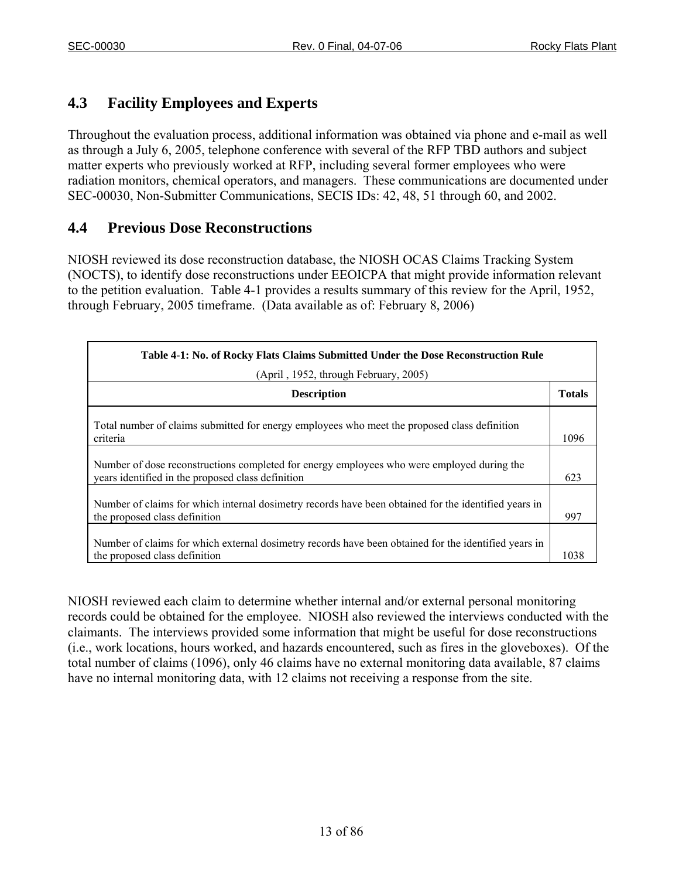## 4.3 Facility Employees and Experts

Throughout the evaluation process, additional information was obtained via phone and e-mail as well as through a July 6, 2005, telephone conference with several of the RFP TBD authors and subject matter experts who previously worked at RFP, including several former employees who were radiation monitors, chemical operators, and managers. These communications are documented under SEC-00030, Non-Submitter Communications, SECIS IDs: 42, 48, 51 through 60, and 2002.

## 4.4 Previous Dose Reconstructions

NIOSH reviewed its dose reconstruction database, the NIOSH OCAS Claims Tracking System (NOCTS), to identify dose reconstructions under EEOICPA that might provide information relevant to the petition evaluation. Table 4-1 provides a results summary of this review for the April, 1952, through February, 2005 timeframe. (Data available as of: February 8, 2006)

**Table 4-1: No. of Rocky Flats Claims Submitted Under the Dose Reconstruction Rule**
(April , 1952, through February, 2005)

| Description | Totals |
|---|---|
| Total number of claims submitted for energy employees who meet the proposed class definition criteria | 1096 |
| Number of dose reconstructions completed for energy employees who were employed during the years identified in the proposed class definition | 623 |
| Number of claims for which internal dosimetry records have been obtained for the identified years in the proposed class definition | 997 |
| Number of claims for which external dosimetry records have been obtained for the identified years in the proposed class definition | 1038 |

NIOSH reviewed each claim to determine whether internal and/or external personal monitoring records could be obtained for the employee. NIOSH also reviewed the interviews conducted with the claimants. The interviews provided some information that might be useful for dose reconstructions (i.e., work locations, hours worked, and hazards encountered, such as fires in the gloveboxes). Of the total number of claims (1096), only 46 claims have no external monitoring data available, 87 claims have no internal monitoring data, with 12 claims not receiving a response from the site.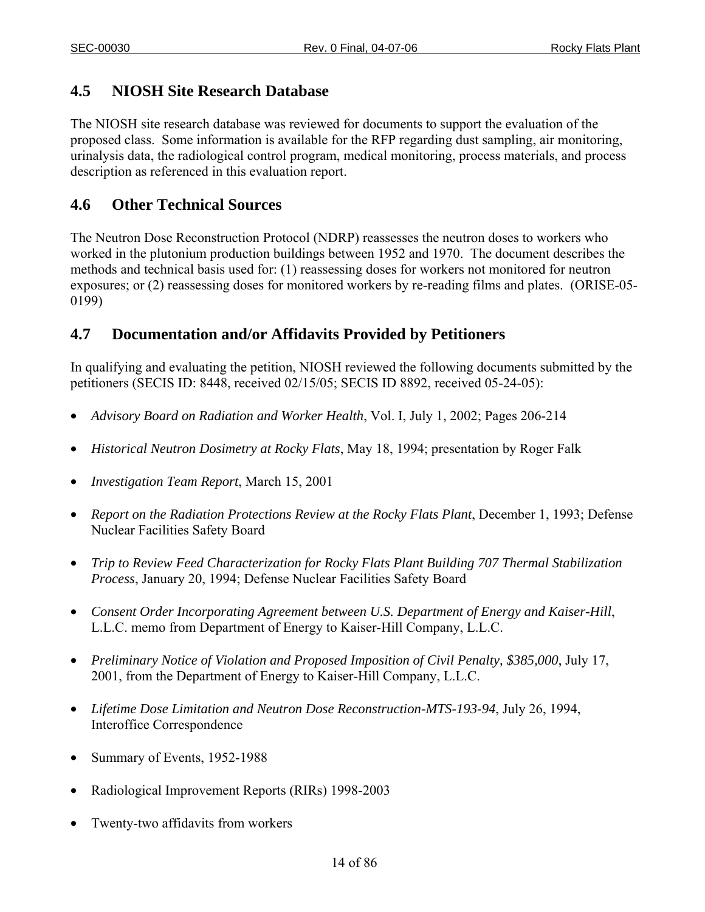## 4.5 NIOSH Site Research Database

The NIOSH site research database was reviewed for documents to support the evaluation of the proposed class. Some information is available for the RFP regarding dust sampling, air monitoring, urinalysis data, the radiological control program, medical monitoring, process materials, and process description as referenced in this evaluation report.

## 4.6 Other Technical Sources

The Neutron Dose Reconstruction Protocol (NDRP) reassesses the neutron doses to workers who worked in the plutonium production buildings between 1952 and 1970. The document describes the methods and technical basis used for: (1) reassessing doses for workers not monitored for neutron exposures; or (2) reassessing doses for monitored workers by re-reading films and plates. (ORISE-05-0199)

## 4.7 Documentation and/or Affidavits Provided by Petitioners

In qualifying and evaluating the petition, NIOSH reviewed the following documents submitted by the petitioners (SECIS ID: 8448, received 02/15/05; SECIS ID 8892, received 05-24-05):

- *Advisory Board on Radiation and Worker Health*, Vol. I, July 1, 2002; Pages 206-214
- *Historical Neutron Dosimetry at Rocky Flats*, May 18, 1994; presentation by Roger Falk
- *Investigation Team Report*, March 15, 2001
- *Report on the Radiation Protections Review at the Rocky Flats Plant*, December 1, 1993; Defense Nuclear Facilities Safety Board
- *Trip to Review Feed Characterization for Rocky Flats Plant Building 707 Thermal Stabilization Process*, January 20, 1994; Defense Nuclear Facilities Safety Board
- *Consent Order Incorporating Agreement between U.S. Department of Energy and Kaiser-Hill*, L.L.C. memo from Department of Energy to Kaiser-Hill Company, L.L.C.
- *Preliminary Notice of Violation and Proposed Imposition of Civil Penalty, $385,000*, July 17, 2001, from the Department of Energy to Kaiser-Hill Company, L.L.C.
- *Lifetime Dose Limitation and Neutron Dose Reconstruction-MTS-193-94*, July 26, 1994, Interoffice Correspondence
- Summary of Events, 1952-1988
- Radiological Improvement Reports (RIRs) 1998-2003
- Twenty-two affidavits from workers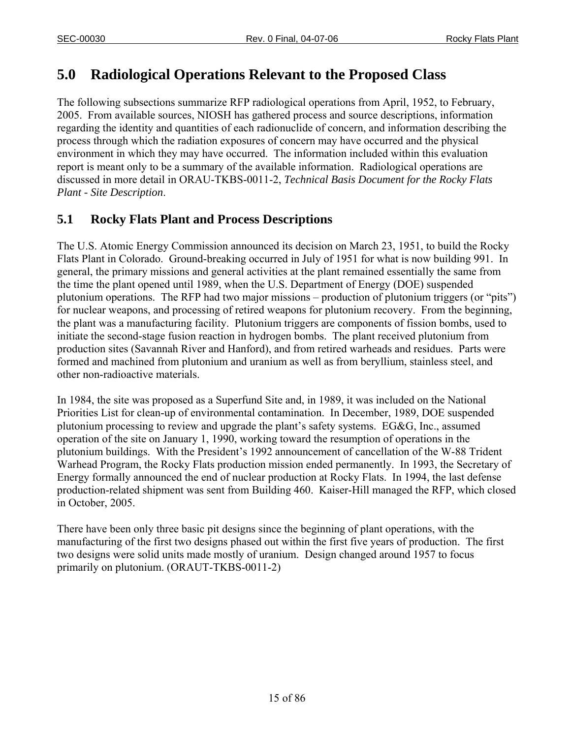## 5.0 Radiological Operations Relevant to the Proposed Class

The following subsections summarize RFP radiological operations from April, 1952, to February, 2005. From available sources, NIOSH has gathered process and source descriptions, information regarding the identity and quantities of each radionuclide of concern, and information describing the process through which the radiation exposures of concern may have occurred and the physical environment in which they may have occurred. The information included within this evaluation report is meant only to be a summary of the available information. Radiological operations are discussed in more detail in ORAU-TKBS-0011-2, *Technical Basis Document for the Rocky Flats Plant - Site Description*.

### 5.1 Rocky Flats Plant and Process Descriptions

The U.S. Atomic Energy Commission announced its decision on March 23, 1951, to build the Rocky Flats Plant in Colorado. Ground-breaking occurred in July of 1951 for what is now building 991. In general, the primary missions and general activities at the plant remained essentially the same from the time the plant opened until 1989, when the U.S. Department of Energy (DOE) suspended plutonium operations. The RFP had two major missions – production of plutonium triggers (or "pits") for nuclear weapons, and processing of retired weapons for plutonium recovery. From the beginning, the plant was a manufacturing facility. Plutonium triggers are components of fission bombs, used to initiate the second-stage fusion reaction in hydrogen bombs. The plant received plutonium from production sites (Savannah River and Hanford), and from retired warheads and residues. Parts were formed and machined from plutonium and uranium as well as from beryllium, stainless steel, and other non-radioactive materials.

In 1984, the site was proposed as a Superfund Site and, in 1989, it was included on the National Priorities List for clean-up of environmental contamination. In December, 1989, DOE suspended plutonium processing to review and upgrade the plant's safety systems. EG&G, Inc., assumed operation of the site on January 1, 1990, working toward the resumption of operations in the plutonium buildings. With the President's 1992 announcement of cancellation of the W-88 Trident Warhead Program, the Rocky Flats production mission ended permanently. In 1993, the Secretary of Energy formally announced the end of nuclear production at Rocky Flats. In 1994, the last defense production-related shipment was sent from Building 460. Kaiser-Hill managed the RFP, which closed in October, 2005.

There have been only three basic pit designs since the beginning of plant operations, with the manufacturing of the first two designs phased out within the first five years of production. The first two designs were solid units made mostly of uranium. Design changed around 1957 to focus primarily on plutonium. (ORAUT-TKBS-0011-2)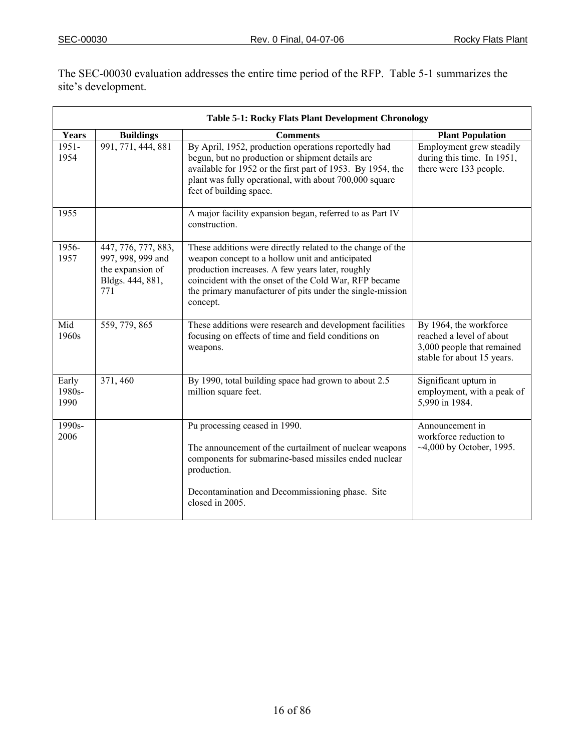The SEC-00030 evaluation addresses the entire time period of the RFP. Table 5-1 summarizes the site's development.

**Table 5-1: Rocky Flats Plant Development Chronology**

| Years | Buildings | Comments | Plant Population |
|---|---|---|---|
| 1951-1954 | 991, 771, 444, 881 | By April, 1952, production operations reportedly had begun, but no production or shipment details are available for 1952 or the first part of 1953. By 1954, the plant was fully operational, with about 700,000 square feet of building space. | Employment grew steadily during this time. In 1951, there were 133 people. |
| 1955 | | A major facility expansion began, referred to as Part IV construction. | |
| 1956-1957 | 447, 776, 777, 883, 997, 998, 999 and the expansion of Bldgs. 444, 881, 771 | These additions were directly related to the change of the weapon concept to a hollow unit and anticipated production increases. A few years later, roughly coincident with the onset of the Cold War, RFP became the primary manufacturer of pits under the single-mission concept. | |
| Mid 1960s | 559, 779, 865 | These additions were research and development facilities focusing on effects of time and field conditions on weapons. | By 1964, the workforce reached a level of about 3,000 people that remained stable for about 15 years. |
| Early 1980s-1990 | 371, 460 | By 1990, total building space had grown to about 2.5 million square feet. | Significant upturn in employment, with a peak of 5,990 in 1984. |
| 1990s-2006 | | Pu processing ceased in 1990.<br><br>The announcement of the curtailment of nuclear weapons components for submarine-based missiles ended nuclear production.<br><br>Decontamination and Decommissioning phase. Site closed in 2005. | Announcement in workforce reduction to ~4,000 by October, 1995. |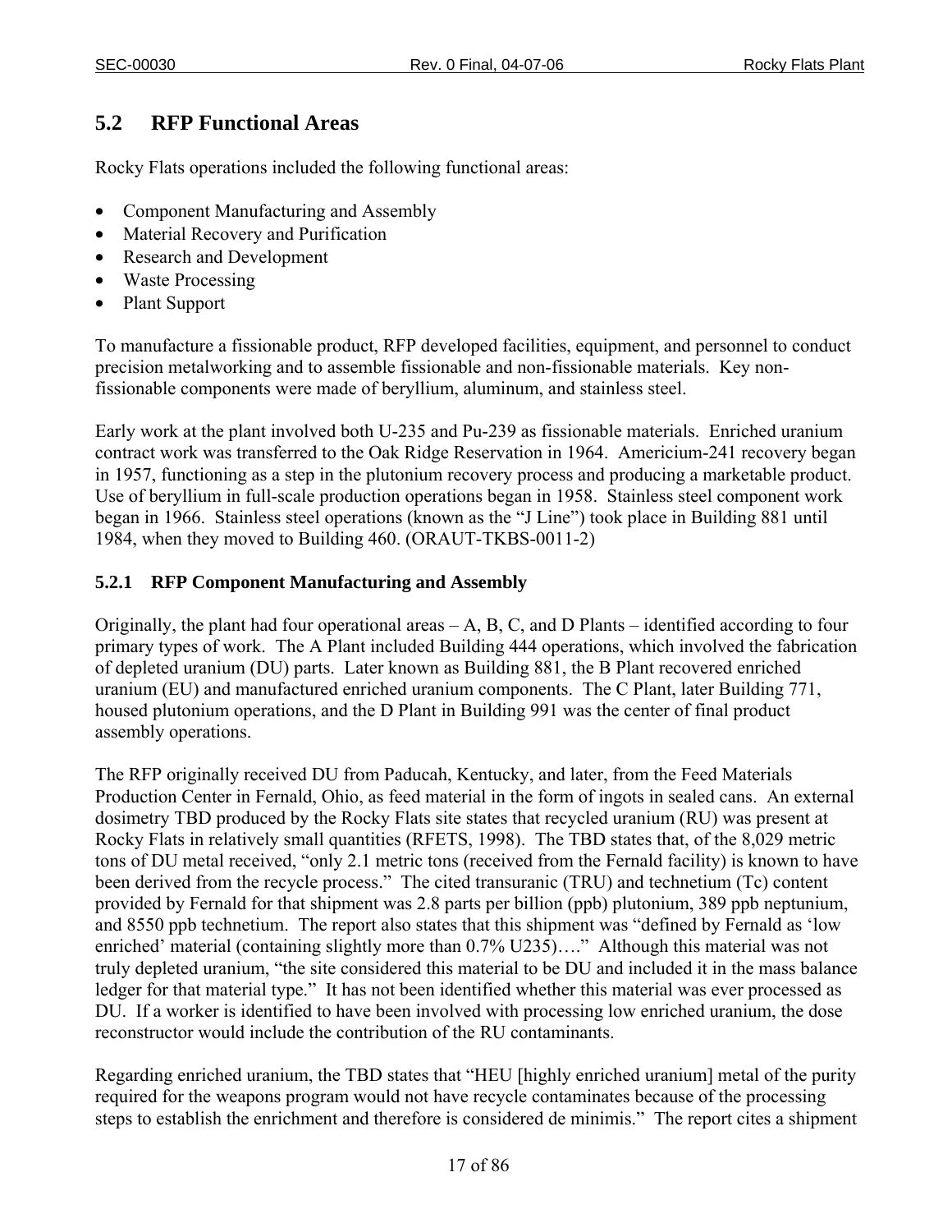## 5.2 RFP Functional Areas

Rocky Flats operations included the following functional areas:

- Component Manufacturing and Assembly
- Material Recovery and Purification
- Research and Development
- Waste Processing
- Plant Support

To manufacture a fissionable product, RFP developed facilities, equipment, and personnel to conduct precision metalworking and to assemble fissionable and non-fissionable materials. Key non-fissionable components were made of beryllium, aluminum, and stainless steel.

Early work at the plant involved both U-235 and Pu-239 as fissionable materials. Enriched uranium contract work was transferred to the Oak Ridge Reservation in 1964. Americium-241 recovery began in 1957, functioning as a step in the plutonium recovery process and producing a marketable product. Use of beryllium in full-scale production operations began in 1958. Stainless steel component work began in 1966. Stainless steel operations (known as the "J Line") took place in Building 881 until 1984, when they moved to Building 460. (ORAUT-TKBS-0011-2)

### 5.2.1 RFP Component Manufacturing and Assembly

Originally, the plant had four operational areas – A, B, C, and D Plants – identified according to four primary types of work. The A Plant included Building 444 operations, which involved the fabrication of depleted uranium (DU) parts. Later known as Building 881, the B Plant recovered enriched uranium (EU) and manufactured enriched uranium components. The C Plant, later Building 771, housed plutonium operations, and the D Plant in Building 991 was the center of final product assembly operations.

The RFP originally received DU from Paducah, Kentucky, and later, from the Feed Materials Production Center in Fernald, Ohio, as feed material in the form of ingots in sealed cans. An external dosimetry TBD produced by the Rocky Flats site states that recycled uranium (RU) was present at Rocky Flats in relatively small quantities (RFETS, 1998). The TBD states that, of the 8,029 metric tons of DU metal received, "only 2.1 metric tons (received from the Fernald facility) is known to have been derived from the recycle process." The cited transuranic (TRU) and technetium (Tc) content provided by Fernald for that shipment was 2.8 parts per billion (ppb) plutonium, 389 ppb neptunium, and 8550 ppb technetium. The report also states that this shipment was "defined by Fernald as 'low enriched' material (containing slightly more than 0.7% U235)…." Although this material was not truly depleted uranium, "the site considered this material to be DU and included it in the mass balance ledger for that material type." It has not been identified whether this material was ever processed as DU. If a worker is identified to have been involved with processing low enriched uranium, the dose reconstructor would include the contribution of the RU contaminants.

Regarding enriched uranium, the TBD states that "HEU [highly enriched uranium] metal of the purity required for the weapons program would not have recycle contaminates because of the processing steps to establish the enrichment and therefore is considered de minimis." The report cites a shipment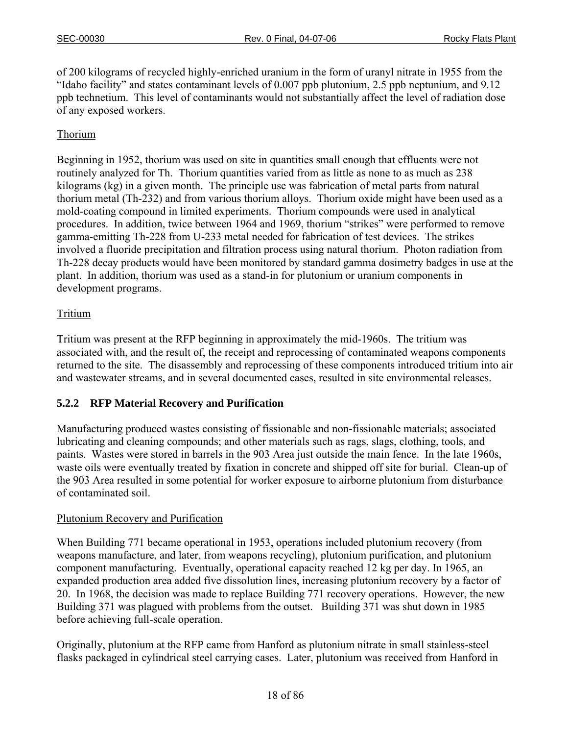of 200 kilograms of recycled highly-enriched uranium in the form of uranyl nitrate in 1955 from the "Idaho facility" and states contaminant levels of 0.007 ppb plutonium, 2.5 ppb neptunium, and 9.12 ppb technetium. This level of contaminants would not substantially affect the level of radiation dose of any exposed workers.

Thorium

Beginning in 1952, thorium was used on site in quantities small enough that effluents were not routinely analyzed for Th. Thorium quantities varied from as little as none to as much as 238 kilograms (kg) in a given month. The principle use was fabrication of metal parts from natural thorium metal (Th-232) and from various thorium alloys. Thorium oxide might have been used as a mold-coating compound in limited experiments. Thorium compounds were used in analytical procedures. In addition, twice between 1964 and 1969, thorium "strikes" were performed to remove gamma-emitting Th-228 from U-233 metal needed for fabrication of test devices. The strikes involved a fluoride precipitation and filtration process using natural thorium. Photon radiation from Th-228 decay products would have been monitored by standard gamma dosimetry badges in use at the plant. In addition, thorium was used as a stand-in for plutonium or uranium components in development programs.

Tritium

Tritium was present at the RFP beginning in approximately the mid-1960s. The tritium was associated with, and the result of, the receipt and reprocessing of contaminated weapons components returned to the site. The disassembly and reprocessing of these components introduced tritium into air and wastewater streams, and in several documented cases, resulted in site environmental releases.

### 5.2.2 RFP Material Recovery and Purification

Manufacturing produced wastes consisting of fissionable and non-fissionable materials; associated lubricating and cleaning compounds; and other materials such as rags, slags, clothing, tools, and paints. Wastes were stored in barrels in the 903 Area just outside the main fence. In the late 1960s, waste oils were eventually treated by fixation in concrete and shipped off site for burial. Clean-up of the 903 Area resulted in some potential for worker exposure to airborne plutonium from disturbance of contaminated soil.

Plutonium Recovery and Purification

When Building 771 became operational in 1953, operations included plutonium recovery (from weapons manufacture, and later, from weapons recycling), plutonium purification, and plutonium component manufacturing. Eventually, operational capacity reached 12 kg per day. In 1965, an expanded production area added five dissolution lines, increasing plutonium recovery by a factor of 20. In 1968, the decision was made to replace Building 771 recovery operations. However, the new Building 371 was plagued with problems from the outset. Building 371 was shut down in 1985 before achieving full-scale operation.

Originally, plutonium at the RFP came from Hanford as plutonium nitrate in small stainless-steel flasks packaged in cylindrical steel carrying cases. Later, plutonium was received from Hanford in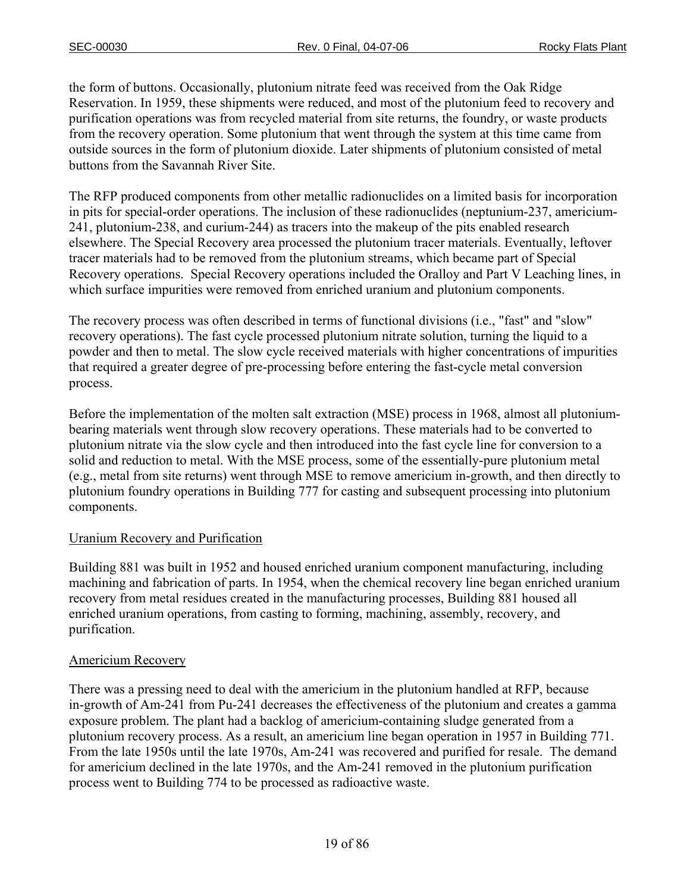the form of buttons. Occasionally, plutonium nitrate feed was received from the Oak Ridge Reservation. In 1959, these shipments were reduced, and most of the plutonium feed to recovery and purification operations was from recycled material from site returns, the foundry, or waste products from the recovery operation. Some plutonium that went through the system at this time came from outside sources in the form of plutonium dioxide. Later shipments of plutonium consisted of metal buttons from the Savannah River Site.

The RFP produced components from other metallic radionuclides on a limited basis for incorporation in pits for special-order operations. The inclusion of these radionuclides (neptunium-237, americium-241, plutonium-238, and curium-244) as tracers into the makeup of the pits enabled research elsewhere. The Special Recovery area processed the plutonium tracer materials. Eventually, leftover tracer materials had to be removed from the plutonium streams, which became part of Special Recovery operations. Special Recovery operations included the Oralloy and Part V Leaching lines, in which surface impurities were removed from enriched uranium and plutonium components.

The recovery process was often described in terms of functional divisions (i.e., "fast" and "slow" recovery operations). The fast cycle processed plutonium nitrate solution, turning the liquid to a powder and then to metal. The slow cycle received materials with higher concentrations of impurities that required a greater degree of pre-processing before entering the fast-cycle metal conversion process.

Before the implementation of the molten salt extraction (MSE) process in 1968, almost all plutonium-bearing materials went through slow recovery operations. These materials had to be converted to plutonium nitrate via the slow cycle and then introduced into the fast cycle line for conversion to a solid and reduction to metal. With the MSE process, some of the essentially-pure plutonium metal (e.g., metal from site returns) went through MSE to remove americium in-growth, and then directly to plutonium foundry operations in Building 777 for casting and subsequent processing into plutonium components.

## Uranium Recovery and Purification

Building 881 was built in 1952 and housed enriched uranium component manufacturing, including machining and fabrication of parts. In 1954, when the chemical recovery line began enriched uranium recovery from metal residues created in the manufacturing processes, Building 881 housed all enriched uranium operations, from casting to forming, machining, assembly, recovery, and purification.

## Americium Recovery

There was a pressing need to deal with the americium in the plutonium handled at RFP, because in-growth of Am-241 from Pu-241 decreases the effectiveness of the plutonium and creates a gamma exposure problem. The plant had a backlog of americium-containing sludge generated from a plutonium recovery process. As a result, an americium line began operation in 1957 in Building 771. From the late 1950s until the late 1970s, Am-241 was recovered and purified for resale. The demand for americium declined in the late 1970s, and the Am-241 removed in the plutonium purification process went to Building 774 to be processed as radioactive waste.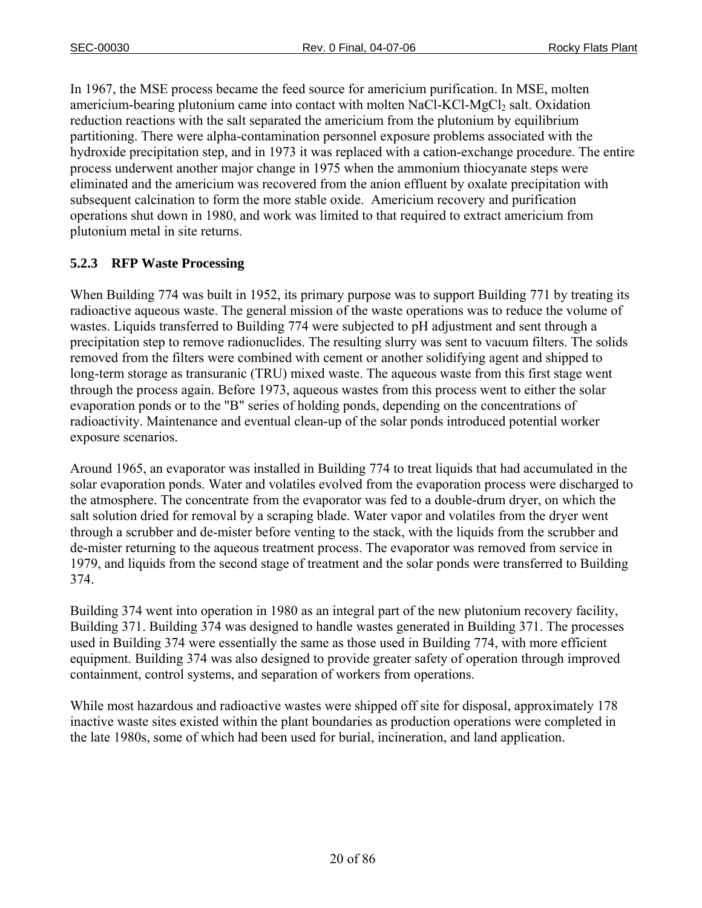In 1967, the MSE process became the feed source for americium purification. In MSE, molten americium-bearing plutonium came into contact with molten NaCl-KCl-$MgCl_2$ salt. Oxidation reduction reactions with the salt separated the americium from the plutonium by equilibrium partitioning. There were alpha-contamination personnel exposure problems associated with the hydroxide precipitation step, and in 1973 it was replaced with a cation-exchange procedure. The entire process underwent another major change in 1975 when the ammonium thiocyanate steps were eliminated and the americium was recovered from the anion effluent by oxalate precipitation with subsequent calcination to form the more stable oxide. Americium recovery and purification operations shut down in 1980, and work was limited to that required to extract americium from plutonium metal in site returns.

### 5.2.3 RFP Waste Processing

When Building 774 was built in 1952, its primary purpose was to support Building 771 by treating its radioactive aqueous waste. The general mission of the waste operations was to reduce the volume of wastes. Liquids transferred to Building 774 were subjected to pH adjustment and sent through a precipitation step to remove radionuclides. The resulting slurry was sent to vacuum filters. The solids removed from the filters were combined with cement or another solidifying agent and shipped to long-term storage as transuranic (TRU) mixed waste. The aqueous waste from this first stage went through the process again. Before 1973, aqueous wastes from this process went to either the solar evaporation ponds or to the "B" series of holding ponds, depending on the concentrations of radioactivity. Maintenance and eventual clean-up of the solar ponds introduced potential worker exposure scenarios.

Around 1965, an evaporator was installed in Building 774 to treat liquids that had accumulated in the solar evaporation ponds. Water and volatiles evolved from the evaporation process were discharged to the atmosphere. The concentrate from the evaporator was fed to a double-drum dryer, on which the salt solution dried for removal by a scraping blade. Water vapor and volatiles from the dryer went through a scrubber and de-mister before venting to the stack, with the liquids from the scrubber and de-mister returning to the aqueous treatment process. The evaporator was removed from service in 1979, and liquids from the second stage of treatment and the solar ponds were transferred to Building 374.

Building 374 went into operation in 1980 as an integral part of the new plutonium recovery facility, Building 371. Building 374 was designed to handle wastes generated in Building 371. The processes used in Building 374 were essentially the same as those used in Building 774, with more efficient equipment. Building 374 was also designed to provide greater safety of operation through improved containment, control systems, and separation of workers from operations.

While most hazardous and radioactive wastes were shipped off site for disposal, approximately 178 inactive waste sites existed within the plant boundaries as production operations were completed in the late 1980s, some of which had been used for burial, incineration, and land application.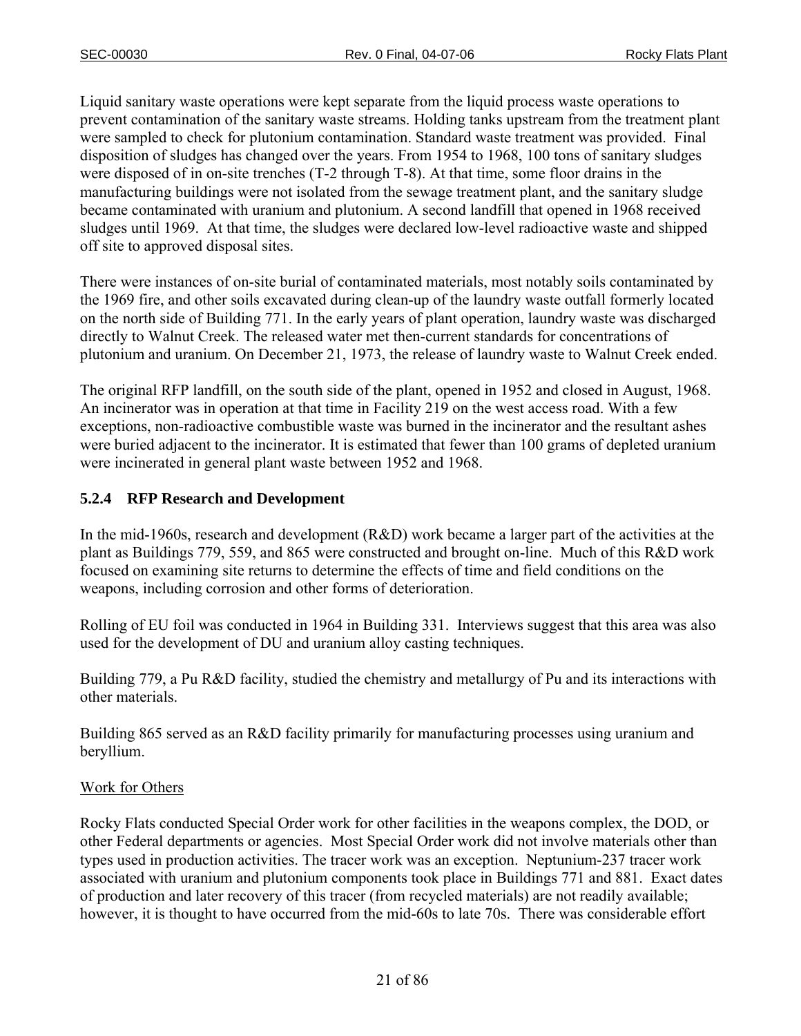Liquid sanitary waste operations were kept separate from the liquid process waste operations to prevent contamination of the sanitary waste streams. Holding tanks upstream from the treatment plant were sampled to check for plutonium contamination. Standard waste treatment was provided. Final disposition of sludges has changed over the years. From 1954 to 1968, 100 tons of sanitary sludges were disposed of in on-site trenches (T-2 through T-8). At that time, some floor drains in the manufacturing buildings were not isolated from the sewage treatment plant, and the sanitary sludge became contaminated with uranium and plutonium. A second landfill that opened in 1968 received sludges until 1969. At that time, the sludges were declared low-level radioactive waste and shipped off site to approved disposal sites.

There were instances of on-site burial of contaminated materials, most notably soils contaminated by the 1969 fire, and other soils excavated during clean-up of the laundry waste outfall formerly located on the north side of Building 771. In the early years of plant operation, laundry waste was discharged directly to Walnut Creek. The released water met then-current standards for concentrations of plutonium and uranium. On December 21, 1973, the release of laundry waste to Walnut Creek ended.

The original RFP landfill, on the south side of the plant, opened in 1952 and closed in August, 1968. An incinerator was in operation at that time in Facility 219 on the west access road. With a few exceptions, non-radioactive combustible waste was burned in the incinerator and the resultant ashes were buried adjacent to the incinerator. It is estimated that fewer than 100 grams of depleted uranium were incinerated in general plant waste between 1952 and 1968.

### 5.2.4 RFP Research and Development

In the mid-1960s, research and development (R&D) work became a larger part of the activities at the plant as Buildings 779, 559, and 865 were constructed and brought on-line. Much of this R&D work focused on examining site returns to determine the effects of time and field conditions on the weapons, including corrosion and other forms of deterioration.

Rolling of EU foil was conducted in 1964 in Building 331. Interviews suggest that this area was also used for the development of DU and uranium alloy casting techniques.

Building 779, a Pu R&D facility, studied the chemistry and metallurgy of Pu and its interactions with other materials.

Building 865 served as an R&D facility primarily for manufacturing processes using uranium and beryllium.

Work for Others

Rocky Flats conducted Special Order work for other facilities in the weapons complex, the DOD, or other Federal departments or agencies. Most Special Order work did not involve materials other than types used in production activities. The tracer work was an exception. Neptunium-237 tracer work associated with uranium and plutonium components took place in Buildings 771 and 881. Exact dates of production and later recovery of this tracer (from recycled materials) are not readily available; however, it is thought to have occurred from the mid-60s to late 70s. There was considerable effort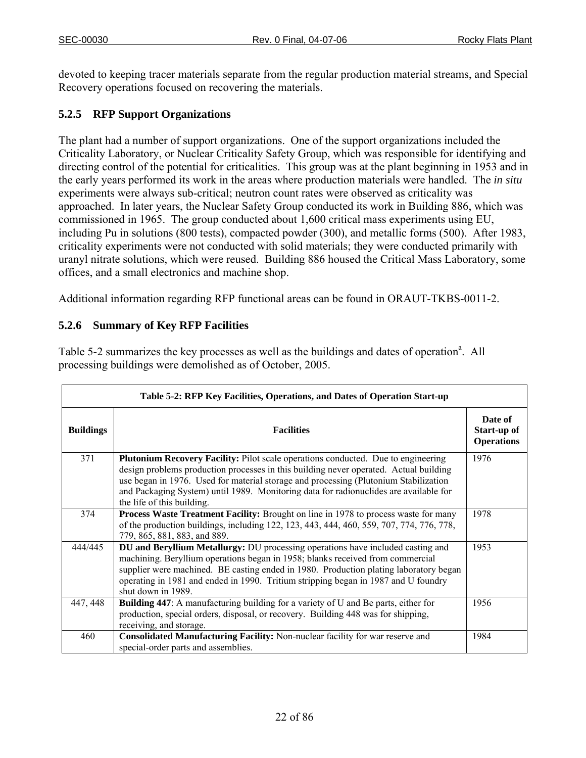devoted to keeping tracer materials separate from the regular production material streams, and Special Recovery operations focused on recovering the materials.

### 5.2.5 RFP Support Organizations

The plant had a number of support organizations. One of the support organizations included the Criticality Laboratory, or Nuclear Criticality Safety Group, which was responsible for identifying and directing control of the potential for criticalities. This group was at the plant beginning in 1953 and in the early years performed its work in the areas where production materials were handled. The *in situ* experiments were always sub-critical; neutron count rates were observed as criticality was approached. In later years, the Nuclear Safety Group conducted its work in Building 886, which was commissioned in 1965. The group conducted about 1,600 critical mass experiments using EU, including Pu in solutions (800 tests), compacted powder (300), and metallic forms (500). After 1983, criticality experiments were not conducted with solid materials; they were conducted primarily with uranyl nitrate solutions, which were reused. Building 886 housed the Critical Mass Laboratory, some offices, and a small electronics and machine shop.

Additional information regarding RFP functional areas can be found in ORAUT-TKBS-0011-2.

### 5.2.6 Summary of Key RFP Facilities

Table 5-2 summarizes the key processes as well as the buildings and dates of operation[a]. All processing buildings were demolished as of October, 2005.

**Table 5-2: RFP Key Facilities, Operations, and Dates of Operation Start-up**

| Buildings | Facilities | Date of Start-up of Operations |
|---|---|---|
| 371 | **Plutonium Recovery Facility:** Pilot scale operations conducted. Due to engineering design problems production processes in this building never operated. Actual building use began in 1976. Used for material storage and processing (Plutonium Stabilization and Packaging System) until 1989. Monitoring data for radionuclides are available for the life of this building. | 1976 |
| 374 | **Process Waste Treatment Facility:** Brought on line in 1978 to process waste for many of the production buildings, including 122, 123, 443, 444, 460, 559, 707, 774, 776, 778, 779, 865, 881, 883, and 889. | 1978 |
| 444/445 | **DU and Beryllium Metallurgy:** DU processing operations have included casting and machining. Beryllium operations began in 1958; blanks received from commercial supplier were machined. BE casting ended in 1980. Production plating laboratory began operating in 1981 and ended in 1990. Tritium stripping began in 1987 and U foundry shut down in 1989. | 1953 |
| 447, 448 | **Building 447**: A manufacturing building for a variety of U and Be parts, either for production, special orders, disposal, or recovery. Building 448 was for shipping, receiving, and storage. | 1956 |
| 460 | **Consolidated Manufacturing Facility:** Non-nuclear facility for war reserve and special-order parts and assemblies. | 1984 |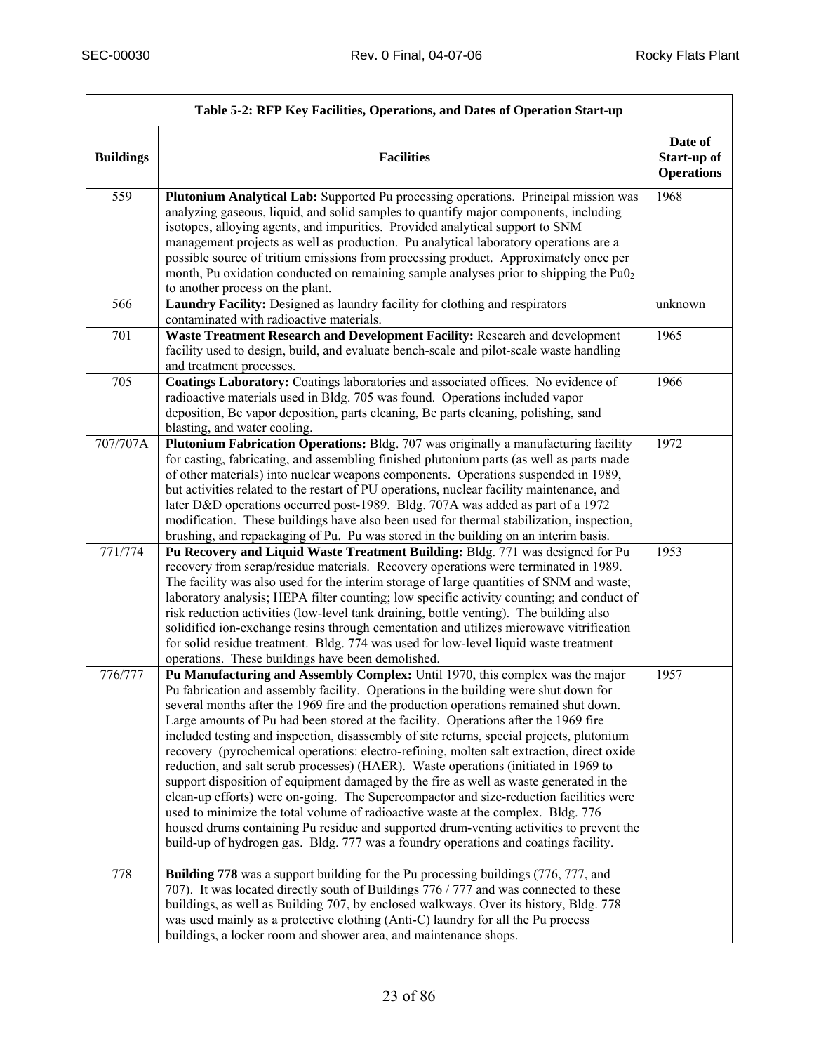| Table 5-2: RFP Key Facilities, Operations, and Dates of Operation Start-up | | |
|---|---|---|
| **Buildings** | **Facilities** | **Date of Start-up of Operations** |
| 559 | **Plutonium Analytical Lab:** Supported Pu processing operations. Principal mission was analyzing gaseous, liquid, and solid samples to quantify major components, including isotopes, alloying agents, and impurities. Provided analytical support to SNM management projects as well as production. Pu analytical laboratory operations are a possible source of tritium emissions from processing product. Approximately once per month, Pu oxidation conducted on remaining sample analyses prior to shipping the $Pu0_2$ to another process on the plant. | 1968 |
| 566 | **Laundry Facility:** Designed as laundry facility for clothing and respirators contaminated with radioactive materials. | unknown |
| 701 | **Waste Treatment Research and Development Facility:** Research and development facility used to design, build, and evaluate bench-scale and pilot-scale waste handling and treatment processes. | 1965 |
| 705 | **Coatings Laboratory:** Coatings laboratories and associated offices. No evidence of radioactive materials used in Bldg. 705 was found. Operations included vapor deposition, Be vapor deposition, parts cleaning, Be parts cleaning, polishing, sand blasting, and water cooling. | 1966 |
| 707/707A | **Plutonium Fabrication Operations:** Bldg. 707 was originally a manufacturing facility for casting, fabricating, and assembling finished plutonium parts (as well as parts made of other materials) into nuclear weapons components. Operations suspended in 1989, but activities related to the restart of PU operations, nuclear facility maintenance, and later D&D operations occurred post-1989. Bldg. 707A was added as part of a 1972 modification. These buildings have also been used for thermal stabilization, inspection, brushing, and repackaging of Pu. Pu was stored in the building on an interim basis. | 1972 |
| 771/774 | **Pu Recovery and Liquid Waste Treatment Building:** Bldg. 771 was designed for Pu recovery from scrap/residue materials. Recovery operations were terminated in 1989. The facility was also used for the interim storage of large quantities of SNM and waste; laboratory analysis; HEPA filter counting; low specific activity counting; and conduct of risk reduction activities (low-level tank draining, bottle venting). The building also solidified ion-exchange resins through cementation and utilizes microwave vitrification for solid residue treatment. Bldg. 774 was used for low-level liquid waste treatment operations. These buildings have been demolished. | 1953 |
| 776/777 | **Pu Manufacturing and Assembly Complex:** Until 1970, this complex was the major Pu fabrication and assembly facility. Operations in the building were shut down for several months after the 1969 fire and the production operations remained shut down. Large amounts of Pu had been stored at the facility. Operations after the 1969 fire included testing and inspection, disassembly of site returns, special projects, plutonium recovery (pyrochemical operations: electro-refining, molten salt extraction, direct oxide reduction, and salt scrub processes) (HAER). Waste operations (initiated in 1969 to support disposition of equipment damaged by the fire as well as waste generated in the clean-up efforts) were on-going. The Supercompactor and size-reduction facilities were used to minimize the total volume of radioactive waste at the complex. Bldg. 776 housed drums containing Pu residue and supported drum-venting activities to prevent the build-up of hydrogen gas. Bldg. 777 was a foundry operations and coatings facility. | 1957 |
| 778 | **Building 778** was a support building for the Pu processing buildings (776, 777, and 707). It was located directly south of Buildings 776 / 777 and was connected to these buildings, as well as Building 707, by enclosed walkways. Over its history, Bldg. 778 was used mainly as a protective clothing (Anti-C) laundry for all the Pu process buildings, a locker room and shower area, and maintenance shops. | |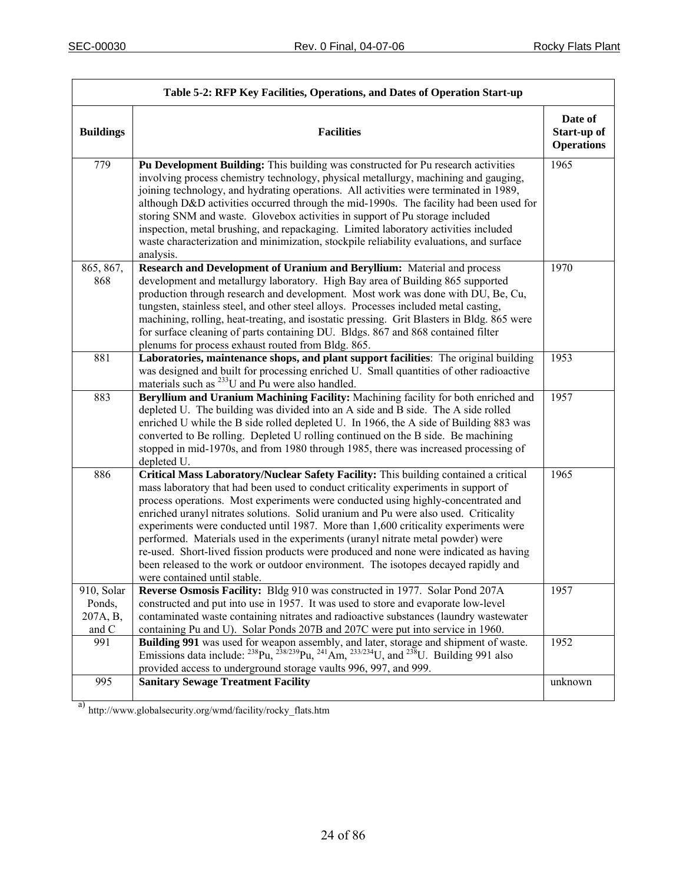| Table 5-2: RFP Key Facilities, Operations, and Dates of Operation Start-up | | |
|---|---|---|
| **Buildings** | **Facilities** | **Date of Start-up of Operations** |
| 779 | **Pu Development Building:** This building was constructed for Pu research activities involving process chemistry technology, physical metallurgy, machining and gauging, joining technology, and hydrating operations. All activities were terminated in 1989, although D&D activities occurred through the mid-1990s. The facility had been used for storing SNM and waste. Glovebox activities in support of Pu storage included inspection, metal brushing, and repackaging. Limited laboratory activities included waste characterization and minimization, stockpile reliability evaluations, and surface analysis. | 1965 |
| 865, 867, 868 | **Research and Development of Uranium and Beryllium:** Material and process development and metallurgy laboratory. High Bay area of Building 865 supported production through research and development. Most work was done with DU, Be, Cu, tungsten, stainless steel, and other steel alloys. Processes included metal casting, machining, rolling, heat-treating, and isostatic pressing. Grit Blasters in Bldg. 865 were for surface cleaning of parts containing DU. Bldgs. 867 and 868 contained filter plenums for process exhaust routed from Bldg. 865. | 1970 |
| 881 | **Laboratories, maintenance shops, and plant support facilities**: The original building was designed and built for processing enriched U. Small quantities of other radioactive materials such as $^{233}$U and Pu were also handled. | 1953 |
| 883 | **Beryllium and Uranium Machining Facility:** Machining facility for both enriched and depleted U. The building was divided into an A side and B side. The A side rolled enriched U while the B side rolled depleted U. In 1966, the A side of Building 883 was converted to Be rolling. Depleted U rolling continued on the B side. Be machining stopped in mid-1970s, and from 1980 through 1985, there was increased processing of depleted U. | 1957 |
| 886 | **Critical Mass Laboratory/Nuclear Safety Facility:** This building contained a critical mass laboratory that had been used to conduct criticality experiments in support of process operations. Most experiments were conducted using highly-concentrated and enriched uranyl nitrates solutions. Solid uranium and Pu were also used. Criticality experiments were conducted until 1987. More than 1,600 criticality experiments were performed. Materials used in the experiments (uranyl nitrate metal powder) were re-used. Short-lived fission products were produced and none were indicated as having been released to the work or outdoor environment. The isotopes decayed rapidly and were contained until stable. | 1965 |
| 910, Solar Ponds, 207A, B, and C | **Reverse Osmosis Facility:** Bldg 910 was constructed in 1977. Solar Pond 207A constructed and put into use in 1957. It was used to store and evaporate low-level contaminated waste containing nitrates and radioactive substances (laundry wastewater containing Pu and U). Solar Ponds 207B and 207C were put into service in 1960. | 1957 |
| 991 | **Building 991** was used for weapon assembly, and later, storage and shipment of waste. Emissions data include: $^{238}$Pu, $^{238/239}$Pu, $^{241}$Am, $^{233/234}$U, and $^{238}$U. Building 991 also provided access to underground storage vaults 996, 997, and 999. | 1952 |
| 995 | **Sanitary Sewage Treatment Facility** | unknown |

[a] http://www.globalsecurity.org/wmd/facility/rocky_flats.htm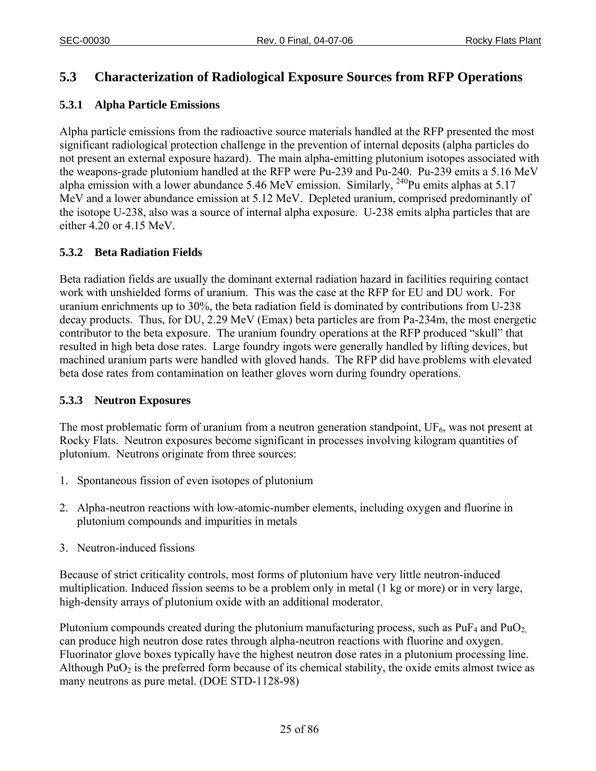## 5.3 Characterization of Radiological Exposure Sources from RFP Operations

### 5.3.1 Alpha Particle Emissions

Alpha particle emissions from the radioactive source materials handled at the RFP presented the most significant radiological protection challenge in the prevention of internal deposits (alpha particles do not present an external exposure hazard). The main alpha-emitting plutonium isotopes associated with the weapons-grade plutonium handled at the RFP were Pu-239 and Pu-240. Pu-239 emits a 5.16 MeV alpha emission with a lower abundance 5.46 MeV emission. Similarly, $^{240}$Pu emits alphas at 5.17 MeV and a lower abundance emission at 5.12 MeV. Depleted uranium, comprised predominantly of the isotope U-238, also was a source of internal alpha exposure. U-238 emits alpha particles that are either 4.20 or 4.15 MeV.

### 5.3.2 Beta Radiation Fields

Beta radiation fields are usually the dominant external radiation hazard in facilities requiring contact work with unshielded forms of uranium. This was the case at the RFP for EU and DU work. For uranium enrichments up to 30%, the beta radiation field is dominated by contributions from U-238 decay products. Thus, for DU, 2.29 MeV (Emax) beta particles are from Pa-234m, the most energetic contributor to the beta exposure. The uranium foundry operations at the RFP produced "skull" that resulted in high beta dose rates. Large foundry ingots were generally handled by lifting devices, but machined uranium parts were handled with gloved hands. The RFP did have problems with elevated beta dose rates from contamination on leather gloves worn during foundry operations.

### 5.3.3 Neutron Exposures

The most problematic form of uranium from a neutron generation standpoint, $UF_6$, was not present at Rocky Flats. Neutron exposures become significant in processes involving kilogram quantities of plutonium. Neutrons originate from three sources:

1. Spontaneous fission of even isotopes of plutonium

2. Alpha-neutron reactions with low-atomic-number elements, including oxygen and fluorine in plutonium compounds and impurities in metals

3. Neutron-induced fissions

Because of strict criticality controls, most forms of plutonium have very little neutron-induced multiplication. Induced fission seems to be a problem only in metal (1 kg or more) or in very large, high-density arrays of plutonium oxide with an additional moderator.

Plutonium compounds created during the plutonium manufacturing process, such as $PuF_4$ and $PuO_2$, can produce high neutron dose rates through alpha-neutron reactions with fluorine and oxygen. Fluorinator glove boxes typically have the highest neutron dose rates in a plutonium processing line. Although $PuO_2$ is the preferred form because of its chemical stability, the oxide emits almost twice as many neutrons as pure metal. (DOE STD-1128-98)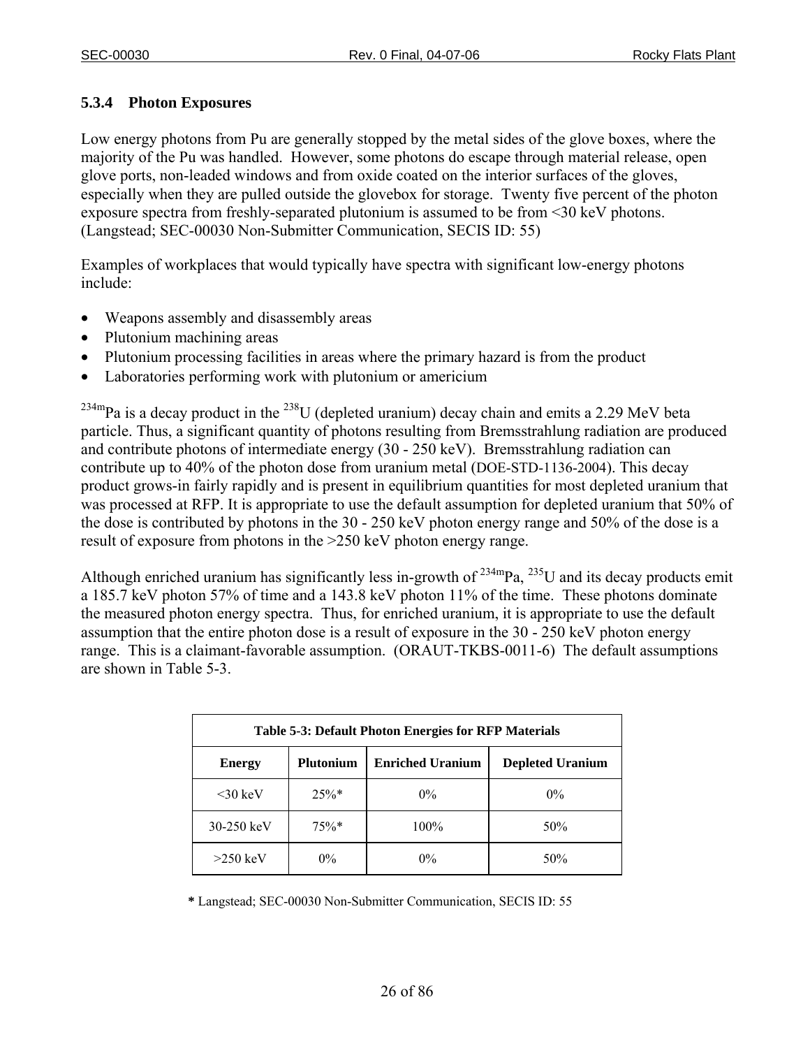### 5.3.4 Photon Exposures

Low energy photons from Pu are generally stopped by the metal sides of the glove boxes, where the majority of the Pu was handled. However, some photons do escape through material release, open glove ports, non-leaded windows and from oxide coated on the interior surfaces of the gloves, especially when they are pulled outside the glovebox for storage. Twenty five percent of the photon exposure spectra from freshly-separated plutonium is assumed to be from <30 keV photons. (Langstead; SEC-00030 Non-Submitter Communication, SECIS ID: 55)

Examples of workplaces that would typically have spectra with significant low-energy photons include:

- Weapons assembly and disassembly areas
- Plutonium machining areas
- Plutonium processing facilities in areas where the primary hazard is from the product
- Laboratories performing work with plutonium or americium

$^{234m}$Pa is a decay product in the $^{238}$U (depleted uranium) decay chain and emits a 2.29 MeV beta particle. Thus, a significant quantity of photons resulting from Bremsstrahlung radiation are produced and contribute photons of intermediate energy (30 - 250 keV). Bremsstrahlung radiation can contribute up to 40% of the photon dose from uranium metal (DOE-STD-1136-2004). This decay product grows-in fairly rapidly and is present in equilibrium quantities for most depleted uranium that was processed at RFP. It is appropriate to use the default assumption for depleted uranium that 50% of the dose is contributed by photons in the 30 - 250 keV photon energy range and 50% of the dose is a result of exposure from photons in the >250 keV photon energy range.

Although enriched uranium has significantly less in-growth of $^{234m}$Pa, $^{235}$U and its decay products emit a 185.7 keV photon 57% of time and a 143.8 keV photon 11% of the time. These photons dominate the measured photon energy spectra. Thus, for enriched uranium, it is appropriate to use the default assumption that the entire photon dose is a result of exposure in the 30 - 250 keV photon energy range. This is a claimant-favorable assumption. (ORAUT-TKBS-0011-6) The default assumptions are shown in Table 5-3.

**Table 5-3: Default Photon Energies for RFP Materials**

| Energy | Plutonium | Enriched Uranium | Depleted Uranium |
|---|---|---|---|
| <30 keV | 25%* | 0% | 0% |
| 30-250 keV | 75%* | 100% | 50% |
| >250 keV | 0% | 0% | 50% |

**\*** Langstead; SEC-00030 Non-Submitter Communication, SECIS ID: 55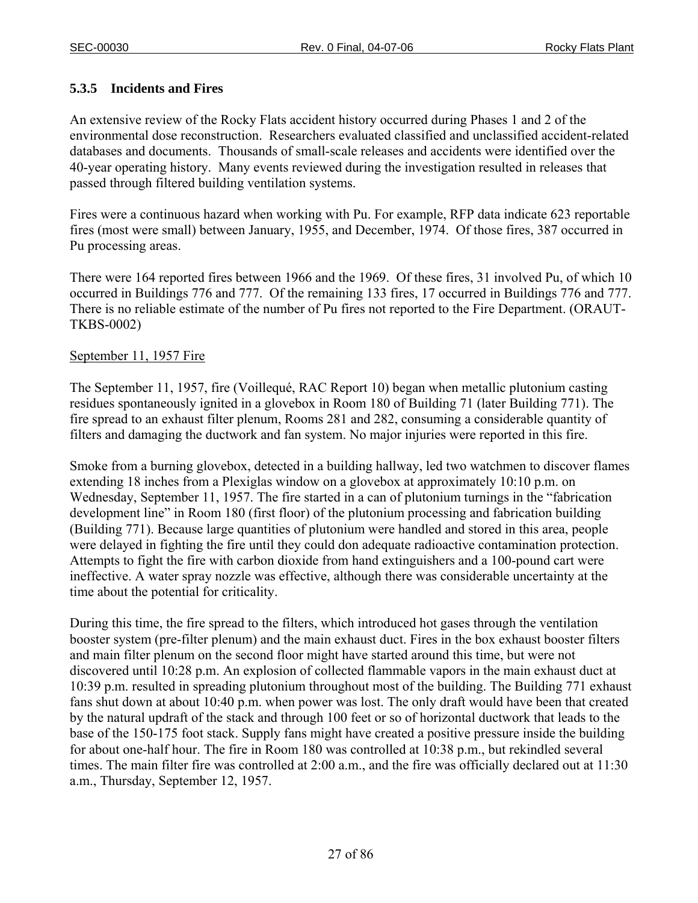### 5.3.5 Incidents and Fires

An extensive review of the Rocky Flats accident history occurred during Phases 1 and 2 of the environmental dose reconstruction. Researchers evaluated classified and unclassified accident-related databases and documents. Thousands of small-scale releases and accidents were identified over the 40-year operating history. Many events reviewed during the investigation resulted in releases that passed through filtered building ventilation systems.

Fires were a continuous hazard when working with Pu. For example, RFP data indicate 623 reportable fires (most were small) between January, 1955, and December, 1974. Of those fires, 387 occurred in Pu processing areas.

There were 164 reported fires between 1966 and the 1969. Of these fires, 31 involved Pu, of which 10 occurred in Buildings 776 and 777. Of the remaining 133 fires, 17 occurred in Buildings 776 and 777. There is no reliable estimate of the number of Pu fires not reported to the Fire Department. (ORAUT-TKBS-0002)

September 11, 1957 Fire

The September 11, 1957, fire (Voillequé, RAC Report 10) began when metallic plutonium casting residues spontaneously ignited in a glovebox in Room 180 of Building 71 (later Building 771). The fire spread to an exhaust filter plenum, Rooms 281 and 282, consuming a considerable quantity of filters and damaging the ductwork and fan system. No major injuries were reported in this fire.

Smoke from a burning glovebox, detected in a building hallway, led two watchmen to discover flames extending 18 inches from a Plexiglas window on a glovebox at approximately 10:10 p.m. on Wednesday, September 11, 1957. The fire started in a can of plutonium turnings in the "fabrication development line" in Room 180 (first floor) of the plutonium processing and fabrication building (Building 771). Because large quantities of plutonium were handled and stored in this area, people were delayed in fighting the fire until they could don adequate radioactive contamination protection. Attempts to fight the fire with carbon dioxide from hand extinguishers and a 100-pound cart were ineffective. A water spray nozzle was effective, although there was considerable uncertainty at the time about the potential for criticality.

During this time, the fire spread to the filters, which introduced hot gases through the ventilation booster system (pre-filter plenum) and the main exhaust duct. Fires in the box exhaust booster filters and main filter plenum on the second floor might have started around this time, but were not discovered until 10:28 p.m. An explosion of collected flammable vapors in the main exhaust duct at 10:39 p.m. resulted in spreading plutonium throughout most of the building. The Building 771 exhaust fans shut down at about 10:40 p.m. when power was lost. The only draft would have been that created by the natural updraft of the stack and through 100 feet or so of horizontal ductwork that leads to the base of the 150-175 foot stack. Supply fans might have created a positive pressure inside the building for about one-half hour. The fire in Room 180 was controlled at 10:38 p.m., but rekindled several times. The main filter fire was controlled at 2:00 a.m., and the fire was officially declared out at 11:30 a.m., Thursday, September 12, 1957.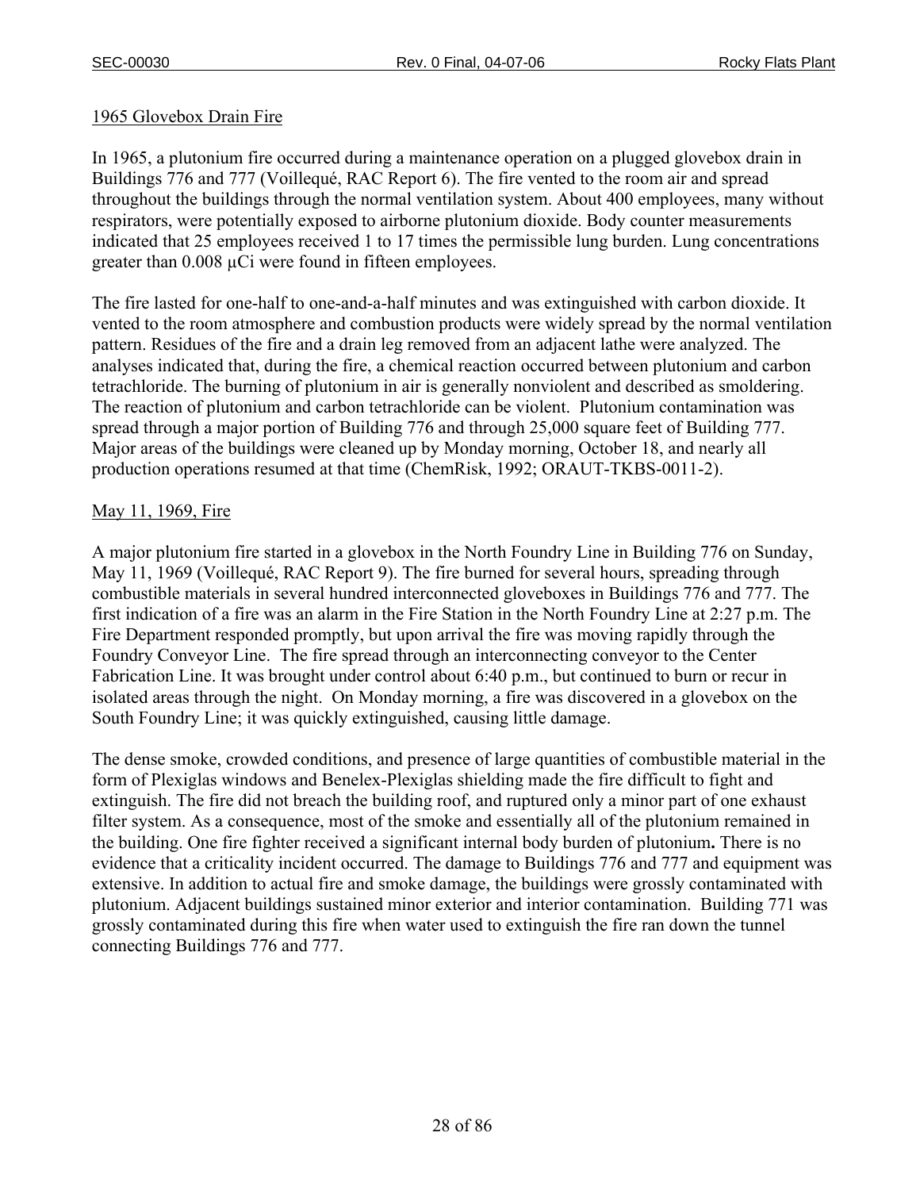## 1965 Glovebox Drain Fire

In 1965, a plutonium fire occurred during a maintenance operation on a plugged glovebox drain in Buildings 776 and 777 (Voillequé, RAC Report 6). The fire vented to the room air and spread throughout the buildings through the normal ventilation system. About 400 employees, many without respirators, were potentially exposed to airborne plutonium dioxide. Body counter measurements indicated that 25 employees received 1 to 17 times the permissible lung burden. Lung concentrations greater than 0.008 μCi were found in fifteen employees.

The fire lasted for one-half to one-and-a-half minutes and was extinguished with carbon dioxide. It vented to the room atmosphere and combustion products were widely spread by the normal ventilation pattern. Residues of the fire and a drain leg removed from an adjacent lathe were analyzed. The analyses indicated that, during the fire, a chemical reaction occurred between plutonium and carbon tetrachloride. The burning of plutonium in air is generally nonviolent and described as smoldering. The reaction of plutonium and carbon tetrachloride can be violent. Plutonium contamination was spread through a major portion of Building 776 and through 25,000 square feet of Building 777. Major areas of the buildings were cleaned up by Monday morning, October 18, and nearly all production operations resumed at that time (ChemRisk, 1992; ORAUT-TKBS-0011-2).

## May 11, 1969, Fire

A major plutonium fire started in a glovebox in the North Foundry Line in Building 776 on Sunday, May 11, 1969 (Voillequé, RAC Report 9). The fire burned for several hours, spreading through combustible materials in several hundred interconnected gloveboxes in Buildings 776 and 777. The first indication of a fire was an alarm in the Fire Station in the North Foundry Line at 2:27 p.m. The Fire Department responded promptly, but upon arrival the fire was moving rapidly through the Foundry Conveyor Line. The fire spread through an interconnecting conveyor to the Center Fabrication Line. It was brought under control about 6:40 p.m., but continued to burn or recur in isolated areas through the night. On Monday morning, a fire was discovered in a glovebox on the South Foundry Line; it was quickly extinguished, causing little damage.

The dense smoke, crowded conditions, and presence of large quantities of combustible material in the form of Plexiglas windows and Benelex-Plexiglas shielding made the fire difficult to fight and extinguish. The fire did not breach the building roof, and ruptured only a minor part of one exhaust filter system. As a consequence, most of the smoke and essentially all of the plutonium remained in the building. One fire fighter received a significant internal body burden of plutonium**.** There is no evidence that a criticality incident occurred. The damage to Buildings 776 and 777 and equipment was extensive. In addition to actual fire and smoke damage, the buildings were grossly contaminated with plutonium. Adjacent buildings sustained minor exterior and interior contamination. Building 771 was grossly contaminated during this fire when water used to extinguish the fire ran down the tunnel connecting Buildings 776 and 777.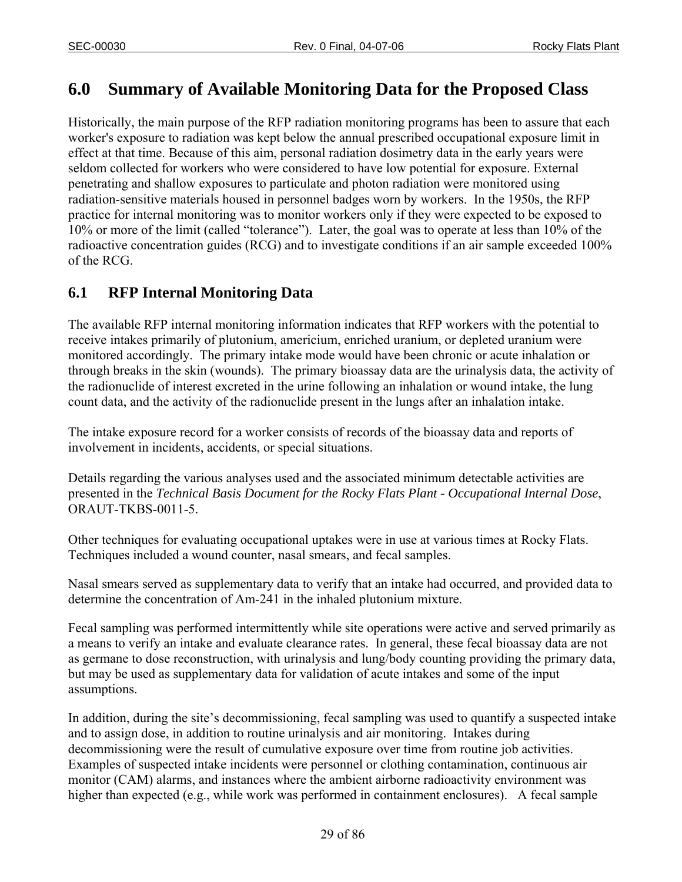# 6.0 Summary of Available Monitoring Data for the Proposed Class

Historically, the main purpose of the RFP radiation monitoring programs has been to assure that each worker's exposure to radiation was kept below the annual prescribed occupational exposure limit in effect at that time. Because of this aim, personal radiation dosimetry data in the early years were seldom collected for workers who were considered to have low potential for exposure. External penetrating and shallow exposures to particulate and photon radiation were monitored using radiation-sensitive materials housed in personnel badges worn by workers. In the 1950s, the RFP practice for internal monitoring was to monitor workers only if they were expected to be exposed to 10% or more of the limit (called "tolerance"). Later, the goal was to operate at less than 10% of the radioactive concentration guides (RCG) and to investigate conditions if an air sample exceeded 100% of the RCG.

## 6.1 RFP Internal Monitoring Data

The available RFP internal monitoring information indicates that RFP workers with the potential to receive intakes primarily of plutonium, americium, enriched uranium, or depleted uranium were monitored accordingly. The primary intake mode would have been chronic or acute inhalation or through breaks in the skin (wounds). The primary bioassay data are the urinalysis data, the activity of the radionuclide of interest excreted in the urine following an inhalation or wound intake, the lung count data, and the activity of the radionuclide present in the lungs after an inhalation intake.

The intake exposure record for a worker consists of records of the bioassay data and reports of involvement in incidents, accidents, or special situations.

Details regarding the various analyses used and the associated minimum detectable activities are presented in the *Technical Basis Document for the Rocky Flats Plant - Occupational Internal Dose*, ORAUT-TKBS-0011-5.

Other techniques for evaluating occupational uptakes were in use at various times at Rocky Flats. Techniques included a wound counter, nasal smears, and fecal samples.

Nasal smears served as supplementary data to verify that an intake had occurred, and provided data to determine the concentration of Am-241 in the inhaled plutonium mixture.

Fecal sampling was performed intermittently while site operations were active and served primarily as a means to verify an intake and evaluate clearance rates. In general, these fecal bioassay data are not as germane to dose reconstruction, with urinalysis and lung/body counting providing the primary data, but may be used as supplementary data for validation of acute intakes and some of the input assumptions.

In addition, during the site's decommissioning, fecal sampling was used to quantify a suspected intake and to assign dose, in addition to routine urinalysis and air monitoring. Intakes during decommissioning were the result of cumulative exposure over time from routine job activities. Examples of suspected intake incidents were personnel or clothing contamination, continuous air monitor (CAM) alarms, and instances where the ambient airborne radioactivity environment was higher than expected (e.g., while work was performed in containment enclosures). A fecal sample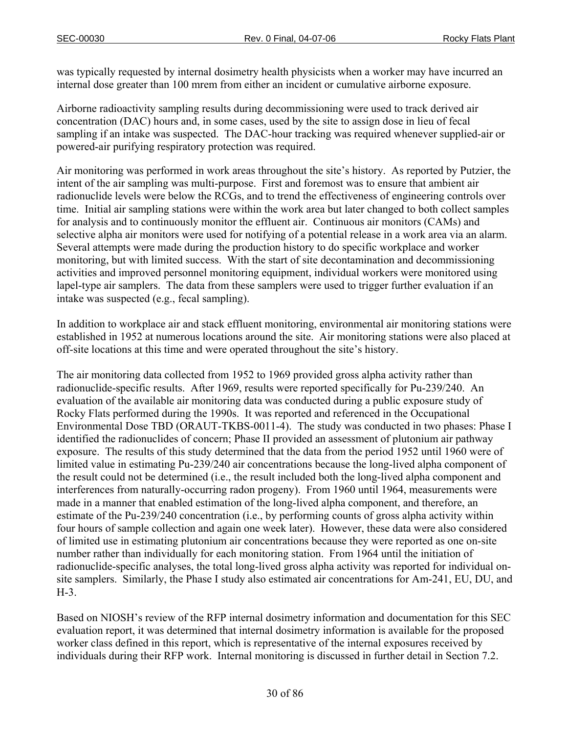was typically requested by internal dosimetry health physicists when a worker may have incurred an internal dose greater than 100 mrem from either an incident or cumulative airborne exposure.

Airborne radioactivity sampling results during decommissioning were used to track derived air concentration (DAC) hours and, in some cases, used by the site to assign dose in lieu of fecal sampling if an intake was suspected. The DAC-hour tracking was required whenever supplied-air or powered-air purifying respiratory protection was required.

Air monitoring was performed in work areas throughout the site's history. As reported by Putzier, the intent of the air sampling was multi-purpose. First and foremost was to ensure that ambient air radionuclide levels were below the RCGs, and to trend the effectiveness of engineering controls over time. Initial air sampling stations were within the work area but later changed to both collect samples for analysis and to continuously monitor the effluent air. Continuous air monitors (CAMs) and selective alpha air monitors were used for notifying of a potential release in a work area via an alarm. Several attempts were made during the production history to do specific workplace and worker monitoring, but with limited success. With the start of site decontamination and decommissioning activities and improved personnel monitoring equipment, individual workers were monitored using lapel-type air samplers. The data from these samplers were used to trigger further evaluation if an intake was suspected (e.g., fecal sampling).

In addition to workplace air and stack effluent monitoring, environmental air monitoring stations were established in 1952 at numerous locations around the site. Air monitoring stations were also placed at off-site locations at this time and were operated throughout the site's history.

The air monitoring data collected from 1952 to 1969 provided gross alpha activity rather than radionuclide-specific results. After 1969, results were reported specifically for Pu-239/240. An evaluation of the available air monitoring data was conducted during a public exposure study of Rocky Flats performed during the 1990s. It was reported and referenced in the Occupational Environmental Dose TBD (ORAUT-TKBS-0011-4). The study was conducted in two phases: Phase I identified the radionuclides of concern; Phase II provided an assessment of plutonium air pathway exposure. The results of this study determined that the data from the period 1952 until 1960 were of limited value in estimating Pu-239/240 air concentrations because the long-lived alpha component of the result could not be determined (i.e., the result included both the long-lived alpha component and interferences from naturally-occurring radon progeny). From 1960 until 1964, measurements were made in a manner that enabled estimation of the long-lived alpha component, and therefore, an estimate of the Pu-239/240 concentration (i.e., by performing counts of gross alpha activity within four hours of sample collection and again one week later). However, these data were also considered of limited use in estimating plutonium air concentrations because they were reported as one on-site number rather than individually for each monitoring station. From 1964 until the initiation of radionuclide-specific analyses, the total long-lived gross alpha activity was reported for individual on-site samplers. Similarly, the Phase I study also estimated air concentrations for Am-241, EU, DU, and H-3.

Based on NIOSH's review of the RFP internal dosimetry information and documentation for this SEC evaluation report, it was determined that internal dosimetry information is available for the proposed worker class defined in this report, which is representative of the internal exposures received by individuals during their RFP work. Internal monitoring is discussed in further detail in Section 7.2.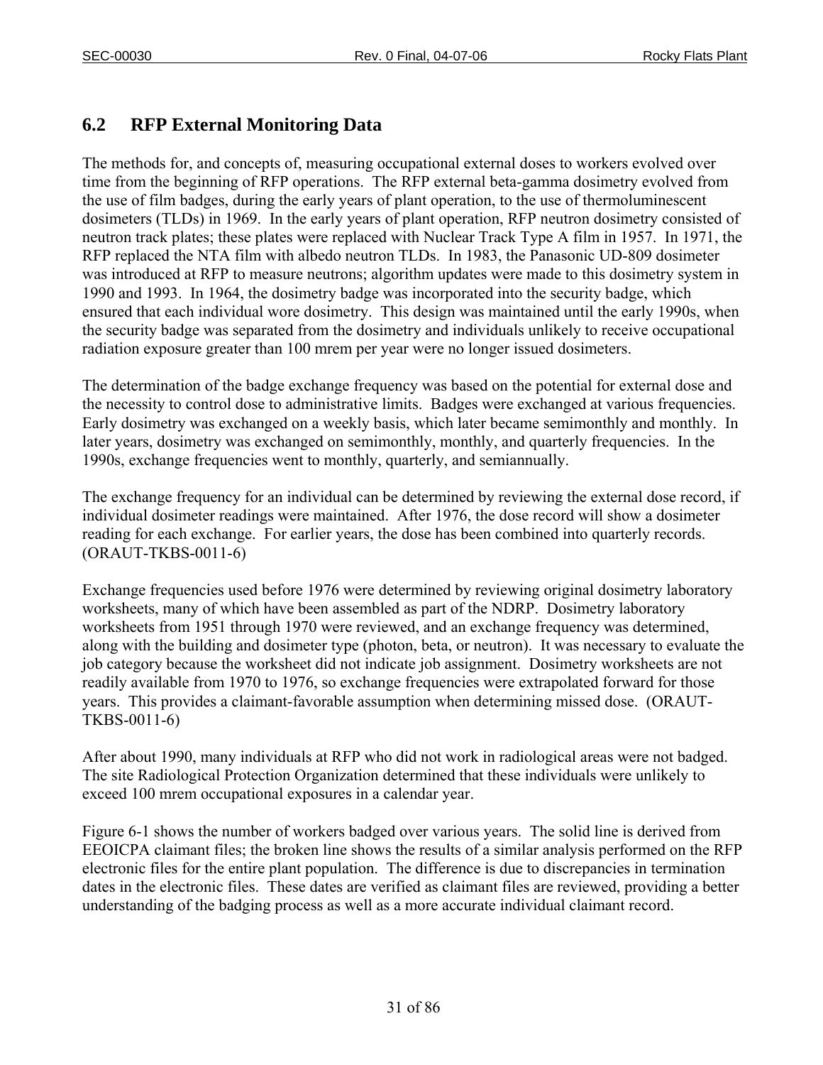## 6.2 RFP External Monitoring Data

The methods for, and concepts of, measuring occupational external doses to workers evolved over time from the beginning of RFP operations. The RFP external beta-gamma dosimetry evolved from the use of film badges, during the early years of plant operation, to the use of thermoluminescent dosimeters (TLDs) in 1969. In the early years of plant operation, RFP neutron dosimetry consisted of neutron track plates; these plates were replaced with Nuclear Track Type A film in 1957. In 1971, the RFP replaced the NTA film with albedo neutron TLDs. In 1983, the Panasonic UD-809 dosimeter was introduced at RFP to measure neutrons; algorithm updates were made to this dosimetry system in 1990 and 1993. In 1964, the dosimetry badge was incorporated into the security badge, which ensured that each individual wore dosimetry. This design was maintained until the early 1990s, when the security badge was separated from the dosimetry and individuals unlikely to receive occupational radiation exposure greater than 100 mrem per year were no longer issued dosimeters.

The determination of the badge exchange frequency was based on the potential for external dose and the necessity to control dose to administrative limits. Badges were exchanged at various frequencies. Early dosimetry was exchanged on a weekly basis, which later became semimonthly and monthly. In later years, dosimetry was exchanged on semimonthly, monthly, and quarterly frequencies. In the 1990s, exchange frequencies went to monthly, quarterly, and semiannually.

The exchange frequency for an individual can be determined by reviewing the external dose record, if individual dosimeter readings were maintained. After 1976, the dose record will show a dosimeter reading for each exchange. For earlier years, the dose has been combined into quarterly records. (ORAUT-TKBS-0011-6)

Exchange frequencies used before 1976 were determined by reviewing original dosimetry laboratory worksheets, many of which have been assembled as part of the NDRP. Dosimetry laboratory worksheets from 1951 through 1970 were reviewed, and an exchange frequency was determined, along with the building and dosimeter type (photon, beta, or neutron). It was necessary to evaluate the job category because the worksheet did not indicate job assignment. Dosimetry worksheets are not readily available from 1970 to 1976, so exchange frequencies were extrapolated forward for those years. This provides a claimant-favorable assumption when determining missed dose. (ORAUT-TKBS-0011-6)

After about 1990, many individuals at RFP who did not work in radiological areas were not badged. The site Radiological Protection Organization determined that these individuals were unlikely to exceed 100 mrem occupational exposures in a calendar year.

Figure 6-1 shows the number of workers badged over various years. The solid line is derived from EEOICPA claimant files; the broken line shows the results of a similar analysis performed on the RFP electronic files for the entire plant population. The difference is due to discrepancies in termination dates in the electronic files. These dates are verified as claimant files are reviewed, providing a better understanding of the badging process as well as a more accurate individual claimant record.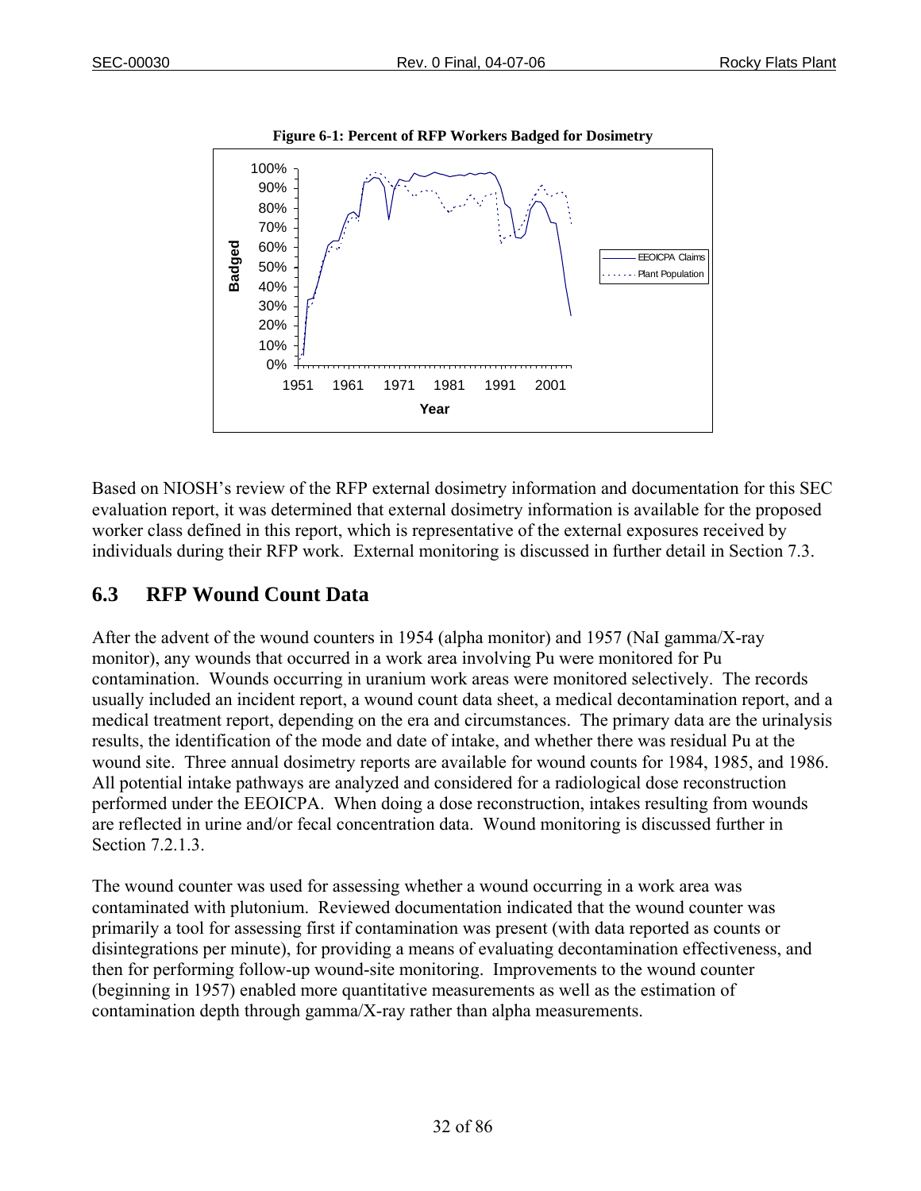**Figure 6-1: Percent of RFP Workers Badged for Dosimetry**

Based on NIOSH's review of the RFP external dosimetry information and documentation for this SEC evaluation report, it was determined that external dosimetry information is available for the proposed worker class defined in this report, which is representative of the external exposures received by individuals during their RFP work. External monitoring is discussed in further detail in Section 7.3.

## 6.3 RFP Wound Count Data

After the advent of the wound counters in 1954 (alpha monitor) and 1957 (NaI gamma/X-ray monitor), any wounds that occurred in a work area involving Pu were monitored for Pu contamination. Wounds occurring in uranium work areas were monitored selectively. The records usually included an incident report, a wound count data sheet, a medical decontamination report, and a medical treatment report, depending on the era and circumstances. The primary data are the urinalysis results, the identification of the mode and date of intake, and whether there was residual Pu at the wound site. Three annual dosimetry reports are available for wound counts for 1984, 1985, and 1986. All potential intake pathways are analyzed and considered for a radiological dose reconstruction performed under the EEOICPA. When doing a dose reconstruction, intakes resulting from wounds are reflected in urine and/or fecal concentration data. Wound monitoring is discussed further in Section 7.2.1.3.

The wound counter was used for assessing whether a wound occurring in a work area was contaminated with plutonium. Reviewed documentation indicated that the wound counter was primarily a tool for assessing first if contamination was present (with data reported as counts or disintegrations per minute), for providing a means of evaluating decontamination effectiveness, and then for performing follow-up wound-site monitoring. Improvements to the wound counter (beginning in 1957) enabled more quantitative measurements as well as the estimation of contamination depth through gamma/X-ray rather than alpha measurements.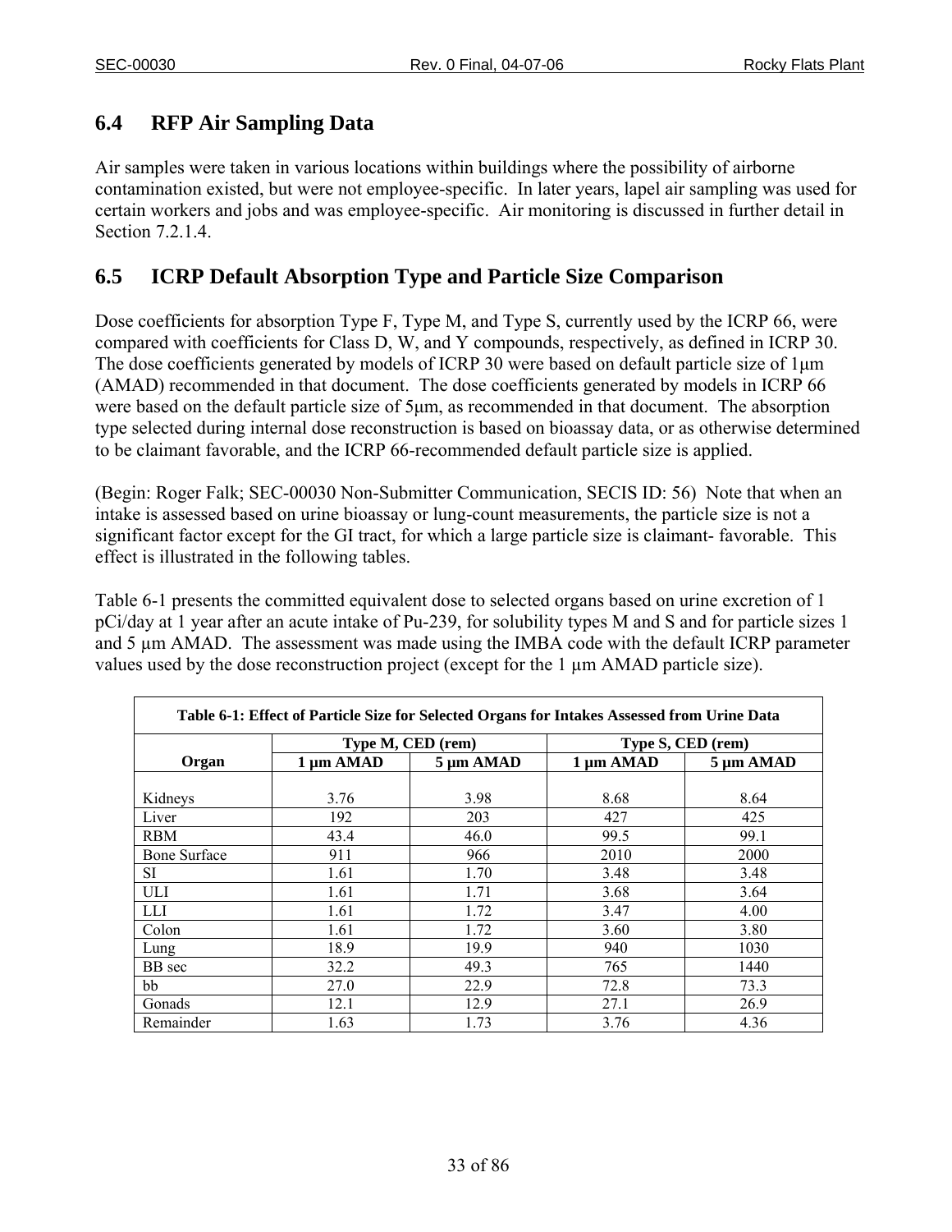## 6.4 RFP Air Sampling Data

Air samples were taken in various locations within buildings where the possibility of airborne contamination existed, but were not employee-specific. In later years, lapel air sampling was used for certain workers and jobs and was employee-specific. Air monitoring is discussed in further detail in Section 7.2.1.4.

## 6.5 ICRP Default Absorption Type and Particle Size Comparison

Dose coefficients for absorption Type F, Type M, and Type S, currently used by the ICRP 66, were compared with coefficients for Class D, W, and Y compounds, respectively, as defined in ICRP 30. The dose coefficients generated by models of ICRP 30 were based on default particle size of 1μm (AMAD) recommended in that document. The dose coefficients generated by models in ICRP 66 were based on the default particle size of 5μm, as recommended in that document. The absorption type selected during internal dose reconstruction is based on bioassay data, or as otherwise determined to be claimant favorable, and the ICRP 66-recommended default particle size is applied.

(Begin: Roger Falk; SEC-00030 Non-Submitter Communication, SECIS ID: 56) Note that when an intake is assessed based on urine bioassay or lung-count measurements, the particle size is not a significant factor except for the GI tract, for which a large particle size is claimant- favorable. This effect is illustrated in the following tables.

Table 6-1 presents the committed equivalent dose to selected organs based on urine excretion of 1 pCi/day at 1 year after an acute intake of Pu-239, for solubility types M and S and for particle sizes 1 and 5 µm AMAD. The assessment was made using the IMBA code with the default ICRP parameter values used by the dose reconstruction project (except for the 1 µm AMAD particle size).

**Table 6-1: Effect of Particle Size for Selected Organs for Intakes Assessed from Urine Data**

| Organ | Type M, CED (rem) | | Type S, CED (rem) | |
|---|---|---|---|---|
| | 1 µm AMAD | 5 µm AMAD | 1 µm AMAD | 5 µm AMAD |
| Kidneys | 3.76 | 3.98 | 8.68 | 8.64 |
| Liver | 192 | 203 | 427 | 425 |
| RBM | 43.4 | 46.0 | 99.5 | 99.1 |
| Bone Surface | 911 | 966 | 2010 | 2000 |
| SI | 1.61 | 1.70 | 3.48 | 3.48 |
| ULI | 1.61 | 1.71 | 3.68 | 3.64 |
| LLI | 1.61 | 1.72 | 3.47 | 4.00 |
| Colon | 1.61 | 1.72 | 3.60 | 3.80 |
| Lung | 18.9 | 19.9 | 940 | 1030 |
| BB sec | 32.2 | 49.3 | 765 | 1440 |
| bb | 27.0 | 22.9 | 72.8 | 73.3 |
| Gonads | 12.1 | 12.9 | 27.1 | 26.9 |
| Remainder | 1.63 | 1.73 | 3.76 | 4.36 |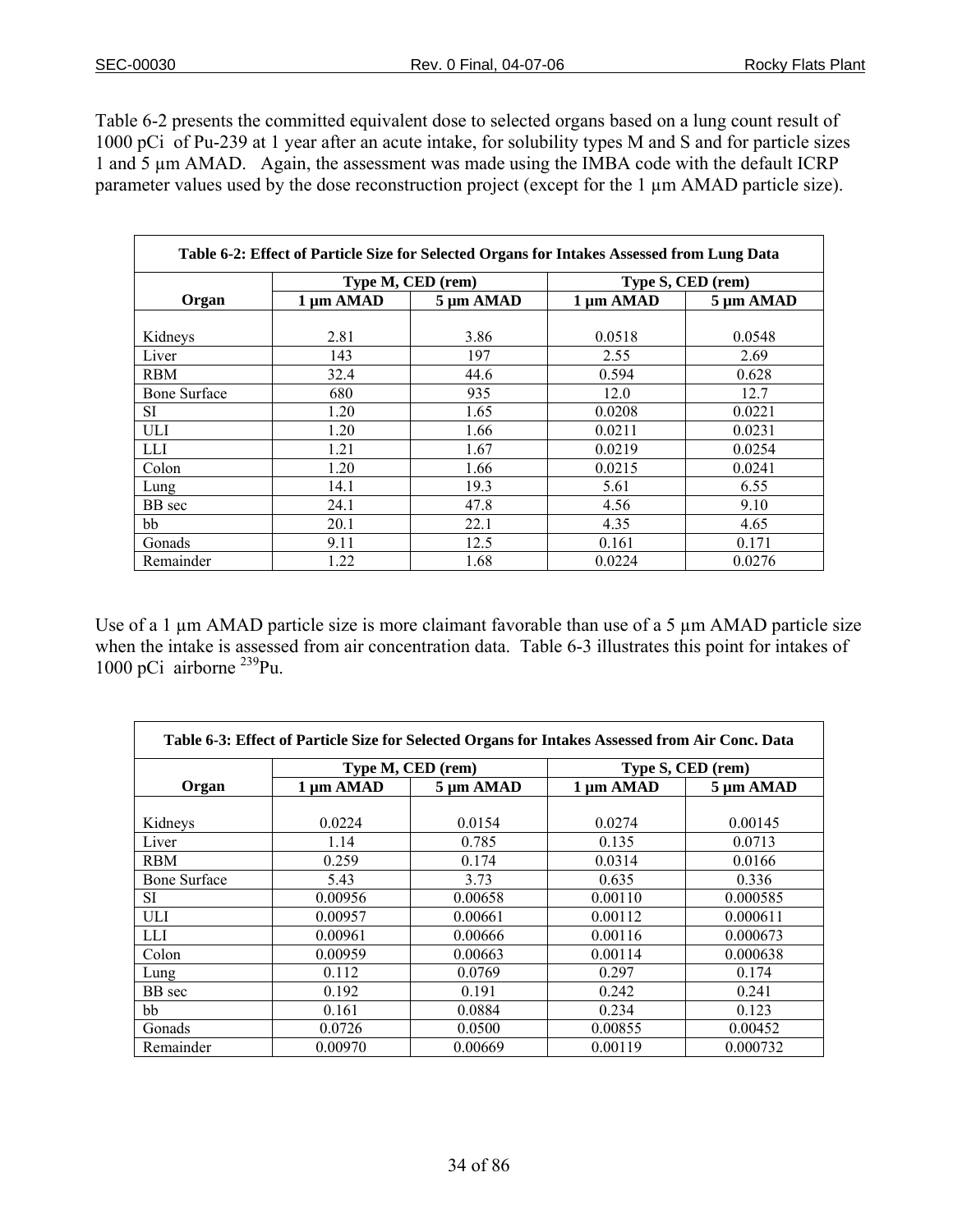Table 6-2 presents the committed equivalent dose to selected organs based on a lung count result of 1000 pCi of Pu-239 at 1 year after an acute intake, for solubility types M and S and for particle sizes 1 and 5 µm AMAD. Again, the assessment was made using the IMBA code with the default ICRP parameter values used by the dose reconstruction project (except for the 1 µm AMAD particle size).

**Table 6-2: Effect of Particle Size for Selected Organs for Intakes Assessed from Lung Data**

| | Type M, CED (rem) | | Type S, CED (rem) | |
|---|---|---|---|---|
| **Organ** | **1 µm AMAD** | **5 µm AMAD** | **1 µm AMAD** | **5 µm AMAD** |
| Kidneys | 2.81 | 3.86 | 0.0518 | 0.0548 |
| Liver | 143 | 197 | 2.55 | 2.69 |
| RBM | 32.4 | 44.6 | 0.594 | 0.628 |
| Bone Surface | 680 | 935 | 12.0 | 12.7 |
| SI | 1.20 | 1.65 | 0.0208 | 0.0221 |
| ULI | 1.20 | 1.66 | 0.0211 | 0.0231 |
| LLI | 1.21 | 1.67 | 0.0219 | 0.0254 |
| Colon | 1.20 | 1.66 | 0.0215 | 0.0241 |
| Lung | 14.1 | 19.3 | 5.61 | 6.55 |
| BB sec | 24.1 | 47.8 | 4.56 | 9.10 |
| bb | 20.1 | 22.1 | 4.35 | 4.65 |
| Gonads | 9.11 | 12.5 | 0.161 | 0.171 |
| Remainder | 1.22 | 1.68 | 0.0224 | 0.0276 |

Use of a 1 µm AMAD particle size is more claimant favorable than use of a 5 µm AMAD particle size when the intake is assessed from air concentration data. Table 6-3 illustrates this point for intakes of 1000 pCi airborne $^{239}$Pu.

**Table 6-3: Effect of Particle Size for Selected Organs for Intakes Assessed from Air Conc. Data**

| | Type M, CED (rem) | | Type S, CED (rem) | |
|---|---|---|---|---|
| **Organ** | **1 µm AMAD** | **5 µm AMAD** | **1 µm AMAD** | **5 µm AMAD** |
| Kidneys | 0.0224 | 0.0154 | 0.0274 | 0.00145 |
| Liver | 1.14 | 0.785 | 0.135 | 0.0713 |
| RBM | 0.259 | 0.174 | 0.0314 | 0.0166 |
| Bone Surface | 5.43 | 3.73 | 0.635 | 0.336 |
| SI | 0.00956 | 0.00658 | 0.00110 | 0.000585 |
| ULI | 0.00957 | 0.00661 | 0.00112 | 0.000611 |
| LLI | 0.00961 | 0.00666 | 0.00116 | 0.000673 |
| Colon | 0.00959 | 0.00663 | 0.00114 | 0.000638 |
| Lung | 0.112 | 0.0769 | 0.297 | 0.174 |
| BB sec | 0.192 | 0.191 | 0.242 | 0.241 |
| bb | 0.161 | 0.0884 | 0.234 | 0.123 |
| Gonads | 0.0726 | 0.0500 | 0.00855 | 0.00452 |
| Remainder | 0.00970 | 0.00669 | 0.00119 | 0.000732 |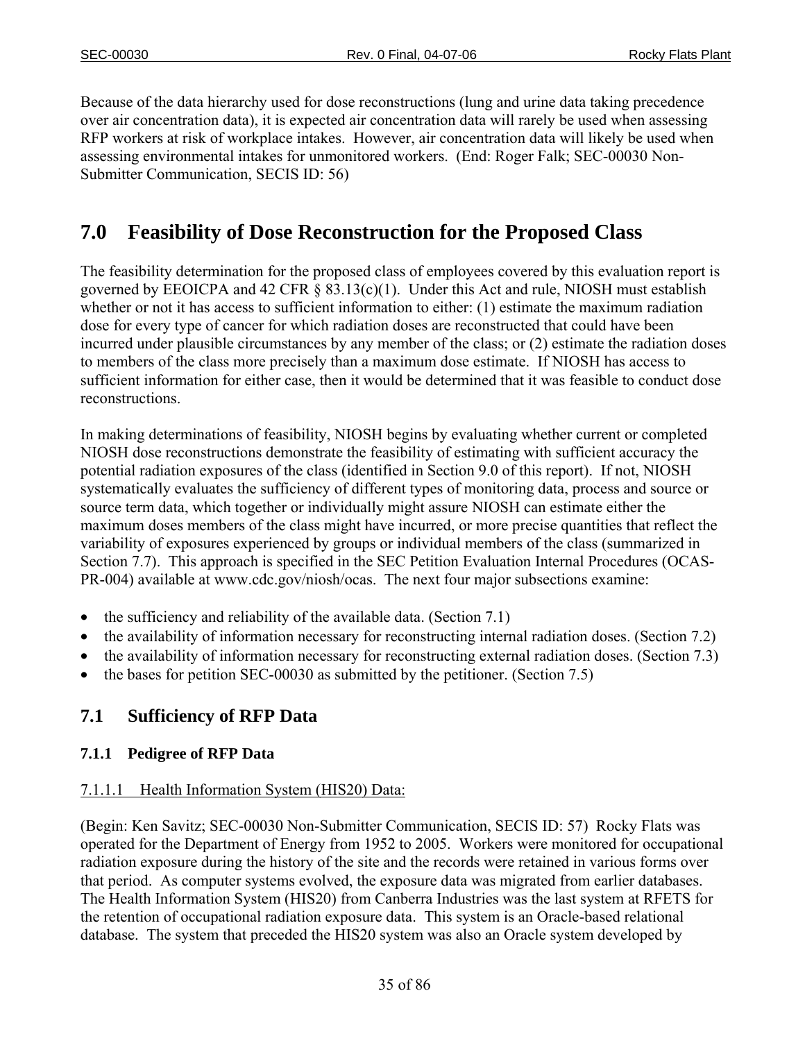Because of the data hierarchy used for dose reconstructions (lung and urine data taking precedence over air concentration data), it is expected air concentration data will rarely be used when assessing RFP workers at risk of workplace intakes. However, air concentration data will likely be used when assessing environmental intakes for unmonitored workers. (End: Roger Falk; SEC-00030 Non-Submitter Communication, SECIS ID: 56)

# 7.0 Feasibility of Dose Reconstruction for the Proposed Class

The feasibility determination for the proposed class of employees covered by this evaluation report is governed by EEOICPA and 42 CFR § 83.13(c)(1). Under this Act and rule, NIOSH must establish whether or not it has access to sufficient information to either: (1) estimate the maximum radiation dose for every type of cancer for which radiation doses are reconstructed that could have been incurred under plausible circumstances by any member of the class; or (2) estimate the radiation doses to members of the class more precisely than a maximum dose estimate. If NIOSH has access to sufficient information for either case, then it would be determined that it was feasible to conduct dose reconstructions.

In making determinations of feasibility, NIOSH begins by evaluating whether current or completed NIOSH dose reconstructions demonstrate the feasibility of estimating with sufficient accuracy the potential radiation exposures of the class (identified in Section 9.0 of this report). If not, NIOSH systematically evaluates the sufficiency of different types of monitoring data, process and source or source term data, which together or individually might assure NIOSH can estimate either the maximum doses members of the class might have incurred, or more precise quantities that reflect the variability of exposures experienced by groups or individual members of the class (summarized in Section 7.7). This approach is specified in the SEC Petition Evaluation Internal Procedures (OCAS-PR-004) available at www.cdc.gov/niosh/ocas. The next four major subsections examine:

- the sufficiency and reliability of the available data. (Section 7.1)
- the availability of information necessary for reconstructing internal radiation doses. (Section 7.2)
- the availability of information necessary for reconstructing external radiation doses. (Section 7.3)
- the bases for petition SEC-00030 as submitted by the petitioner. (Section 7.5)

## 7.1 Sufficiency of RFP Data

### 7.1.1 Pedigree of RFP Data

#### 7.1.1.1 Health Information System (HIS20) Data:

(Begin: Ken Savitz; SEC-00030 Non-Submitter Communication, SECIS ID: 57) Rocky Flats was operated for the Department of Energy from 1952 to 2005. Workers were monitored for occupational radiation exposure during the history of the site and the records were retained in various forms over that period. As computer systems evolved, the exposure data was migrated from earlier databases. The Health Information System (HIS20) from Canberra Industries was the last system at RFETS for the retention of occupational radiation exposure data. This system is an Oracle-based relational database. The system that preceded the HIS20 system was also an Oracle system developed by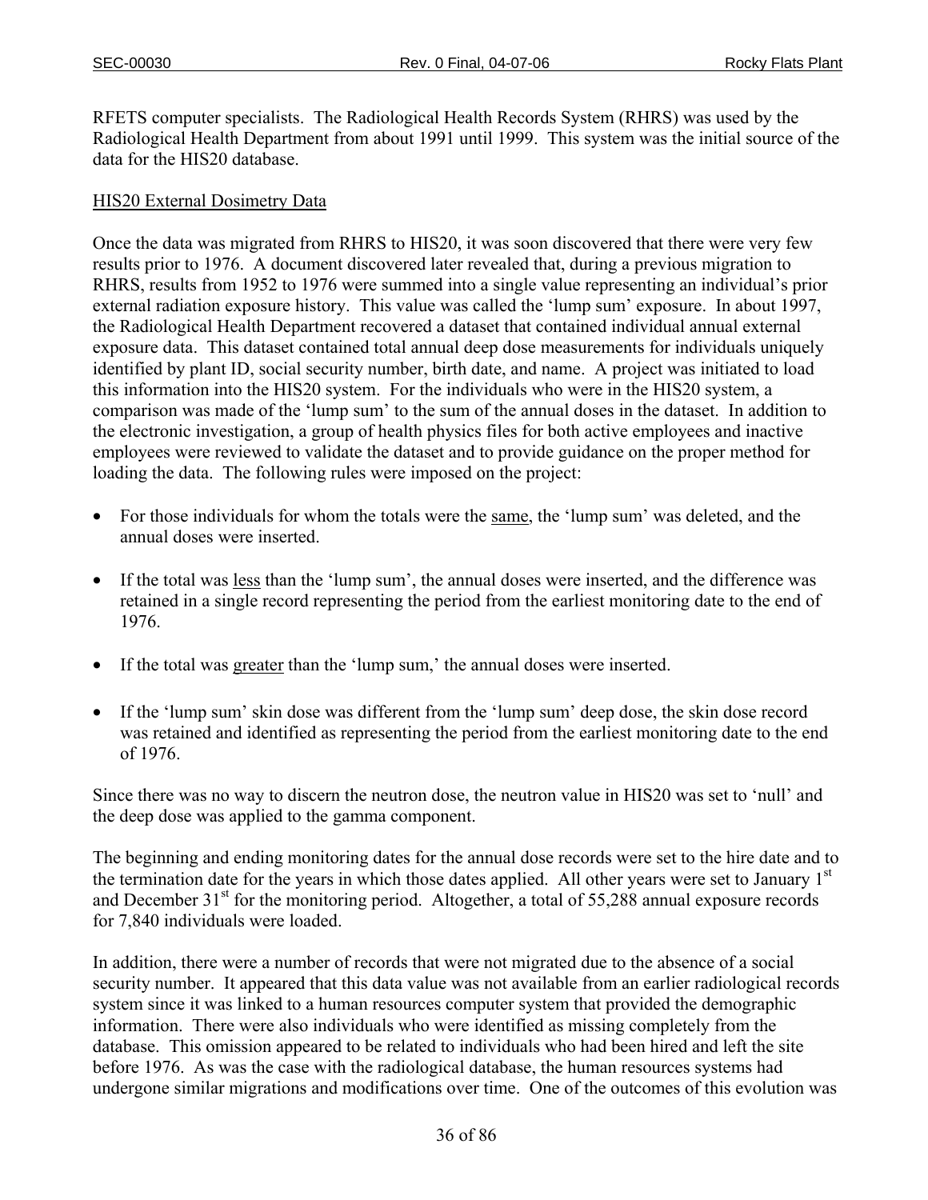RFETS computer specialists. The Radiological Health Records System (RHRS) was used by the Radiological Health Department from about 1991 until 1999. This system was the initial source of the data for the HIS20 database.

<u>HIS20 External Dosimetry Data</u>

Once the data was migrated from RHRS to HIS20, it was soon discovered that there were very few results prior to 1976. A document discovered later revealed that, during a previous migration to RHRS, results from 1952 to 1976 were summed into a single value representing an individual's prior external radiation exposure history. This value was called the 'lump sum' exposure. In about 1997, the Radiological Health Department recovered a dataset that contained individual annual external exposure data. This dataset contained total annual deep dose measurements for individuals uniquely identified by plant ID, social security number, birth date, and name. A project was initiated to load this information into the HIS20 system. For the individuals who were in the HIS20 system, a comparison was made of the 'lump sum' to the sum of the annual doses in the dataset. In addition to the electronic investigation, a group of health physics files for both active employees and inactive employees were reviewed to validate the dataset and to provide guidance on the proper method for loading the data. The following rules were imposed on the project:

- For those individuals for whom the totals were the <u>same</u>, the 'lump sum' was deleted, and the annual doses were inserted.
- If the total was <u>less</u> than the 'lump sum', the annual doses were inserted, and the difference was retained in a single record representing the period from the earliest monitoring date to the end of 1976.
- If the total was <u>greater</u> than the 'lump sum,' the annual doses were inserted.
- If the 'lump sum' skin dose was different from the 'lump sum' deep dose, the skin dose record was retained and identified as representing the period from the earliest monitoring date to the end of 1976.

Since there was no way to discern the neutron dose, the neutron value in HIS20 was set to 'null' and the deep dose was applied to the gamma component.

The beginning and ending monitoring dates for the annual dose records were set to the hire date and to the termination date for the years in which those dates applied. All other years were set to January 1st and December 31st for the monitoring period. Altogether, a total of 55,288 annual exposure records for 7,840 individuals were loaded.

In addition, there were a number of records that were not migrated due to the absence of a social security number. It appeared that this data value was not available from an earlier radiological records system since it was linked to a human resources computer system that provided the demographic information. There were also individuals who were identified as missing completely from the database. This omission appeared to be related to individuals who had been hired and left the site before 1976. As was the case with the radiological database, the human resources systems had undergone similar migrations and modifications over time. One of the outcomes of this evolution was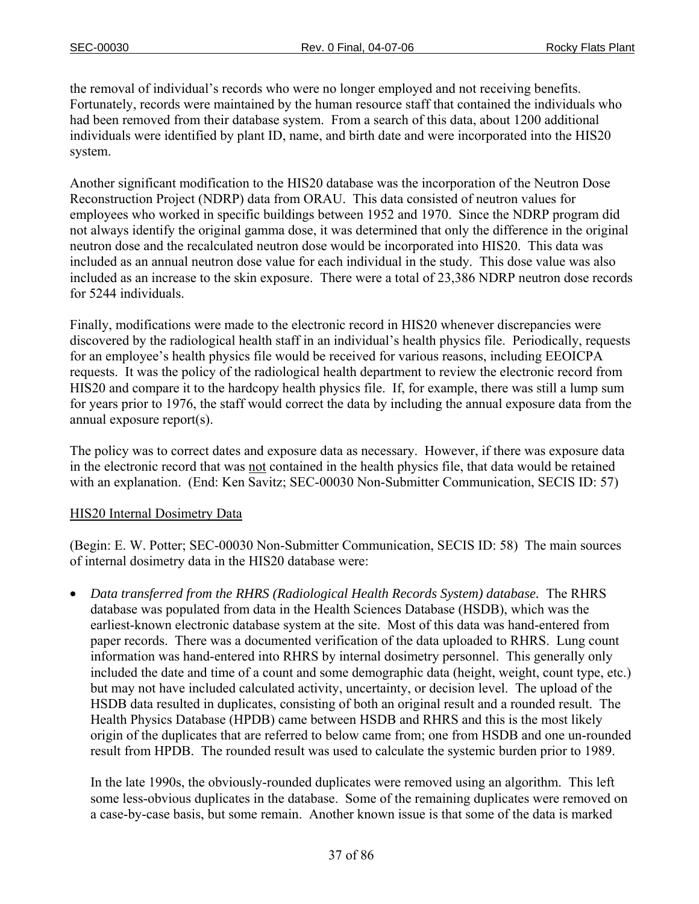the removal of individual's records who were no longer employed and not receiving benefits. Fortunately, records were maintained by the human resource staff that contained the individuals who had been removed from their database system. From a search of this data, about 1200 additional individuals were identified by plant ID, name, and birth date and were incorporated into the HIS20 system.

Another significant modification to the HIS20 database was the incorporation of the Neutron Dose Reconstruction Project (NDRP) data from ORAU. This data consisted of neutron values for employees who worked in specific buildings between 1952 and 1970. Since the NDRP program did not always identify the original gamma dose, it was determined that only the difference in the original neutron dose and the recalculated neutron dose would be incorporated into HIS20. This data was included as an annual neutron dose value for each individual in the study. This dose value was also included as an increase to the skin exposure. There were a total of 23,386 NDRP neutron dose records for 5244 individuals.

Finally, modifications were made to the electronic record in HIS20 whenever discrepancies were discovered by the radiological health staff in an individual's health physics file. Periodically, requests for an employee's health physics file would be received for various reasons, including EEOICPA requests. It was the policy of the radiological health department to review the electronic record from HIS20 and compare it to the hardcopy health physics file. If, for example, there was still a lump sum for years prior to 1976, the staff would correct the data by including the annual exposure data from the annual exposure report(s).

The policy was to correct dates and exposure data as necessary. However, if there was exposure data in the electronic record that was <u>not</u> contained in the health physics file, that data would be retained with an explanation. (End: Ken Savitz; SEC-00030 Non-Submitter Communication, SECIS ID: 57)

<u>HIS20 Internal Dosimetry Data</u>

(Begin: E. W. Potter; SEC-00030 Non-Submitter Communication, SECIS ID: 58) The main sources of internal dosimetry data in the HIS20 database were:

- *Data transferred from the RHRS (Radiological Health Records System) database.* The RHRS database was populated from data in the Health Sciences Database (HSDB), which was the earliest-known electronic database system at the site. Most of this data was hand-entered from paper records. There was a documented verification of the data uploaded to RHRS. Lung count information was hand-entered into RHRS by internal dosimetry personnel. This generally only included the date and time of a count and some demographic data (height, weight, count type, etc.) but may not have included calculated activity, uncertainty, or decision level. The upload of the HSDB data resulted in duplicates, consisting of both an original result and a rounded result. The Health Physics Database (HPDB) came between HSDB and RHRS and this is the most likely origin of the duplicates that are referred to below came from; one from HSDB and one un-rounded result from HPDB. The rounded result was used to calculate the systemic burden prior to 1989.

  In the late 1990s, the obviously-rounded duplicates were removed using an algorithm. This left some less-obvious duplicates in the database. Some of the remaining duplicates were removed on a case-by-case basis, but some remain. Another known issue is that some of the data is marked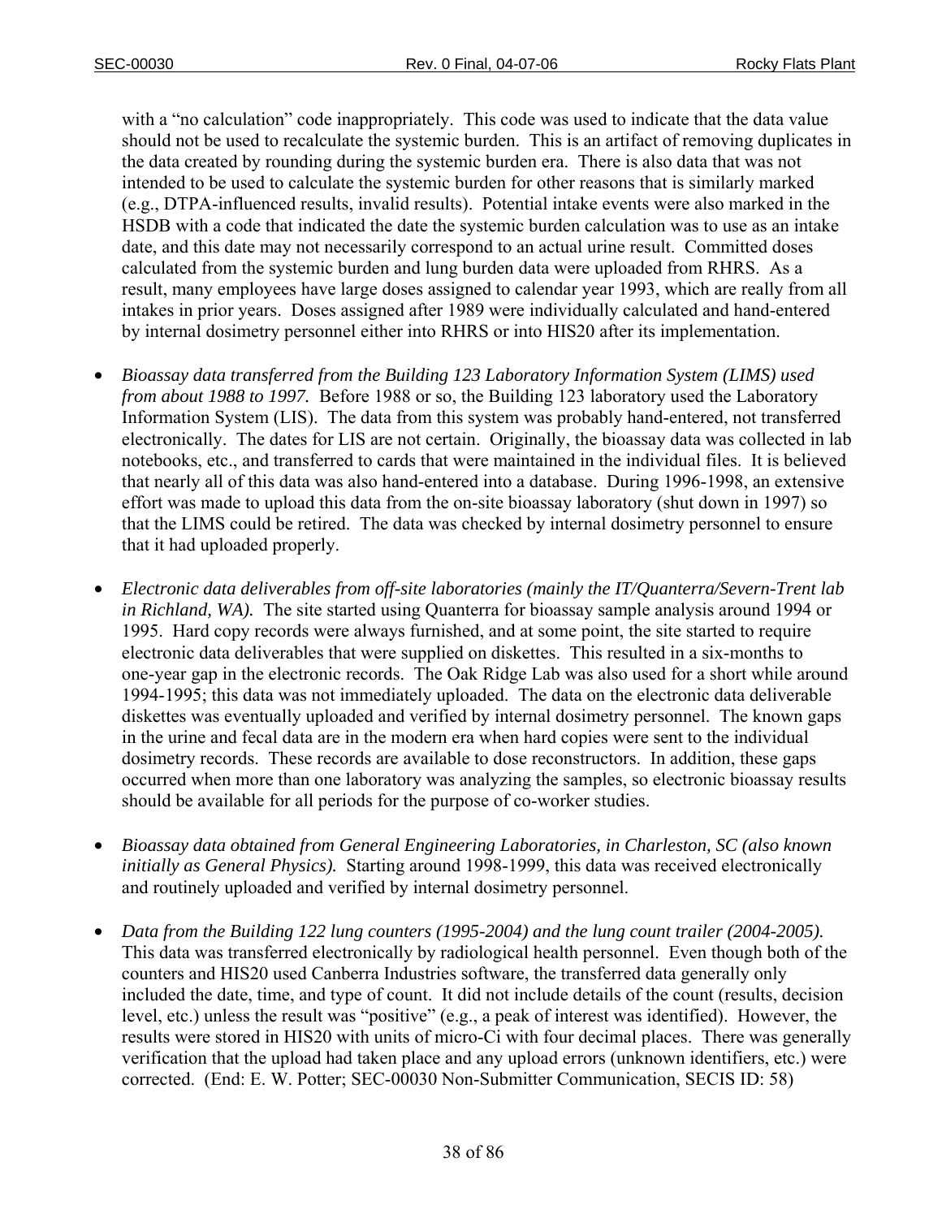with a "no calculation" code inappropriately. This code was used to indicate that the data value should not be used to recalculate the systemic burden. This is an artifact of removing duplicates in the data created by rounding during the systemic burden era. There is also data that was not intended to be used to calculate the systemic burden for other reasons that is similarly marked (e.g., DTPA-influenced results, invalid results). Potential intake events were also marked in the HSDB with a code that indicated the date the systemic burden calculation was to use as an intake date, and this date may not necessarily correspond to an actual urine result. Committed doses calculated from the systemic burden and lung burden data were uploaded from RHRS. As a result, many employees have large doses assigned to calendar year 1993, which are really from all intakes in prior years. Doses assigned after 1989 were individually calculated and hand-entered by internal dosimetry personnel either into RHRS or into HIS20 after its implementation.

- *Bioassay data transferred from the Building 123 Laboratory Information System (LIMS) used from about 1988 to 1997.* Before 1988 or so, the Building 123 laboratory used the Laboratory Information System (LIS). The data from this system was probably hand-entered, not transferred electronically. The dates for LIS are not certain. Originally, the bioassay data was collected in lab notebooks, etc., and transferred to cards that were maintained in the individual files. It is believed that nearly all of this data was also hand-entered into a database. During 1996-1998, an extensive effort was made to upload this data from the on-site bioassay laboratory (shut down in 1997) so that the LIMS could be retired. The data was checked by internal dosimetry personnel to ensure that it had uploaded properly.

- *Electronic data deliverables from off-site laboratories (mainly the IT/Quanterra/Severn-Trent lab in Richland, WA).* The site started using Quanterra for bioassay sample analysis around 1994 or 1995. Hard copy records were always furnished, and at some point, the site started to require electronic data deliverables that were supplied on diskettes. This resulted in a six-months to one-year gap in the electronic records. The Oak Ridge Lab was also used for a short while around 1994-1995; this data was not immediately uploaded. The data on the electronic data deliverable diskettes was eventually uploaded and verified by internal dosimetry personnel. The known gaps in the urine and fecal data are in the modern era when hard copies were sent to the individual dosimetry records. These records are available to dose reconstructors. In addition, these gaps occurred when more than one laboratory was analyzing the samples, so electronic bioassay results should be available for all periods for the purpose of co-worker studies.

- *Bioassay data obtained from General Engineering Laboratories, in Charleston, SC (also known initially as General Physics).* Starting around 1998-1999, this data was received electronically and routinely uploaded and verified by internal dosimetry personnel.

- *Data from the Building 122 lung counters (1995-2004) and the lung count trailer (2004-2005).* This data was transferred electronically by radiological health personnel. Even though both of the counters and HIS20 used Canberra Industries software, the transferred data generally only included the date, time, and type of count. It did not include details of the count (results, decision level, etc.) unless the result was "positive" (e.g., a peak of interest was identified). However, the results were stored in HIS20 with units of micro-Ci with four decimal places. There was generally verification that the upload had taken place and any upload errors (unknown identifiers, etc.) were corrected. (End: E. W. Potter; SEC-00030 Non-Submitter Communication, SECIS ID: 58)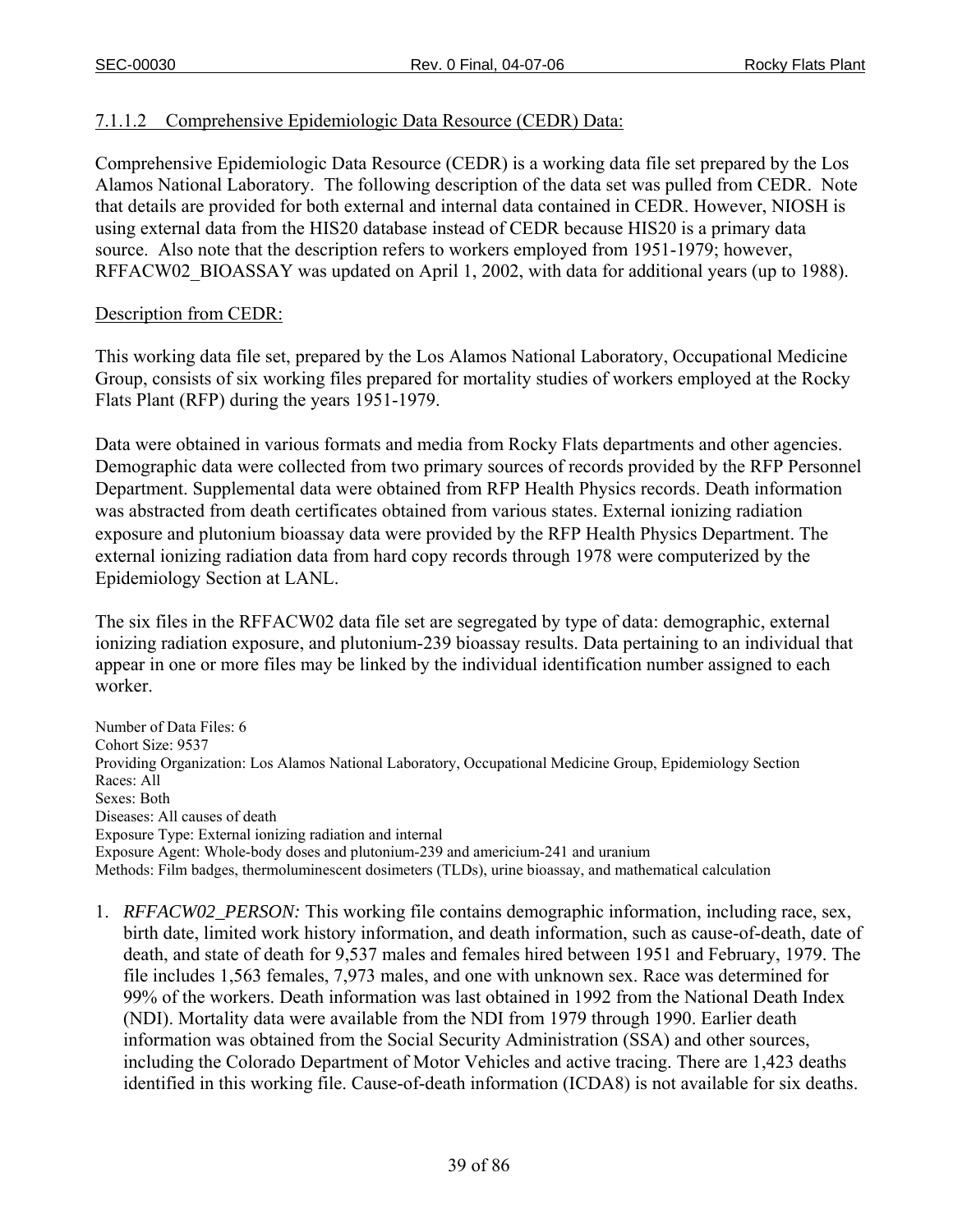#### 7.1.1.2 Comprehensive Epidemiologic Data Resource (CEDR) Data:

Comprehensive Epidemiologic Data Resource (CEDR) is a working data file set prepared by the Los Alamos National Laboratory. The following description of the data set was pulled from CEDR. Note that details are provided for both external and internal data contained in CEDR. However, NIOSH is using external data from the HIS20 database instead of CEDR because HIS20 is a primary data source. Also note that the description refers to workers employed from 1951-1979; however, RFFACW02_BIOASSAY was updated on April 1, 2002, with data for additional years (up to 1988).

Description from CEDR:

This working data file set, prepared by the Los Alamos National Laboratory, Occupational Medicine Group, consists of six working files prepared for mortality studies of workers employed at the Rocky Flats Plant (RFP) during the years 1951-1979.

Data were obtained in various formats and media from Rocky Flats departments and other agencies. Demographic data were collected from two primary sources of records provided by the RFP Personnel Department. Supplemental data were obtained from RFP Health Physics records. Death information was abstracted from death certificates obtained from various states. External ionizing radiation exposure and plutonium bioassay data were provided by the RFP Health Physics Department. The external ionizing radiation data from hard copy records through 1978 were computerized by the Epidemiology Section at LANL.

The six files in the RFFACW02 data file set are segregated by type of data: demographic, external ionizing radiation exposure, and plutonium-239 bioassay results. Data pertaining to an individual that appear in one or more files may be linked by the individual identification number assigned to each worker.

Number of Data Files: 6
Cohort Size: 9537
Providing Organization: Los Alamos National Laboratory, Occupational Medicine Group, Epidemiology Section
Races: All
Sexes: Both
Diseases: All causes of death
Exposure Type: External ionizing radiation and internal
Exposure Agent: Whole-body doses and plutonium-239 and americium-241 and uranium
Methods: Film badges, thermoluminescent dosimeters (TLDs), urine bioassay, and mathematical calculation

1. *RFFACW02_PERSON:* This working file contains demographic information, including race, sex, birth date, limited work history information, and death information, such as cause-of-death, date of death, and state of death for 9,537 males and females hired between 1951 and February, 1979. The file includes 1,563 females, 7,973 males, and one with unknown sex. Race was determined for 99% of the workers. Death information was last obtained in 1992 from the National Death Index (NDI). Mortality data were available from the NDI from 1979 through 1990. Earlier death information was obtained from the Social Security Administration (SSA) and other sources, including the Colorado Department of Motor Vehicles and active tracing. There are 1,423 deaths identified in this working file. Cause-of-death information (ICDA8) is not available for six deaths.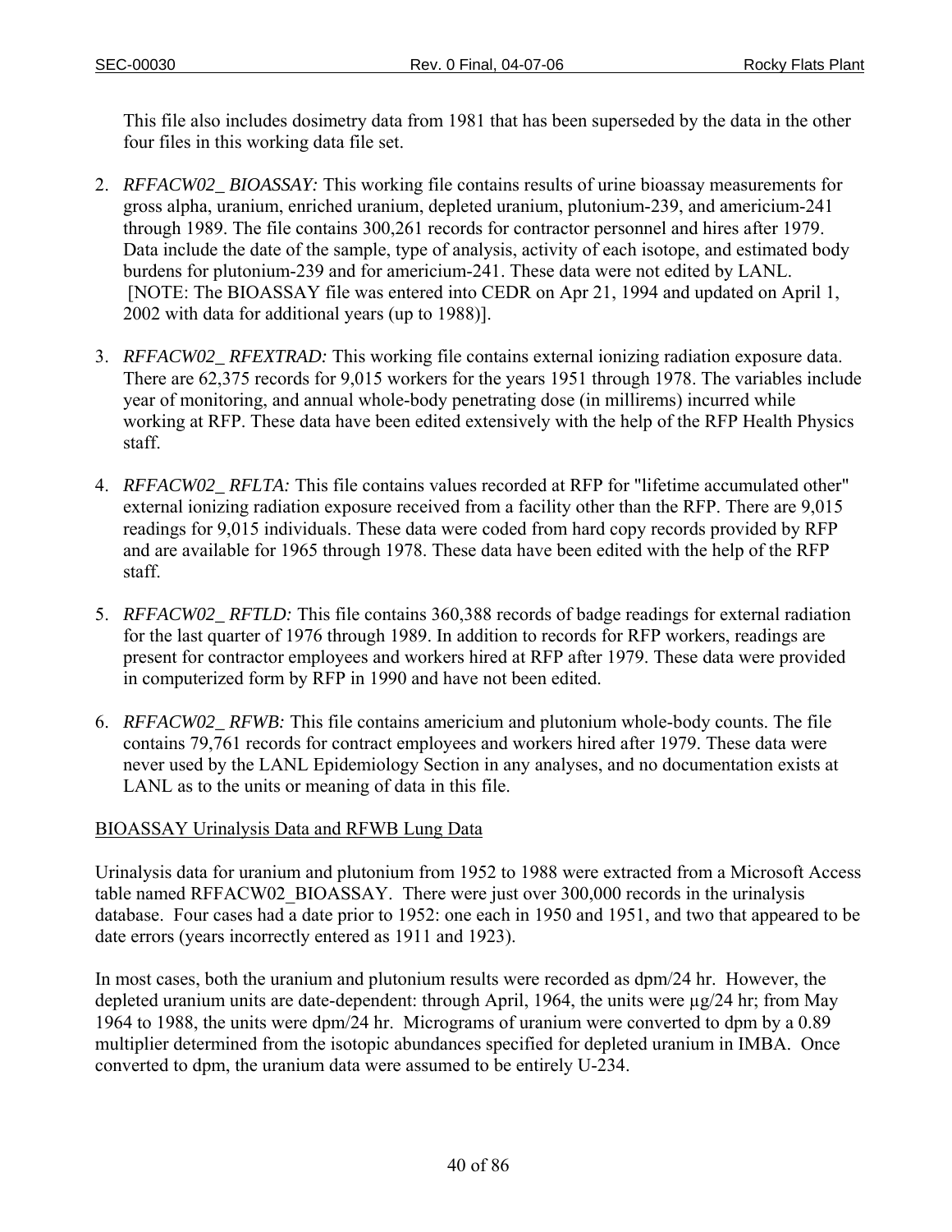This file also includes dosimetry data from 1981 that has been superseded by the data in the other four files in this working data file set.

2. *RFFACW02_ BIOASSAY:* This working file contains results of urine bioassay measurements for gross alpha, uranium, enriched uranium, depleted uranium, plutonium-239, and americium-241 through 1989. The file contains 300,261 records for contractor personnel and hires after 1979. Data include the date of the sample, type of analysis, activity of each isotope, and estimated body burdens for plutonium-239 and for americium-241. These data were not edited by LANL. [NOTE: The BIOASSAY file was entered into CEDR on Apr 21, 1994 and updated on April 1, 2002 with data for additional years (up to 1988)].

3. *RFFACW02_ RFEXTRAD:* This working file contains external ionizing radiation exposure data. There are 62,375 records for 9,015 workers for the years 1951 through 1978. The variables include year of monitoring, and annual whole-body penetrating dose (in millirems) incurred while working at RFP. These data have been edited extensively with the help of the RFP Health Physics staff.

4. *RFFACW02_ RFLTA:* This file contains values recorded at RFP for "lifetime accumulated other" external ionizing radiation exposure received from a facility other than the RFP. There are 9,015 readings for 9,015 individuals. These data were coded from hard copy records provided by RFP and are available for 1965 through 1978. These data have been edited with the help of the RFP staff.

5. *RFFACW02_ RFTLD:* This file contains 360,388 records of badge readings for external radiation for the last quarter of 1976 through 1989. In addition to records for RFP workers, readings are present for contractor employees and workers hired at RFP after 1979. These data were provided in computerized form by RFP in 1990 and have not been edited.

6. *RFFACW02_ RFWB:* This file contains americium and plutonium whole-body counts. The file contains 79,761 records for contract employees and workers hired after 1979. These data were never used by the LANL Epidemiology Section in any analyses, and no documentation exists at LANL as to the units or meaning of data in this file.

BIOASSAY Urinalysis Data and RFWB Lung Data

Urinalysis data for uranium and plutonium from 1952 to 1988 were extracted from a Microsoft Access table named RFFACW02_BIOASSAY. There were just over 300,000 records in the urinalysis database. Four cases had a date prior to 1952: one each in 1950 and 1951, and two that appeared to be date errors (years incorrectly entered as 1911 and 1923).

In most cases, both the uranium and plutonium results were recorded as dpm/24 hr. However, the depleted uranium units are date-dependent: through April, 1964, the units were μg/24 hr; from May 1964 to 1988, the units were dpm/24 hr. Micrograms of uranium were converted to dpm by a 0.89 multiplier determined from the isotopic abundances specified for depleted uranium in IMBA. Once converted to dpm, the uranium data were assumed to be entirely U-234.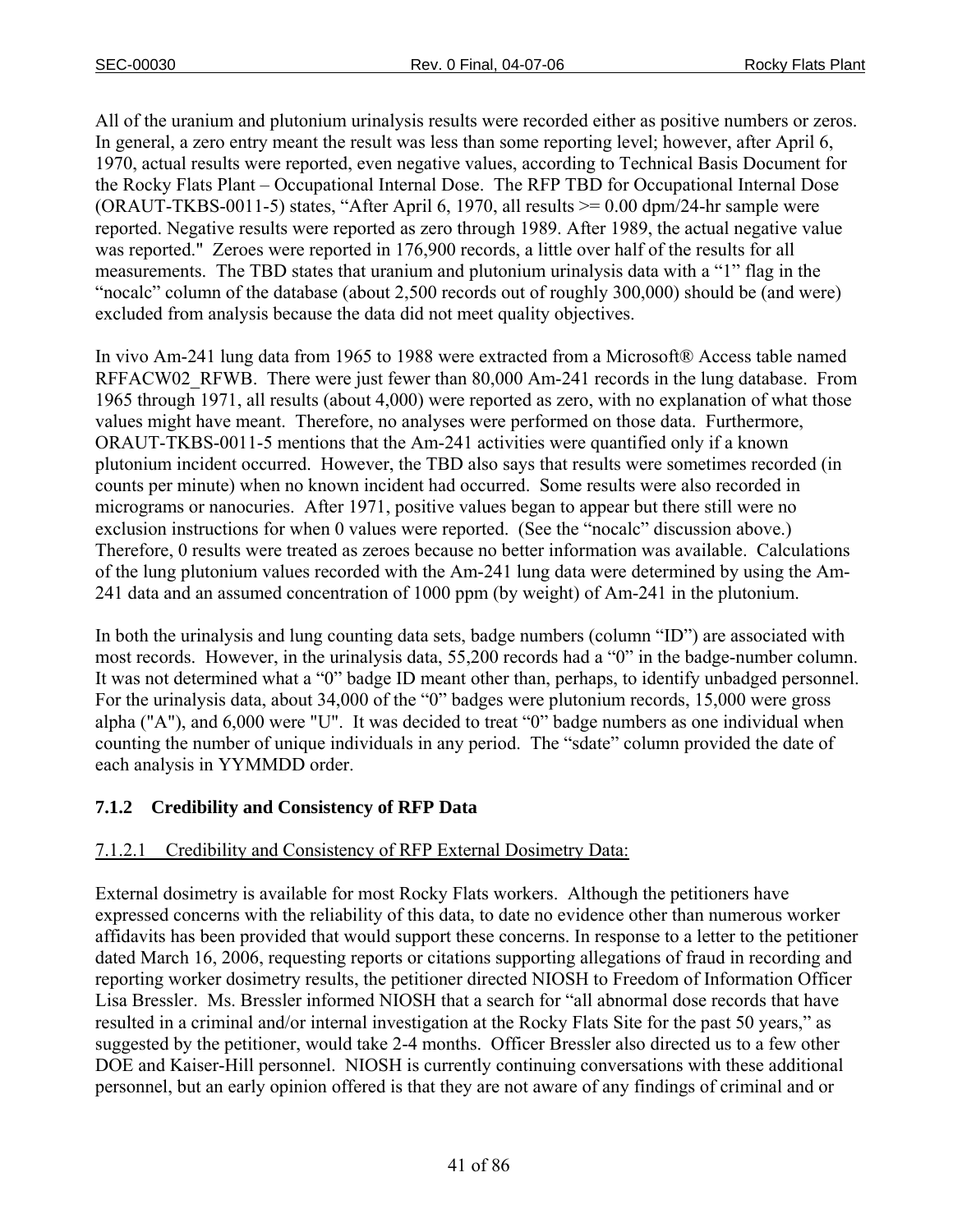All of the uranium and plutonium urinalysis results were recorded either as positive numbers or zeros. In general, a zero entry meant the result was less than some reporting level; however, after April 6, 1970, actual results were reported, even negative values, according to Technical Basis Document for the Rocky Flats Plant – Occupational Internal Dose. The RFP TBD for Occupational Internal Dose (ORAUT-TKBS-0011-5) states, "After April 6, 1970, all results >= 0.00 dpm/24-hr sample were reported. Negative results were reported as zero through 1989. After 1989, the actual negative value was reported." Zeroes were reported in 176,900 records, a little over half of the results for all measurements. The TBD states that uranium and plutonium urinalysis data with a "1" flag in the "nocalc" column of the database (about 2,500 records out of roughly 300,000) should be (and were) excluded from analysis because the data did not meet quality objectives.

In vivo Am-241 lung data from 1965 to 1988 were extracted from a Microsoft® Access table named RFFACW02_RFWB. There were just fewer than 80,000 Am-241 records in the lung database. From 1965 through 1971, all results (about 4,000) were reported as zero, with no explanation of what those values might have meant. Therefore, no analyses were performed on those data. Furthermore, ORAUT-TKBS-0011-5 mentions that the Am-241 activities were quantified only if a known plutonium incident occurred. However, the TBD also says that results were sometimes recorded (in counts per minute) when no known incident had occurred. Some results were also recorded in micrograms or nanocuries. After 1971, positive values began to appear but there still were no exclusion instructions for when 0 values were reported. (See the "nocalc" discussion above.) Therefore, 0 results were treated as zeroes because no better information was available. Calculations of the lung plutonium values recorded with the Am-241 lung data were determined by using the Am-241 data and an assumed concentration of 1000 ppm (by weight) of Am-241 in the plutonium.

In both the urinalysis and lung counting data sets, badge numbers (column "ID") are associated with most records. However, in the urinalysis data, 55,200 records had a "0" in the badge-number column. It was not determined what a "0" badge ID meant other than, perhaps, to identify unbadged personnel. For the urinalysis data, about 34,000 of the "0" badges were plutonium records, 15,000 were gross alpha ("A"), and 6,000 were "U". It was decided to treat "0" badge numbers as one individual when counting the number of unique individuals in any period. The "sdate" column provided the date of each analysis in YYMMDD order.

### 7.1.2 Credibility and Consistency of RFP Data

#### 7.1.2.1 Credibility and Consistency of RFP External Dosimetry Data:

External dosimetry is available for most Rocky Flats workers. Although the petitioners have expressed concerns with the reliability of this data, to date no evidence other than numerous worker affidavits has been provided that would support these concerns. In response to a letter to the petitioner dated March 16, 2006, requesting reports or citations supporting allegations of fraud in recording and reporting worker dosimetry results, the petitioner directed NIOSH to Freedom of Information Officer Lisa Bressler. Ms. Bressler informed NIOSH that a search for "all abnormal dose records that have resulted in a criminal and/or internal investigation at the Rocky Flats Site for the past 50 years," as suggested by the petitioner, would take 2-4 months. Officer Bressler also directed us to a few other DOE and Kaiser-Hill personnel. NIOSH is currently continuing conversations with these additional personnel, but an early opinion offered is that they are not aware of any findings of criminal and or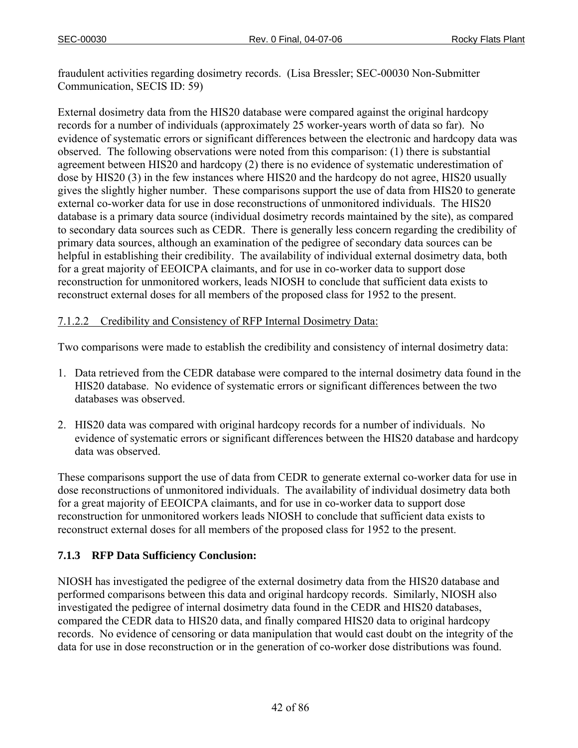fraudulent activities regarding dosimetry records. (Lisa Bressler; SEC-00030 Non-Submitter Communication, SECIS ID: 59)

External dosimetry data from the HIS20 database were compared against the original hardcopy records for a number of individuals (approximately 25 worker-years worth of data so far). No evidence of systematic errors or significant differences between the electronic and hardcopy data was observed. The following observations were noted from this comparison: (1) there is substantial agreement between HIS20 and hardcopy (2) there is no evidence of systematic underestimation of dose by HIS20 (3) in the few instances where HIS20 and the hardcopy do not agree, HIS20 usually gives the slightly higher number. These comparisons support the use of data from HIS20 to generate external co-worker data for use in dose reconstructions of unmonitored individuals. The HIS20 database is a primary data source (individual dosimetry records maintained by the site), as compared to secondary data sources such as CEDR. There is generally less concern regarding the credibility of primary data sources, although an examination of the pedigree of secondary data sources can be helpful in establishing their credibility. The availability of individual external dosimetry data, both for a great majority of EEOICPA claimants, and for use in co-worker data to support dose reconstruction for unmonitored workers, leads NIOSH to conclude that sufficient data exists to reconstruct external doses for all members of the proposed class for 1952 to the present.

#### 7.1.2.2 Credibility and Consistency of RFP Internal Dosimetry Data:

Two comparisons were made to establish the credibility and consistency of internal dosimetry data:

1. Data retrieved from the CEDR database were compared to the internal dosimetry data found in the HIS20 database. No evidence of systematic errors or significant differences between the two databases was observed.

2. HIS20 data was compared with original hardcopy records for a number of individuals. No evidence of systematic errors or significant differences between the HIS20 database and hardcopy data was observed.

These comparisons support the use of data from CEDR to generate external co-worker data for use in dose reconstructions of unmonitored individuals. The availability of individual dosimetry data both for a great majority of EEOICPA claimants, and for use in co-worker data to support dose reconstruction for unmonitored workers leads NIOSH to conclude that sufficient data exists to reconstruct external doses for all members of the proposed class for 1952 to the present.

### 7.1.3 RFP Data Sufficiency Conclusion:

NIOSH has investigated the pedigree of the external dosimetry data from the HIS20 database and performed comparisons between this data and original hardcopy records. Similarly, NIOSH also investigated the pedigree of internal dosimetry data found in the CEDR and HIS20 databases, compared the CEDR data to HIS20 data, and finally compared HIS20 data to original hardcopy records. No evidence of censoring or data manipulation that would cast doubt on the integrity of the data for use in dose reconstruction or in the generation of co-worker dose distributions was found.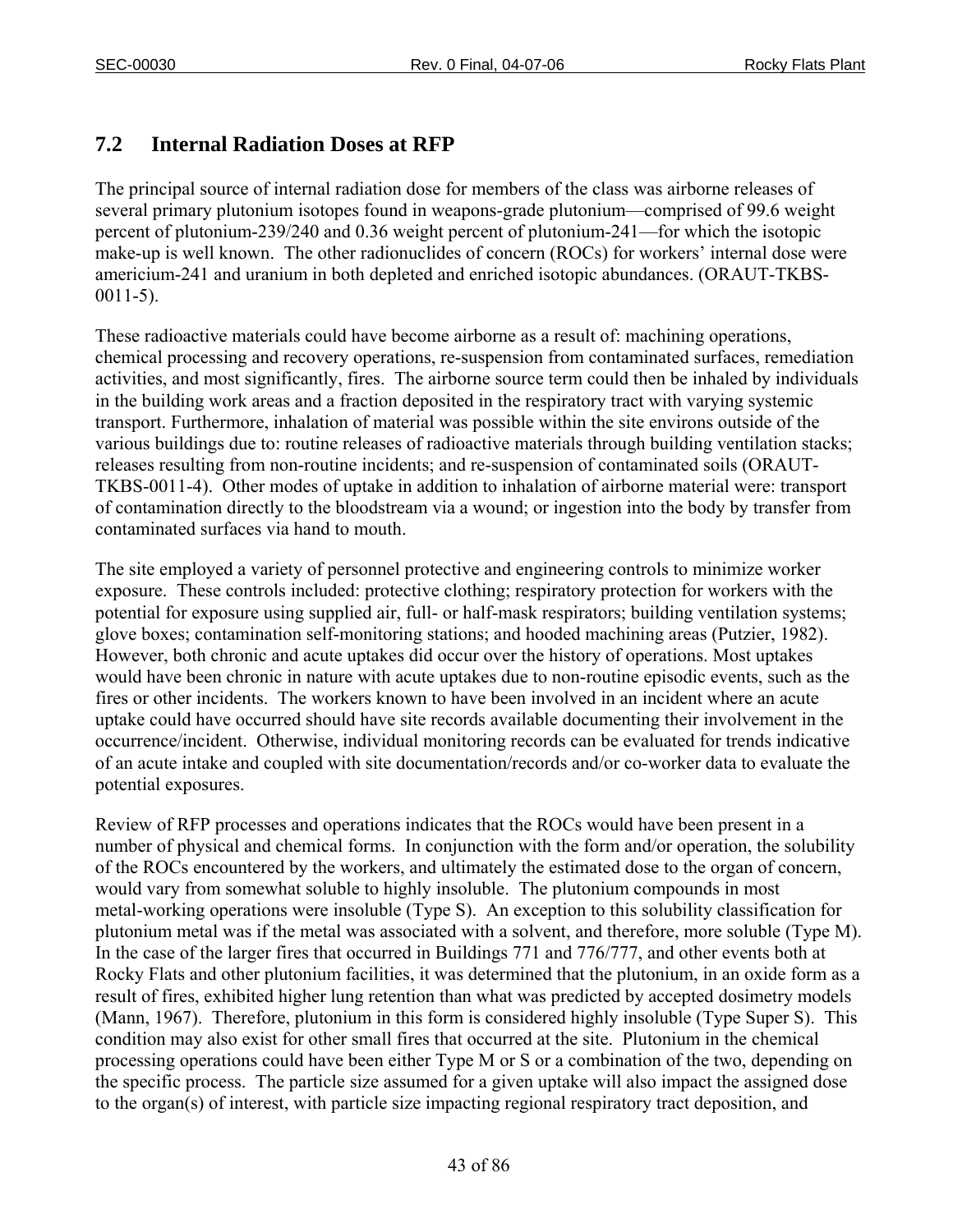## 7.2 Internal Radiation Doses at RFP

The principal source of internal radiation dose for members of the class was airborne releases of several primary plutonium isotopes found in weapons-grade plutonium—comprised of 99.6 weight percent of plutonium-239/240 and 0.36 weight percent of plutonium-241—for which the isotopic make-up is well known. The other radionuclides of concern (ROCs) for workers' internal dose were americium-241 and uranium in both depleted and enriched isotopic abundances. (ORAUT-TKBS-0011-5).

These radioactive materials could have become airborne as a result of: machining operations, chemical processing and recovery operations, re-suspension from contaminated surfaces, remediation activities, and most significantly, fires. The airborne source term could then be inhaled by individuals in the building work areas and a fraction deposited in the respiratory tract with varying systemic transport. Furthermore, inhalation of material was possible within the site environs outside of the various buildings due to: routine releases of radioactive materials through building ventilation stacks; releases resulting from non-routine incidents; and re-suspension of contaminated soils (ORAUT-TKBS-0011-4). Other modes of uptake in addition to inhalation of airborne material were: transport of contamination directly to the bloodstream via a wound; or ingestion into the body by transfer from contaminated surfaces via hand to mouth.

The site employed a variety of personnel protective and engineering controls to minimize worker exposure. These controls included: protective clothing; respiratory protection for workers with the potential for exposure using supplied air, full- or half-mask respirators; building ventilation systems; glove boxes; contamination self-monitoring stations; and hooded machining areas (Putzier, 1982). However, both chronic and acute uptakes did occur over the history of operations. Most uptakes would have been chronic in nature with acute uptakes due to non-routine episodic events, such as the fires or other incidents. The workers known to have been involved in an incident where an acute uptake could have occurred should have site records available documenting their involvement in the occurrence/incident. Otherwise, individual monitoring records can be evaluated for trends indicative of an acute intake and coupled with site documentation/records and/or co-worker data to evaluate the potential exposures.

Review of RFP processes and operations indicates that the ROCs would have been present in a number of physical and chemical forms. In conjunction with the form and/or operation, the solubility of the ROCs encountered by the workers, and ultimately the estimated dose to the organ of concern, would vary from somewhat soluble to highly insoluble. The plutonium compounds in most metal-working operations were insoluble (Type S). An exception to this solubility classification for plutonium metal was if the metal was associated with a solvent, and therefore, more soluble (Type M). In the case of the larger fires that occurred in Buildings 771 and 776/777, and other events both at Rocky Flats and other plutonium facilities, it was determined that the plutonium, in an oxide form as a result of fires, exhibited higher lung retention than what was predicted by accepted dosimetry models (Mann, 1967). Therefore, plutonium in this form is considered highly insoluble (Type Super S). This condition may also exist for other small fires that occurred at the site. Plutonium in the chemical processing operations could have been either Type M or S or a combination of the two, depending on the specific process. The particle size assumed for a given uptake will also impact the assigned dose to the organ(s) of interest, with particle size impacting regional respiratory tract deposition, and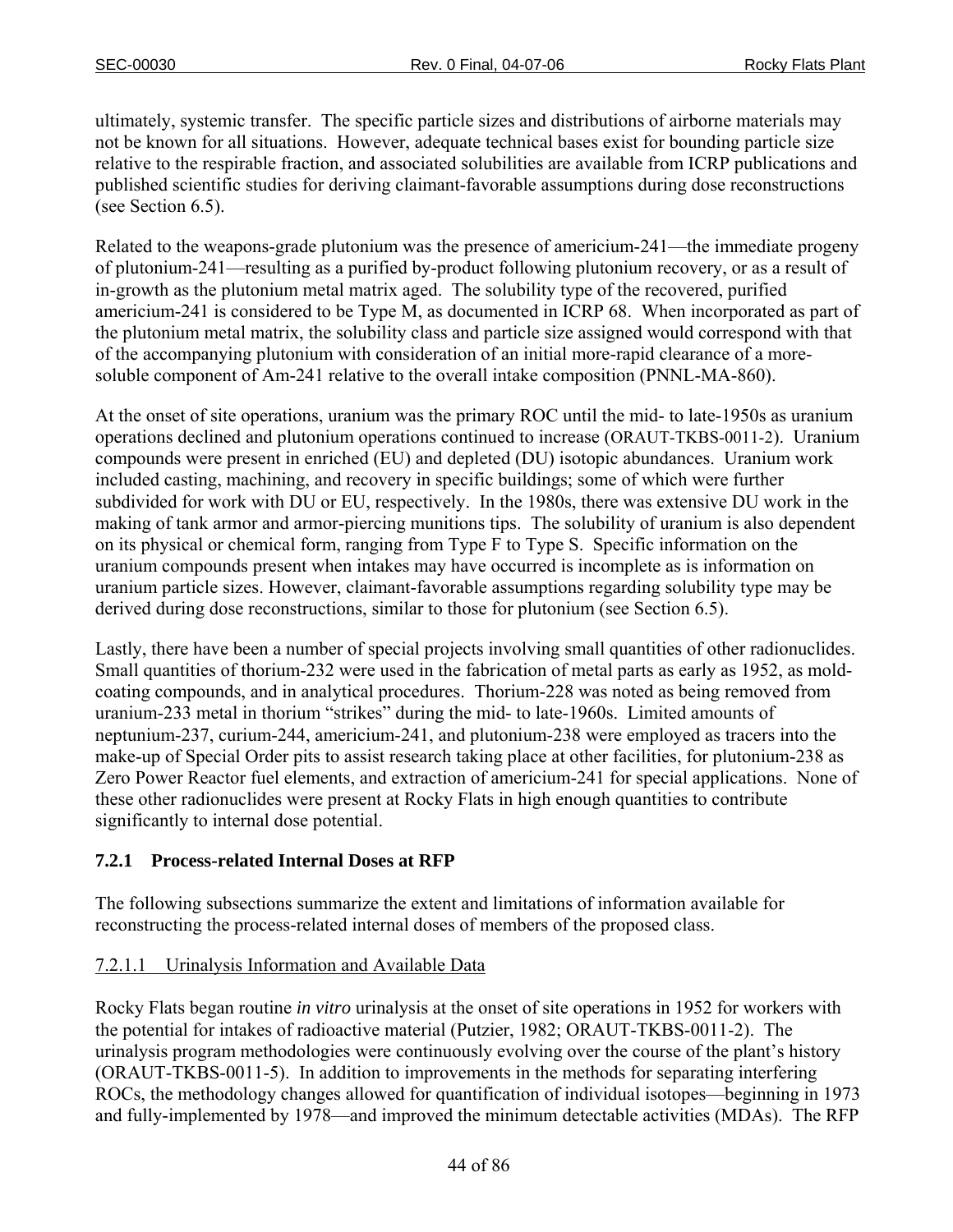ultimately, systemic transfer. The specific particle sizes and distributions of airborne materials may not be known for all situations. However, adequate technical bases exist for bounding particle size relative to the respirable fraction, and associated solubilities are available from ICRP publications and published scientific studies for deriving claimant-favorable assumptions during dose reconstructions (see Section 6.5).

Related to the weapons-grade plutonium was the presence of americium-241—the immediate progeny of plutonium-241—resulting as a purified by-product following plutonium recovery, or as a result of in-growth as the plutonium metal matrix aged. The solubility type of the recovered, purified americium-241 is considered to be Type M, as documented in ICRP 68. When incorporated as part of the plutonium metal matrix, the solubility class and particle size assigned would correspond with that of the accompanying plutonium with consideration of an initial more-rapid clearance of a more-soluble component of Am-241 relative to the overall intake composition (PNNL-MA-860).

At the onset of site operations, uranium was the primary ROC until the mid- to late-1950s as uranium operations declined and plutonium operations continued to increase (ORAUT-TKBS-0011-2). Uranium compounds were present in enriched (EU) and depleted (DU) isotopic abundances. Uranium work included casting, machining, and recovery in specific buildings; some of which were further subdivided for work with DU or EU, respectively. In the 1980s, there was extensive DU work in the making of tank armor and armor-piercing munitions tips. The solubility of uranium is also dependent on its physical or chemical form, ranging from Type F to Type S. Specific information on the uranium compounds present when intakes may have occurred is incomplete as is information on uranium particle sizes. However, claimant-favorable assumptions regarding solubility type may be derived during dose reconstructions, similar to those for plutonium (see Section 6.5).

Lastly, there have been a number of special projects involving small quantities of other radionuclides. Small quantities of thorium-232 were used in the fabrication of metal parts as early as 1952, as mold-coating compounds, and in analytical procedures. Thorium-228 was noted as being removed from uranium-233 metal in thorium "strikes" during the mid- to late-1960s. Limited amounts of neptunium-237, curium-244, americium-241, and plutonium-238 were employed as tracers into the make-up of Special Order pits to assist research taking place at other facilities, for plutonium-238 as Zero Power Reactor fuel elements, and extraction of americium-241 for special applications. None of these other radionuclides were present at Rocky Flats in high enough quantities to contribute significantly to internal dose potential.

### 7.2.1 Process-related Internal Doses at RFP

The following subsections summarize the extent and limitations of information available for reconstructing the process-related internal doses of members of the proposed class.

#### 7.2.1.1 Urinalysis Information and Available Data

Rocky Flats began routine *in vitro* urinalysis at the onset of site operations in 1952 for workers with the potential for intakes of radioactive material (Putzier, 1982; ORAUT-TKBS-0011-2). The urinalysis program methodologies were continuously evolving over the course of the plant's history (ORAUT-TKBS-0011-5). In addition to improvements in the methods for separating interfering ROCs, the methodology changes allowed for quantification of individual isotopes—beginning in 1973 and fully-implemented by 1978—and improved the minimum detectable activities (MDAs). The RFP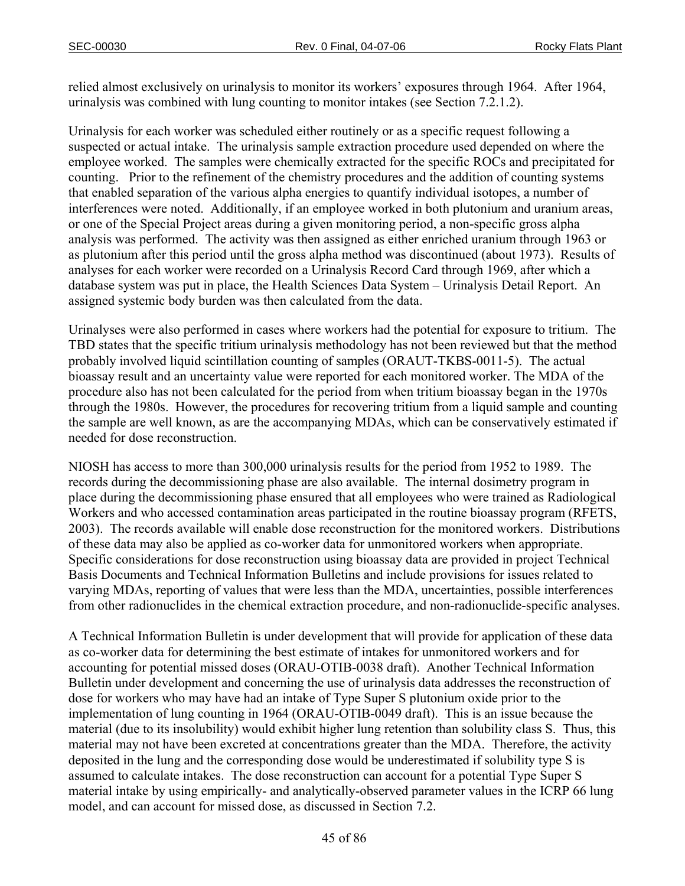relied almost exclusively on urinalysis to monitor its workers' exposures through 1964. After 1964, urinalysis was combined with lung counting to monitor intakes (see Section 7.2.1.2).

Urinalysis for each worker was scheduled either routinely or as a specific request following a suspected or actual intake. The urinalysis sample extraction procedure used depended on where the employee worked. The samples were chemically extracted for the specific ROCs and precipitated for counting. Prior to the refinement of the chemistry procedures and the addition of counting systems that enabled separation of the various alpha energies to quantify individual isotopes, a number of interferences were noted. Additionally, if an employee worked in both plutonium and uranium areas, or one of the Special Project areas during a given monitoring period, a non-specific gross alpha analysis was performed. The activity was then assigned as either enriched uranium through 1963 or as plutonium after this period until the gross alpha method was discontinued (about 1973). Results of analyses for each worker were recorded on a Urinalysis Record Card through 1969, after which a database system was put in place, the Health Sciences Data System – Urinalysis Detail Report. An assigned systemic body burden was then calculated from the data.

Urinalyses were also performed in cases where workers had the potential for exposure to tritium. The TBD states that the specific tritium urinalysis methodology has not been reviewed but that the method probably involved liquid scintillation counting of samples (ORAUT-TKBS-0011-5). The actual bioassay result and an uncertainty value were reported for each monitored worker. The MDA of the procedure also has not been calculated for the period from when tritium bioassay began in the 1970s through the 1980s. However, the procedures for recovering tritium from a liquid sample and counting the sample are well known, as are the accompanying MDAs, which can be conservatively estimated if needed for dose reconstruction.

NIOSH has access to more than 300,000 urinalysis results for the period from 1952 to 1989. The records during the decommissioning phase are also available. The internal dosimetry program in place during the decommissioning phase ensured that all employees who were trained as Radiological Workers and who accessed contamination areas participated in the routine bioassay program (RFETS, 2003). The records available will enable dose reconstruction for the monitored workers. Distributions of these data may also be applied as co-worker data for unmonitored workers when appropriate. Specific considerations for dose reconstruction using bioassay data are provided in project Technical Basis Documents and Technical Information Bulletins and include provisions for issues related to varying MDAs, reporting of values that were less than the MDA, uncertainties, possible interferences from other radionuclides in the chemical extraction procedure, and non-radionuclide-specific analyses.

A Technical Information Bulletin is under development that will provide for application of these data as co-worker data for determining the best estimate of intakes for unmonitored workers and for accounting for potential missed doses (ORAU-OTIB-0038 draft). Another Technical Information Bulletin under development and concerning the use of urinalysis data addresses the reconstruction of dose for workers who may have had an intake of Type Super S plutonium oxide prior to the implementation of lung counting in 1964 (ORAU-OTIB-0049 draft). This is an issue because the material (due to its insolubility) would exhibit higher lung retention than solubility class S. Thus, this material may not have been excreted at concentrations greater than the MDA. Therefore, the activity deposited in the lung and the corresponding dose would be underestimated if solubility type S is assumed to calculate intakes. The dose reconstruction can account for a potential Type Super S material intake by using empirically- and analytically-observed parameter values in the ICRP 66 lung model, and can account for missed dose, as discussed in Section 7.2.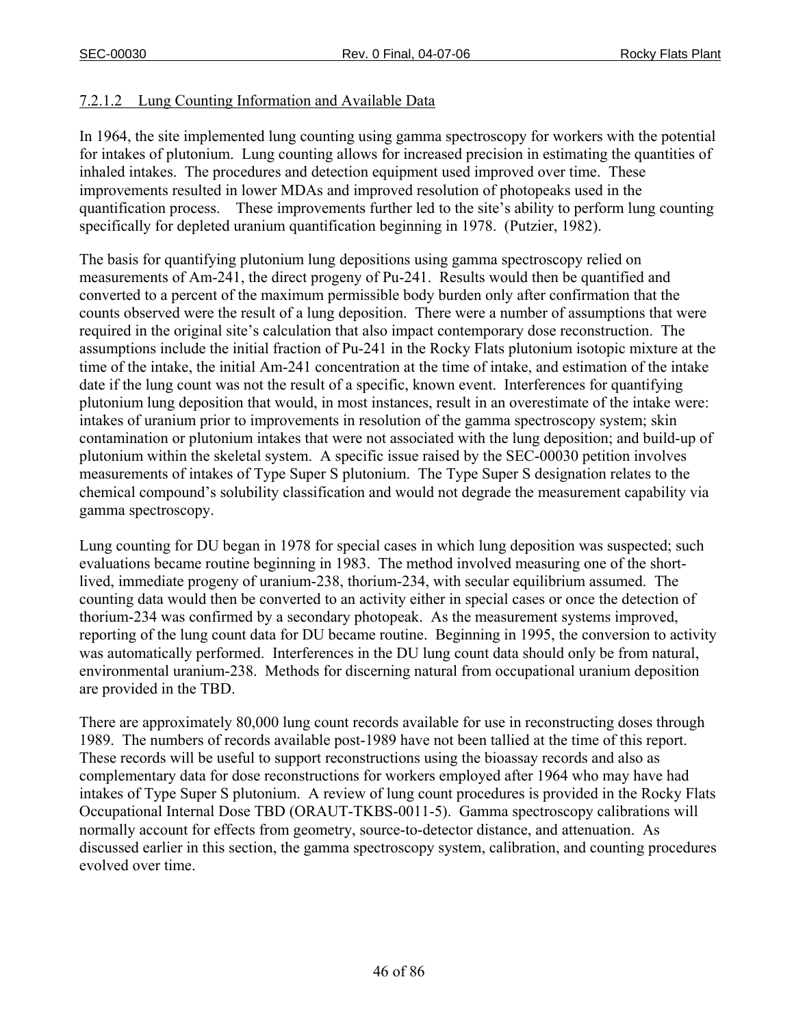#### 7.2.1.2 Lung Counting Information and Available Data

In 1964, the site implemented lung counting using gamma spectroscopy for workers with the potential for intakes of plutonium. Lung counting allows for increased precision in estimating the quantities of inhaled intakes. The procedures and detection equipment used improved over time. These improvements resulted in lower MDAs and improved resolution of photopeaks used in the quantification process. These improvements further led to the site's ability to perform lung counting specifically for depleted uranium quantification beginning in 1978. (Putzier, 1982).

The basis for quantifying plutonium lung depositions using gamma spectroscopy relied on measurements of Am-241, the direct progeny of Pu-241. Results would then be quantified and converted to a percent of the maximum permissible body burden only after confirmation that the counts observed were the result of a lung deposition. There were a number of assumptions that were required in the original site's calculation that also impact contemporary dose reconstruction. The assumptions include the initial fraction of Pu-241 in the Rocky Flats plutonium isotopic mixture at the time of the intake, the initial Am-241 concentration at the time of intake, and estimation of the intake date if the lung count was not the result of a specific, known event. Interferences for quantifying plutonium lung deposition that would, in most instances, result in an overestimate of the intake were: intakes of uranium prior to improvements in resolution of the gamma spectroscopy system; skin contamination or plutonium intakes that were not associated with the lung deposition; and build-up of plutonium within the skeletal system. A specific issue raised by the SEC-00030 petition involves measurements of intakes of Type Super S plutonium. The Type Super S designation relates to the chemical compound's solubility classification and would not degrade the measurement capability via gamma spectroscopy.

Lung counting for DU began in 1978 for special cases in which lung deposition was suspected; such evaluations became routine beginning in 1983. The method involved measuring one of the short-lived, immediate progeny of uranium-238, thorium-234, with secular equilibrium assumed. The counting data would then be converted to an activity either in special cases or once the detection of thorium-234 was confirmed by a secondary photopeak. As the measurement systems improved, reporting of the lung count data for DU became routine. Beginning in 1995, the conversion to activity was automatically performed. Interferences in the DU lung count data should only be from natural, environmental uranium-238. Methods for discerning natural from occupational uranium deposition are provided in the TBD.

There are approximately 80,000 lung count records available for use in reconstructing doses through 1989. The numbers of records available post-1989 have not been tallied at the time of this report. These records will be useful to support reconstructions using the bioassay records and also as complementary data for dose reconstructions for workers employed after 1964 who may have had intakes of Type Super S plutonium. A review of lung count procedures is provided in the Rocky Flats Occupational Internal Dose TBD (ORAUT-TKBS-0011-5). Gamma spectroscopy calibrations will normally account for effects from geometry, source-to-detector distance, and attenuation. As discussed earlier in this section, the gamma spectroscopy system, calibration, and counting procedures evolved over time.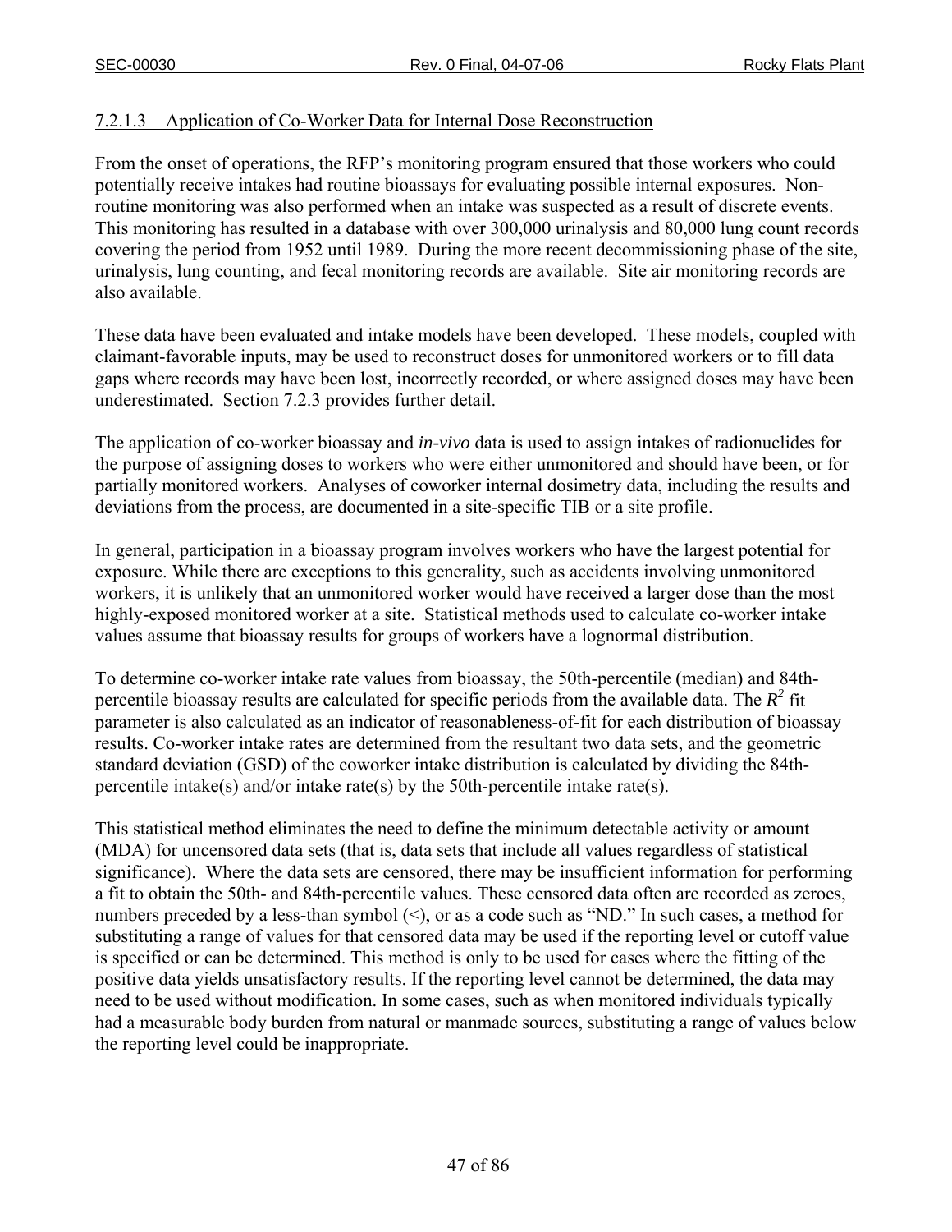#### 7.2.1.3 Application of Co-Worker Data for Internal Dose Reconstruction

From the onset of operations, the RFP's monitoring program ensured that those workers who could potentially receive intakes had routine bioassays for evaluating possible internal exposures. Non-routine monitoring was also performed when an intake was suspected as a result of discrete events. This monitoring has resulted in a database with over 300,000 urinalysis and 80,000 lung count records covering the period from 1952 until 1989. During the more recent decommissioning phase of the site, urinalysis, lung counting, and fecal monitoring records are available. Site air monitoring records are also available.

These data have been evaluated and intake models have been developed. These models, coupled with claimant-favorable inputs, may be used to reconstruct doses for unmonitored workers or to fill data gaps where records may have been lost, incorrectly recorded, or where assigned doses may have been underestimated. Section 7.2.3 provides further detail.

The application of co-worker bioassay and *in-vivo* data is used to assign intakes of radionuclides for the purpose of assigning doses to workers who were either unmonitored and should have been, or for partially monitored workers. Analyses of coworker internal dosimetry data, including the results and deviations from the process, are documented in a site-specific TIB or a site profile.

In general, participation in a bioassay program involves workers who have the largest potential for exposure. While there are exceptions to this generality, such as accidents involving unmonitored workers, it is unlikely that an unmonitored worker would have received a larger dose than the most highly-exposed monitored worker at a site. Statistical methods used to calculate co-worker intake values assume that bioassay results for groups of workers have a lognormal distribution.

To determine co-worker intake rate values from bioassay, the 50th-percentile (median) and 84th-percentile bioassay results are calculated for specific periods from the available data. The $R^2$ fit parameter is also calculated as an indicator of reasonableness-of-fit for each distribution of bioassay results. Co-worker intake rates are determined from the resultant two data sets, and the geometric standard deviation (GSD) of the coworker intake distribution is calculated by dividing the 84th-percentile intake(s) and/or intake rate(s) by the 50th-percentile intake rate(s).

This statistical method eliminates the need to define the minimum detectable activity or amount (MDA) for uncensored data sets (that is, data sets that include all values regardless of statistical significance). Where the data sets are censored, there may be insufficient information for performing a fit to obtain the 50th- and 84th-percentile values. These censored data often are recorded as zeroes, numbers preceded by a less-than symbol (<), or as a code such as "ND." In such cases, a method for substituting a range of values for that censored data may be used if the reporting level or cutoff value is specified or can be determined. This method is only to be used for cases where the fitting of the positive data yields unsatisfactory results. If the reporting level cannot be determined, the data may need to be used without modification. In some cases, such as when monitored individuals typically had a measurable body burden from natural or manmade sources, substituting a range of values below the reporting level could be inappropriate.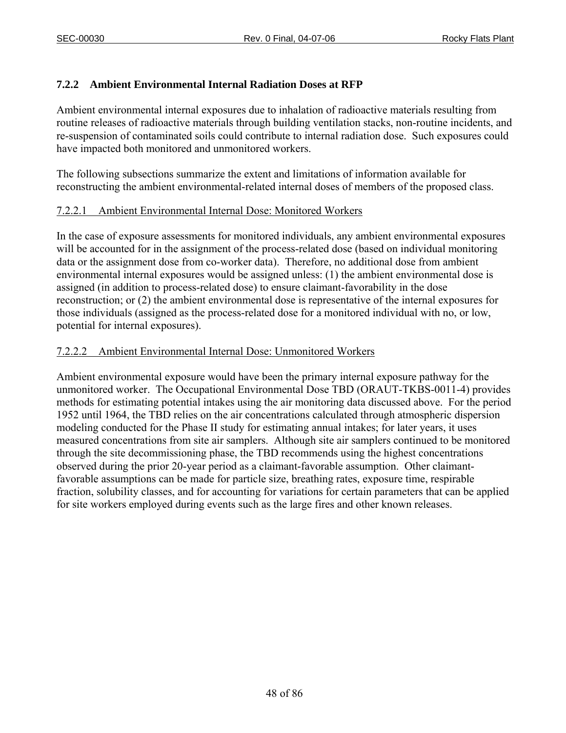### 7.2.2 Ambient Environmental Internal Radiation Doses at RFP

Ambient environmental internal exposures due to inhalation of radioactive materials resulting from routine releases of radioactive materials through building ventilation stacks, non-routine incidents, and re-suspension of contaminated soils could contribute to internal radiation dose. Such exposures could have impacted both monitored and unmonitored workers.

The following subsections summarize the extent and limitations of information available for reconstructing the ambient environmental-related internal doses of members of the proposed class.

#### 7.2.2.1 Ambient Environmental Internal Dose: Monitored Workers

In the case of exposure assessments for monitored individuals, any ambient environmental exposures will be accounted for in the assignment of the process-related dose (based on individual monitoring data or the assignment dose from co-worker data). Therefore, no additional dose from ambient environmental internal exposures would be assigned unless: (1) the ambient environmental dose is assigned (in addition to process-related dose) to ensure claimant-favorability in the dose reconstruction; or (2) the ambient environmental dose is representative of the internal exposures for those individuals (assigned as the process-related dose for a monitored individual with no, or low, potential for internal exposures).

#### 7.2.2.2 Ambient Environmental Internal Dose: Unmonitored Workers

Ambient environmental exposure would have been the primary internal exposure pathway for the unmonitored worker. The Occupational Environmental Dose TBD (ORAUT-TKBS-0011-4) provides methods for estimating potential intakes using the air monitoring data discussed above. For the period 1952 until 1964, the TBD relies on the air concentrations calculated through atmospheric dispersion modeling conducted for the Phase II study for estimating annual intakes; for later years, it uses measured concentrations from site air samplers. Although site air samplers continued to be monitored through the site decommissioning phase, the TBD recommends using the highest concentrations observed during the prior 20-year period as a claimant-favorable assumption. Other claimant-favorable assumptions can be made for particle size, breathing rates, exposure time, respirable fraction, solubility classes, and for accounting for variations for certain parameters that can be applied for site workers employed during events such as the large fires and other known releases.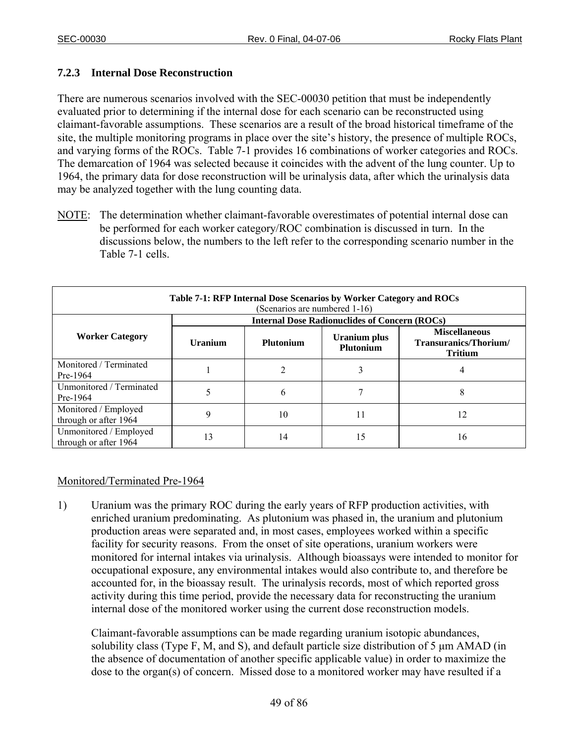### 7.2.3 Internal Dose Reconstruction

There are numerous scenarios involved with the SEC-00030 petition that must be independently evaluated prior to determining if the internal dose for each scenario can be reconstructed using claimant-favorable assumptions. These scenarios are a result of the broad historical timeframe of the site, the multiple monitoring programs in place over the site's history, the presence of multiple ROCs, and varying forms of the ROCs. Table 7-1 provides 16 combinations of worker categories and ROCs. The demarcation of 1964 was selected because it coincides with the advent of the lung counter. Up to 1964, the primary data for dose reconstruction will be urinalysis data, after which the urinalysis data may be analyzed together with the lung counting data.

NOTE: The determination whether claimant-favorable overestimates of potential internal dose can be performed for each worker category/ROC combination is discussed in turn. In the discussions below, the numbers to the left refer to the corresponding scenario number in the Table 7-1 cells.

**Table 7-1: RFP Internal Dose Scenarios by Worker Category and ROCs**
(Scenarios are numbered 1-16)

| Worker Category | Internal Dose Radionuclides of Concern (ROCs) | | | |
|---|---|---|---|---|
| | Uranium | Plutonium | Uranium plus Plutonium | Miscellaneous Transuranics/Thorium/ Tritium |
| Monitored / Terminated Pre-1964 | 1 | 2 | 3 | 4 |
| Unmonitored / Terminated Pre-1964 | 5 | 6 | 7 | 8 |
| Monitored / Employed through or after 1964 | 9 | 10 | 11 | 12 |
| Unmonitored / Employed through or after 1964 | 13 | 14 | 15 | 16 |

Monitored/Terminated Pre-1964

1) Uranium was the primary ROC during the early years of RFP production activities, with enriched uranium predominating. As plutonium was phased in, the uranium and plutonium production areas were separated and, in most cases, employees worked within a specific facility for security reasons. From the onset of site operations, uranium workers were monitored for internal intakes via urinalysis. Although bioassays were intended to monitor for occupational exposure, any environmental intakes would also contribute to, and therefore be accounted for, in the bioassay result. The urinalysis records, most of which reported gross activity during this time period, provide the necessary data for reconstructing the uranium internal dose of the monitored worker using the current dose reconstruction models.

   Claimant-favorable assumptions can be made regarding uranium isotopic abundances, solubility class (Type F, M, and S), and default particle size distribution of 5 µm AMAD (in the absence of documentation of another specific applicable value) in order to maximize the dose to the organ(s) of concern. Missed dose to a monitored worker may have resulted if a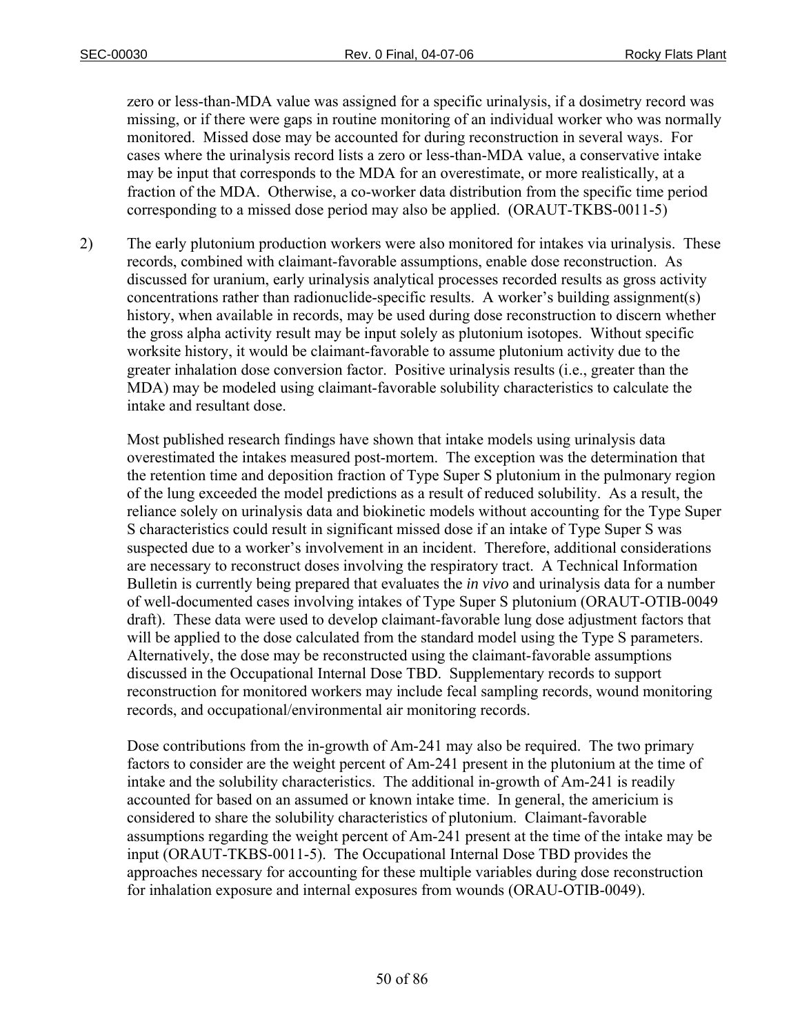zero or less-than-MDA value was assigned for a specific urinalysis, if a dosimetry record was missing, or if there were gaps in routine monitoring of an individual worker who was normally monitored. Missed dose may be accounted for during reconstruction in several ways. For cases where the urinalysis record lists a zero or less-than-MDA value, a conservative intake may be input that corresponds to the MDA for an overestimate, or more realistically, at a fraction of the MDA. Otherwise, a co-worker data distribution from the specific time period corresponding to a missed dose period may also be applied. (ORAUT-TKBS-0011-5)

2) The early plutonium production workers were also monitored for intakes via urinalysis. These records, combined with claimant-favorable assumptions, enable dose reconstruction. As discussed for uranium, early urinalysis analytical processes recorded results as gross activity concentrations rather than radionuclide-specific results. A worker's building assignment(s) history, when available in records, may be used during dose reconstruction to discern whether the gross alpha activity result may be input solely as plutonium isotopes. Without specific worksite history, it would be claimant-favorable to assume plutonium activity due to the greater inhalation dose conversion factor. Positive urinalysis results (i.e., greater than the MDA) may be modeled using claimant-favorable solubility characteristics to calculate the intake and resultant dose.

   Most published research findings have shown that intake models using urinalysis data overestimated the intakes measured post-mortem. The exception was the determination that the retention time and deposition fraction of Type Super S plutonium in the pulmonary region of the lung exceeded the model predictions as a result of reduced solubility. As a result, the reliance solely on urinalysis data and biokinetic models without accounting for the Type Super S characteristics could result in significant missed dose if an intake of Type Super S was suspected due to a worker's involvement in an incident. Therefore, additional considerations are necessary to reconstruct doses involving the respiratory tract. A Technical Information Bulletin is currently being prepared that evaluates the *in vivo* and urinalysis data for a number of well-documented cases involving intakes of Type Super S plutonium (ORAUT-OTIB-0049 draft). These data were used to develop claimant-favorable lung dose adjustment factors that will be applied to the dose calculated from the standard model using the Type S parameters. Alternatively, the dose may be reconstructed using the claimant-favorable assumptions discussed in the Occupational Internal Dose TBD. Supplementary records to support reconstruction for monitored workers may include fecal sampling records, wound monitoring records, and occupational/environmental air monitoring records.

   Dose contributions from the in-growth of Am-241 may also be required. The two primary factors to consider are the weight percent of Am-241 present in the plutonium at the time of intake and the solubility characteristics. The additional in-growth of Am-241 is readily accounted for based on an assumed or known intake time. In general, the americium is considered to share the solubility characteristics of plutonium. Claimant-favorable assumptions regarding the weight percent of Am-241 present at the time of the intake may be input (ORAUT-TKBS-0011-5). The Occupational Internal Dose TBD provides the approaches necessary for accounting for these multiple variables during dose reconstruction for inhalation exposure and internal exposures from wounds (ORAU-OTIB-0049).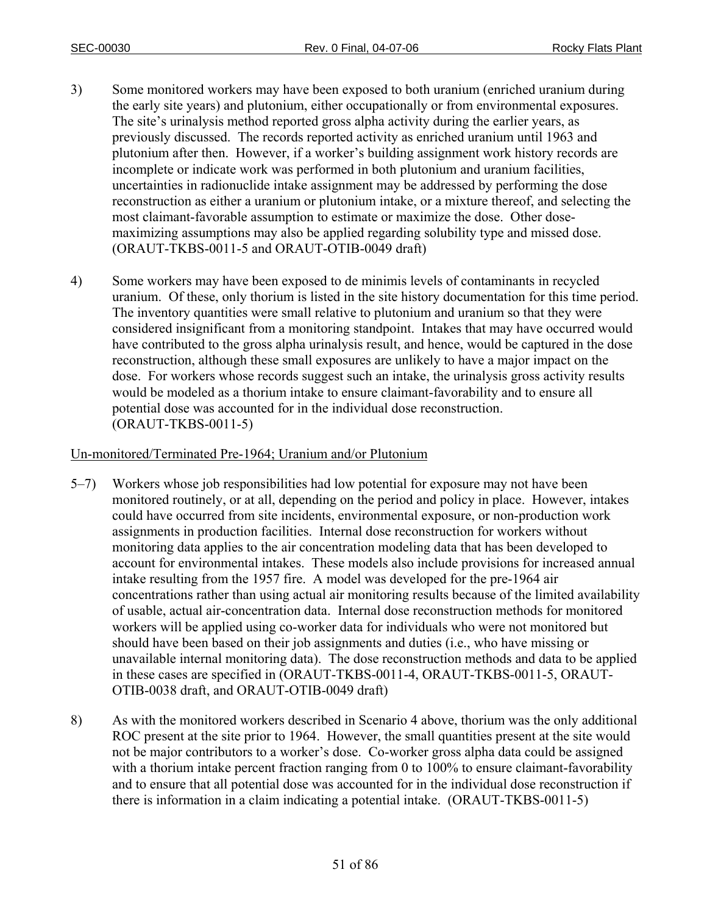3) Some monitored workers may have been exposed to both uranium (enriched uranium during the early site years) and plutonium, either occupationally or from environmental exposures. The site's urinalysis method reported gross alpha activity during the earlier years, as previously discussed. The records reported activity as enriched uranium until 1963 and plutonium after then. However, if a worker's building assignment work history records are incomplete or indicate work was performed in both plutonium and uranium facilities, uncertainties in radionuclide intake assignment may be addressed by performing the dose reconstruction as either a uranium or plutonium intake, or a mixture thereof, and selecting the most claimant-favorable assumption to estimate or maximize the dose. Other dose-maximizing assumptions may also be applied regarding solubility type and missed dose. (ORAUT-TKBS-0011-5 and ORAUT-OTIB-0049 draft)

4) Some workers may have been exposed to de minimis levels of contaminants in recycled uranium. Of these, only thorium is listed in the site history documentation for this time period. The inventory quantities were small relative to plutonium and uranium so that they were considered insignificant from a monitoring standpoint. Intakes that may have occurred would have contributed to the gross alpha urinalysis result, and hence, would be captured in the dose reconstruction, although these small exposures are unlikely to have a major impact on the dose. For workers whose records suggest such an intake, the urinalysis gross activity results would be modeled as a thorium intake to ensure claimant-favorability and to ensure all potential dose was accounted for in the individual dose reconstruction. (ORAUT-TKBS-0011-5)

Un-monitored/Terminated Pre-1964; Uranium and/or Plutonium

5–7) Workers whose job responsibilities had low potential for exposure may not have been monitored routinely, or at all, depending on the period and policy in place. However, intakes could have occurred from site incidents, environmental exposure, or non-production work assignments in production facilities. Internal dose reconstruction for workers without monitoring data applies to the air concentration modeling data that has been developed to account for environmental intakes. These models also include provisions for increased annual intake resulting from the 1957 fire. A model was developed for the pre-1964 air concentrations rather than using actual air monitoring results because of the limited availability of usable, actual air-concentration data. Internal dose reconstruction methods for monitored workers will be applied using co-worker data for individuals who were not monitored but should have been based on their job assignments and duties (i.e., who have missing or unavailable internal monitoring data). The dose reconstruction methods and data to be applied in these cases are specified in (ORAUT-TKBS-0011-4, ORAUT-TKBS-0011-5, ORAUT-OTIB-0038 draft, and ORAUT-OTIB-0049 draft)

8) As with the monitored workers described in Scenario 4 above, thorium was the only additional ROC present at the site prior to 1964. However, the small quantities present at the site would not be major contributors to a worker's dose. Co-worker gross alpha data could be assigned with a thorium intake percent fraction ranging from 0 to 100% to ensure claimant-favorability and to ensure that all potential dose was accounted for in the individual dose reconstruction if there is information in a claim indicating a potential intake. (ORAUT-TKBS-0011-5)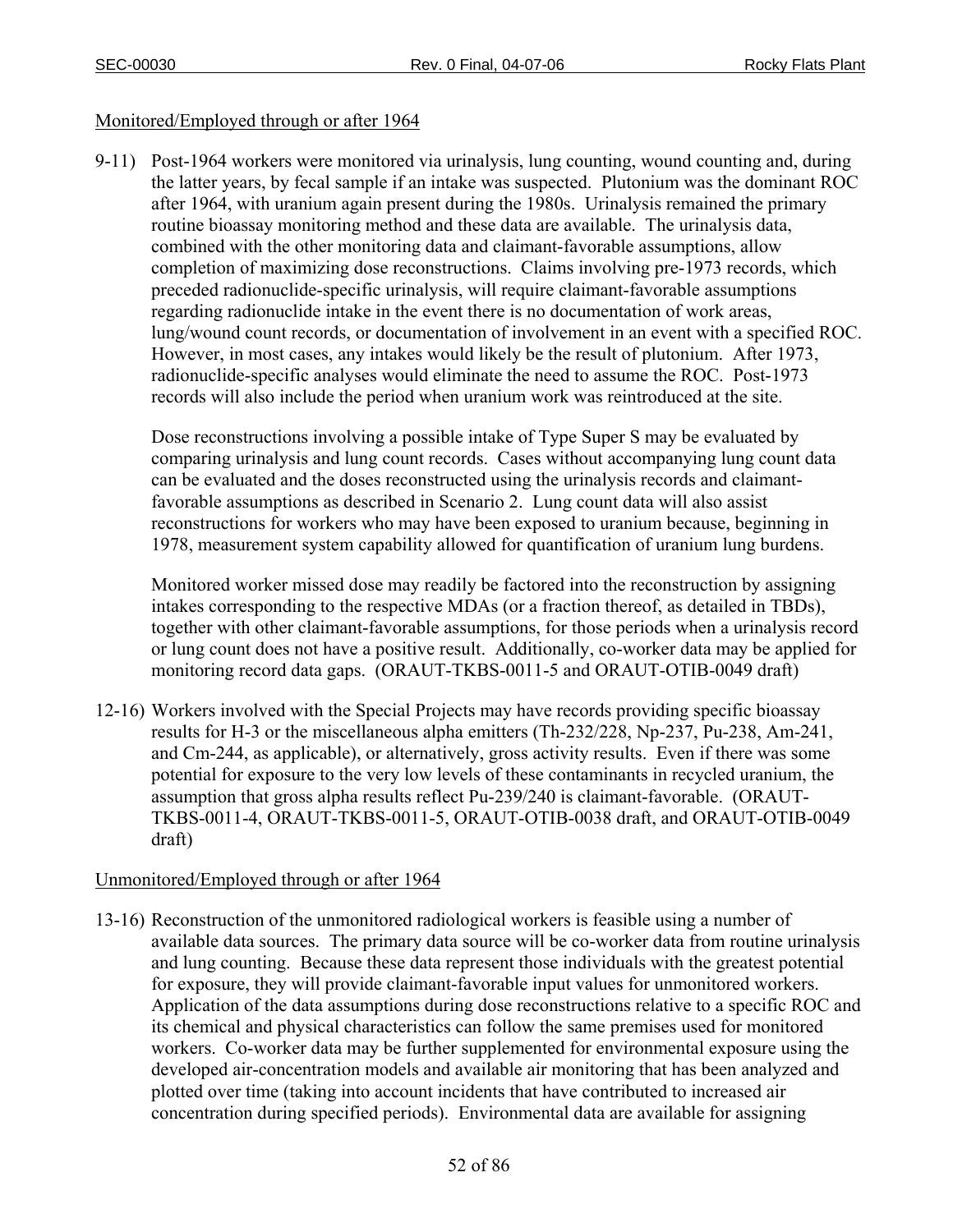Monitored/Employed through or after 1964

9-11) Post-1964 workers were monitored via urinalysis, lung counting, wound counting and, during the latter years, by fecal sample if an intake was suspected. Plutonium was the dominant ROC after 1964, with uranium again present during the 1980s. Urinalysis remained the primary routine bioassay monitoring method and these data are available. The urinalysis data, combined with the other monitoring data and claimant-favorable assumptions, allow completion of maximizing dose reconstructions. Claims involving pre-1973 records, which preceded radionuclide-specific urinalysis, will require claimant-favorable assumptions regarding radionuclide intake in the event there is no documentation of work areas, lung/wound count records, or documentation of involvement in an event with a specified ROC. However, in most cases, any intakes would likely be the result of plutonium. After 1973, radionuclide-specific analyses would eliminate the need to assume the ROC. Post-1973 records will also include the period when uranium work was reintroduced at the site.

Dose reconstructions involving a possible intake of Type Super S may be evaluated by comparing urinalysis and lung count records. Cases without accompanying lung count data can be evaluated and the doses reconstructed using the urinalysis records and claimant-favorable assumptions as described in Scenario 2. Lung count data will also assist reconstructions for workers who may have been exposed to uranium because, beginning in 1978, measurement system capability allowed for quantification of uranium lung burdens.

Monitored worker missed dose may readily be factored into the reconstruction by assigning intakes corresponding to the respective MDAs (or a fraction thereof, as detailed in TBDs), together with other claimant-favorable assumptions, for those periods when a urinalysis record or lung count does not have a positive result. Additionally, co-worker data may be applied for monitoring record data gaps. (ORAUT-TKBS-0011-5 and ORAUT-OTIB-0049 draft)

12-16) Workers involved with the Special Projects may have records providing specific bioassay results for H-3 or the miscellaneous alpha emitters (Th-232/228, Np-237, Pu-238, Am-241, and Cm-244, as applicable), or alternatively, gross activity results. Even if there was some potential for exposure to the very low levels of these contaminants in recycled uranium, the assumption that gross alpha results reflect Pu-239/240 is claimant-favorable. (ORAUT-TKBS-0011-4, ORAUT-TKBS-0011-5, ORAUT-OTIB-0038 draft, and ORAUT-OTIB-0049 draft)

Unmonitored/Employed through or after 1964

13-16) Reconstruction of the unmonitored radiological workers is feasible using a number of available data sources. The primary data source will be co-worker data from routine urinalysis and lung counting. Because these data represent those individuals with the greatest potential for exposure, they will provide claimant-favorable input values for unmonitored workers. Application of the data assumptions during dose reconstructions relative to a specific ROC and its chemical and physical characteristics can follow the same premises used for monitored workers. Co-worker data may be further supplemented for environmental exposure using the developed air-concentration models and available air monitoring that has been analyzed and plotted over time (taking into account incidents that have contributed to increased air concentration during specified periods). Environmental data are available for assigning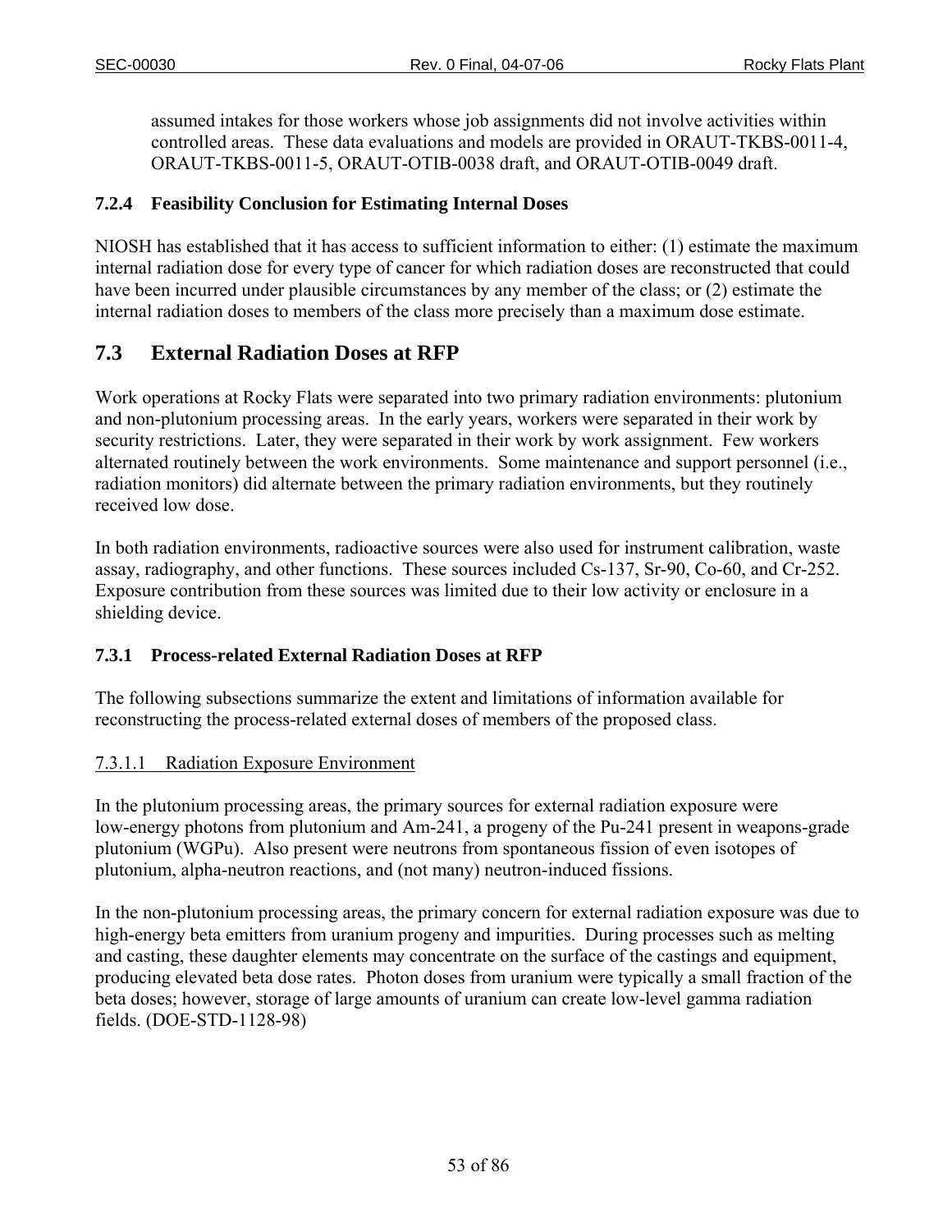assumed intakes for those workers whose job assignments did not involve activities within controlled areas. These data evaluations and models are provided in ORAUT-TKBS-0011-4, ORAUT-TKBS-0011-5, ORAUT-OTIB-0038 draft, and ORAUT-OTIB-0049 draft.

### 7.2.4 Feasibility Conclusion for Estimating Internal Doses

NIOSH has established that it has access to sufficient information to either: (1) estimate the maximum internal radiation dose for every type of cancer for which radiation doses are reconstructed that could have been incurred under plausible circumstances by any member of the class; or (2) estimate the internal radiation doses to members of the class more precisely than a maximum dose estimate.

## 7.3 External Radiation Doses at RFP

Work operations at Rocky Flats were separated into two primary radiation environments: plutonium and non-plutonium processing areas. In the early years, workers were separated in their work by security restrictions. Later, they were separated in their work by work assignment. Few workers alternated routinely between the work environments. Some maintenance and support personnel (i.e., radiation monitors) did alternate between the primary radiation environments, but they routinely received low dose.

In both radiation environments, radioactive sources were also used for instrument calibration, waste assay, radiography, and other functions. These sources included Cs-137, Sr-90, Co-60, and Cr-252. Exposure contribution from these sources was limited due to their low activity or enclosure in a shielding device.

### 7.3.1 Process-related External Radiation Doses at RFP

The following subsections summarize the extent and limitations of information available for reconstructing the process-related external doses of members of the proposed class.

#### 7.3.1.1 Radiation Exposure Environment

In the plutonium processing areas, the primary sources for external radiation exposure were low-energy photons from plutonium and Am-241, a progeny of the Pu-241 present in weapons-grade plutonium (WGPu). Also present were neutrons from spontaneous fission of even isotopes of plutonium, alpha-neutron reactions, and (not many) neutron-induced fissions.

In the non-plutonium processing areas, the primary concern for external radiation exposure was due to high-energy beta emitters from uranium progeny and impurities. During processes such as melting and casting, these daughter elements may concentrate on the surface of the castings and equipment, producing elevated beta dose rates. Photon doses from uranium were typically a small fraction of the beta doses; however, storage of large amounts of uranium can create low-level gamma radiation fields. (DOE-STD-1128-98)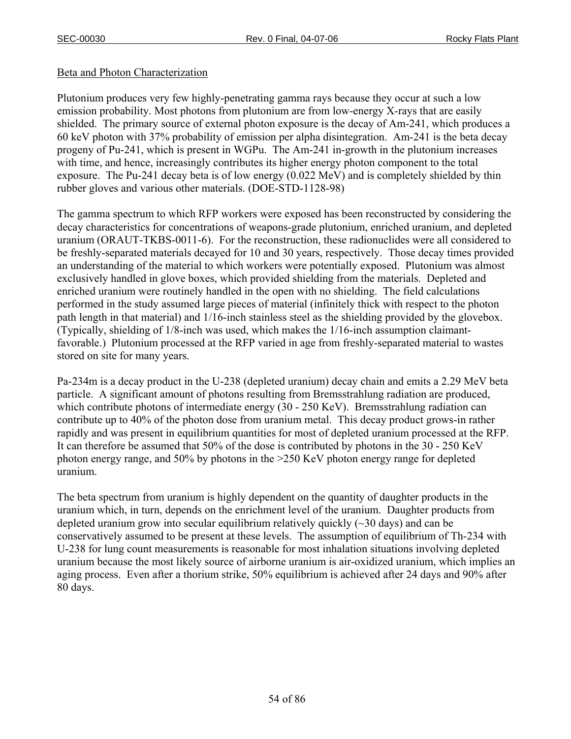Beta and Photon Characterization

Plutonium produces very few highly-penetrating gamma rays because they occur at such a low emission probability. Most photons from plutonium are from low-energy X-rays that are easily shielded. The primary source of external photon exposure is the decay of Am-241, which produces a 60 keV photon with 37% probability of emission per alpha disintegration. Am-241 is the beta decay progeny of Pu-241, which is present in WGPu. The Am-241 in-growth in the plutonium increases with time, and hence, increasingly contributes its higher energy photon component to the total exposure. The Pu-241 decay beta is of low energy (0.022 MeV) and is completely shielded by thin rubber gloves and various other materials. (DOE-STD-1128-98)

The gamma spectrum to which RFP workers were exposed has been reconstructed by considering the decay characteristics for concentrations of weapons-grade plutonium, enriched uranium, and depleted uranium (ORAUT-TKBS-0011-6). For the reconstruction, these radionuclides were all considered to be freshly-separated materials decayed for 10 and 30 years, respectively. Those decay times provided an understanding of the material to which workers were potentially exposed. Plutonium was almost exclusively handled in glove boxes, which provided shielding from the materials. Depleted and enriched uranium were routinely handled in the open with no shielding. The field calculations performed in the study assumed large pieces of material (infinitely thick with respect to the photon path length in that material) and 1/16-inch stainless steel as the shielding provided by the glovebox. (Typically, shielding of 1/8-inch was used, which makes the 1/16-inch assumption claimant-favorable.) Plutonium processed at the RFP varied in age from freshly-separated material to wastes stored on site for many years.

Pa-234m is a decay product in the U-238 (depleted uranium) decay chain and emits a 2.29 MeV beta particle. A significant amount of photons resulting from Bremsstrahlung radiation are produced, which contribute photons of intermediate energy (30 - 250 KeV). Bremsstrahlung radiation can contribute up to 40% of the photon dose from uranium metal. This decay product grows-in rather rapidly and was present in equilibrium quantities for most of depleted uranium processed at the RFP. It can therefore be assumed that 50% of the dose is contributed by photons in the 30 - 250 KeV photon energy range, and 50% by photons in the >250 KeV photon energy range for depleted uranium.

The beta spectrum from uranium is highly dependent on the quantity of daughter products in the uranium which, in turn, depends on the enrichment level of the uranium. Daughter products from depleted uranium grow into secular equilibrium relatively quickly (~30 days) and can be conservatively assumed to be present at these levels. The assumption of equilibrium of Th-234 with U-238 for lung count measurements is reasonable for most inhalation situations involving depleted uranium because the most likely source of airborne uranium is air-oxidized uranium, which implies an aging process. Even after a thorium strike, 50% equilibrium is achieved after 24 days and 90% after 80 days.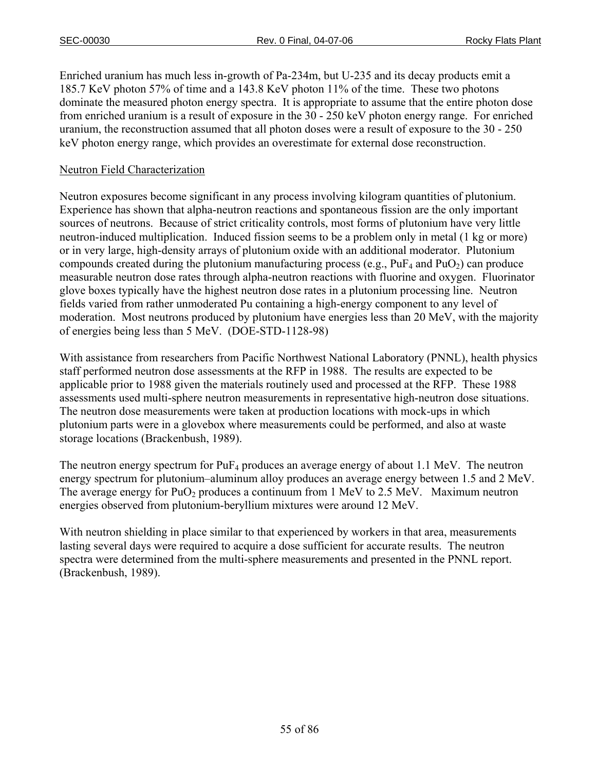Enriched uranium has much less in-growth of Pa-234m, but U-235 and its decay products emit a 185.7 KeV photon 57% of time and a 143.8 KeV photon 11% of the time. These two photons dominate the measured photon energy spectra. It is appropriate to assume that the entire photon dose from enriched uranium is a result of exposure in the 30 - 250 keV photon energy range. For enriched uranium, the reconstruction assumed that all photon doses were a result of exposure to the 30 - 250 keV photon energy range, which provides an overestimate for external dose reconstruction.

Neutron Field Characterization

Neutron exposures become significant in any process involving kilogram quantities of plutonium. Experience has shown that alpha-neutron reactions and spontaneous fission are the only important sources of neutrons. Because of strict criticality controls, most forms of plutonium have very little neutron-induced multiplication. Induced fission seems to be a problem only in metal (1 kg or more) or in very large, high-density arrays of plutonium oxide with an additional moderator. Plutonium compounds created during the plutonium manufacturing process (e.g., $PuF_4$ and $PuO_2$) can produce measurable neutron dose rates through alpha-neutron reactions with fluorine and oxygen. Fluorinator glove boxes typically have the highest neutron dose rates in a plutonium processing line. Neutron fields varied from rather unmoderated Pu containing a high-energy component to any level of moderation. Most neutrons produced by plutonium have energies less than 20 MeV, with the majority of energies being less than 5 MeV. (DOE-STD-1128-98)

With assistance from researchers from Pacific Northwest National Laboratory (PNNL), health physics staff performed neutron dose assessments at the RFP in 1988. The results are expected to be applicable prior to 1988 given the materials routinely used and processed at the RFP. These 1988 assessments used multi-sphere neutron measurements in representative high-neutron dose situations. The neutron dose measurements were taken at production locations with mock-ups in which plutonium parts were in a glovebox where measurements could be performed, and also at waste storage locations (Brackenbush, 1989).

The neutron energy spectrum for $PuF_4$ produces an average energy of about 1.1 MeV. The neutron energy spectrum for plutonium–aluminum alloy produces an average energy between 1.5 and 2 MeV. The average energy for $PuO_2$ produces a continuum from 1 MeV to 2.5 MeV. Maximum neutron energies observed from plutonium-beryllium mixtures were around 12 MeV.

With neutron shielding in place similar to that experienced by workers in that area, measurements lasting several days were required to acquire a dose sufficient for accurate results. The neutron spectra were determined from the multi-sphere measurements and presented in the PNNL report. (Brackenbush, 1989).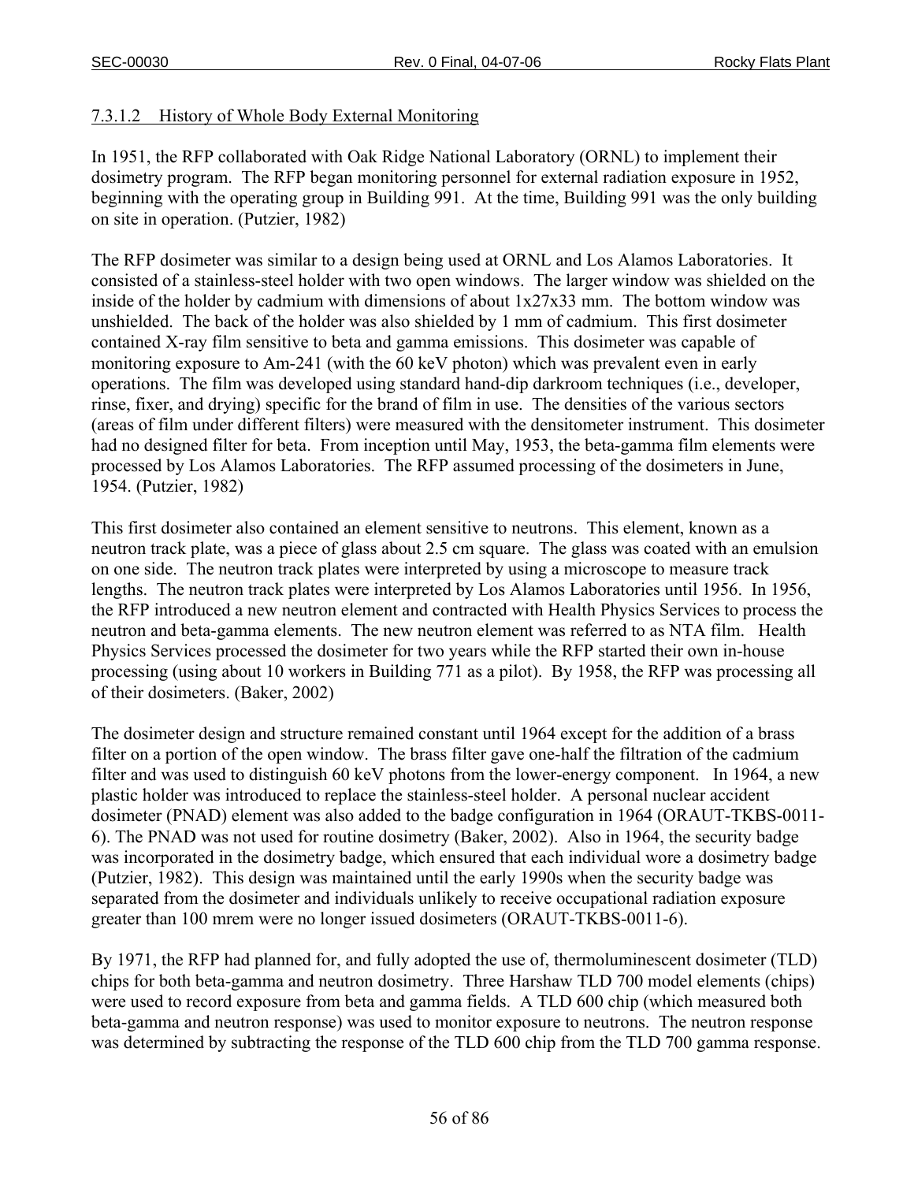### 7.3.1.2 History of Whole Body External Monitoring

In 1951, the RFP collaborated with Oak Ridge National Laboratory (ORNL) to implement their dosimetry program. The RFP began monitoring personnel for external radiation exposure in 1952, beginning with the operating group in Building 991. At the time, Building 991 was the only building on site in operation. (Putzier, 1982)

The RFP dosimeter was similar to a design being used at ORNL and Los Alamos Laboratories. It consisted of a stainless-steel holder with two open windows. The larger window was shielded on the inside of the holder by cadmium with dimensions of about 1x27x33 mm. The bottom window was unshielded. The back of the holder was also shielded by 1 mm of cadmium. This first dosimeter contained X-ray film sensitive to beta and gamma emissions. This dosimeter was capable of monitoring exposure to Am-241 (with the 60 keV photon) which was prevalent even in early operations. The film was developed using standard hand-dip darkroom techniques (i.e., developer, rinse, fixer, and drying) specific for the brand of film in use. The densities of the various sectors (areas of film under different filters) were measured with the densitometer instrument. This dosimeter had no designed filter for beta. From inception until May, 1953, the beta-gamma film elements were processed by Los Alamos Laboratories. The RFP assumed processing of the dosimeters in June, 1954. (Putzier, 1982)

This first dosimeter also contained an element sensitive to neutrons. This element, known as a neutron track plate, was a piece of glass about 2.5 cm square. The glass was coated with an emulsion on one side. The neutron track plates were interpreted by using a microscope to measure track lengths. The neutron track plates were interpreted by Los Alamos Laboratories until 1956. In 1956, the RFP introduced a new neutron element and contracted with Health Physics Services to process the neutron and beta-gamma elements. The new neutron element was referred to as NTA film. Health Physics Services processed the dosimeter for two years while the RFP started their own in-house processing (using about 10 workers in Building 771 as a pilot). By 1958, the RFP was processing all of their dosimeters. (Baker, 2002)

The dosimeter design and structure remained constant until 1964 except for the addition of a brass filter on a portion of the open window. The brass filter gave one-half the filtration of the cadmium filter and was used to distinguish 60 keV photons from the lower-energy component. In 1964, a new plastic holder was introduced to replace the stainless-steel holder. A personal nuclear accident dosimeter (PNAD) element was also added to the badge configuration in 1964 (ORAUT-TKBS-0011-6). The PNAD was not used for routine dosimetry (Baker, 2002). Also in 1964, the security badge was incorporated in the dosimetry badge, which ensured that each individual wore a dosimetry badge (Putzier, 1982). This design was maintained until the early 1990s when the security badge was separated from the dosimeter and individuals unlikely to receive occupational radiation exposure greater than 100 mrem were no longer issued dosimeters (ORAUT-TKBS-0011-6).

By 1971, the RFP had planned for, and fully adopted the use of, thermoluminescent dosimeter (TLD) chips for both beta-gamma and neutron dosimetry. Three Harshaw TLD 700 model elements (chips) were used to record exposure from beta and gamma fields. A TLD 600 chip (which measured both beta-gamma and neutron response) was used to monitor exposure to neutrons. The neutron response was determined by subtracting the response of the TLD 600 chip from the TLD 700 gamma response.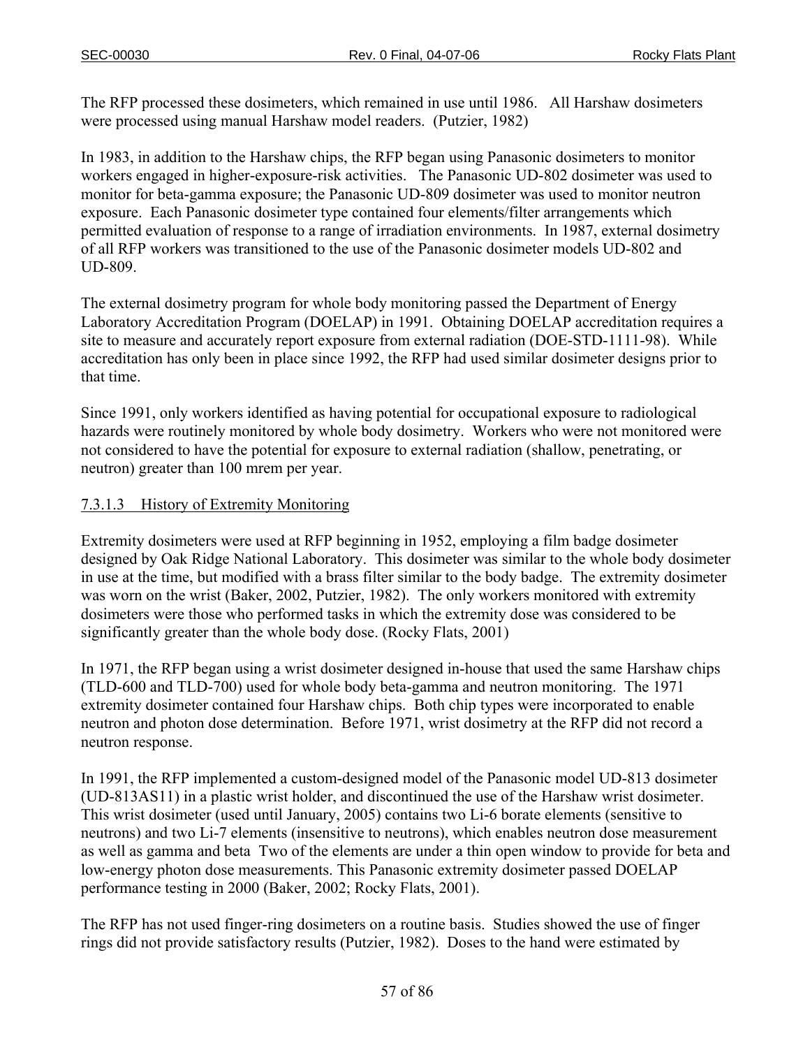The RFP processed these dosimeters, which remained in use until 1986. All Harshaw dosimeters were processed using manual Harshaw model readers. (Putzier, 1982)

In 1983, in addition to the Harshaw chips, the RFP began using Panasonic dosimeters to monitor workers engaged in higher-exposure-risk activities. The Panasonic UD-802 dosimeter was used to monitor for beta-gamma exposure; the Panasonic UD-809 dosimeter was used to monitor neutron exposure. Each Panasonic dosimeter type contained four elements/filter arrangements which permitted evaluation of response to a range of irradiation environments. In 1987, external dosimetry of all RFP workers was transitioned to the use of the Panasonic dosimeter models UD-802 and UD-809.

The external dosimetry program for whole body monitoring passed the Department of Energy Laboratory Accreditation Program (DOELAP) in 1991. Obtaining DOELAP accreditation requires a site to measure and accurately report exposure from external radiation (DOE-STD-1111-98). While accreditation has only been in place since 1992, the RFP had used similar dosimeter designs prior to that time.

Since 1991, only workers identified as having potential for occupational exposure to radiological hazards were routinely monitored by whole body dosimetry. Workers who were not monitored were not considered to have the potential for exposure to external radiation (shallow, penetrating, or neutron) greater than 100 mrem per year.

#### 7.3.1.3 History of Extremity Monitoring

Extremity dosimeters were used at RFP beginning in 1952, employing a film badge dosimeter designed by Oak Ridge National Laboratory. This dosimeter was similar to the whole body dosimeter in use at the time, but modified with a brass filter similar to the body badge. The extremity dosimeter was worn on the wrist (Baker, 2002, Putzier, 1982). The only workers monitored with extremity dosimeters were those who performed tasks in which the extremity dose was considered to be significantly greater than the whole body dose. (Rocky Flats, 2001)

In 1971, the RFP began using a wrist dosimeter designed in-house that used the same Harshaw chips (TLD-600 and TLD-700) used for whole body beta-gamma and neutron monitoring. The 1971 extremity dosimeter contained four Harshaw chips. Both chip types were incorporated to enable neutron and photon dose determination. Before 1971, wrist dosimetry at the RFP did not record a neutron response.

In 1991, the RFP implemented a custom-designed model of the Panasonic model UD-813 dosimeter (UD-813AS11) in a plastic wrist holder, and discontinued the use of the Harshaw wrist dosimeter. This wrist dosimeter (used until January, 2005) contains two Li-6 borate elements (sensitive to neutrons) and two Li-7 elements (insensitive to neutrons), which enables neutron dose measurement as well as gamma and beta Two of the elements are under a thin open window to provide for beta and low-energy photon dose measurements. This Panasonic extremity dosimeter passed DOELAP performance testing in 2000 (Baker, 2002; Rocky Flats, 2001).

The RFP has not used finger-ring dosimeters on a routine basis. Studies showed the use of finger rings did not provide satisfactory results (Putzier, 1982). Doses to the hand were estimated by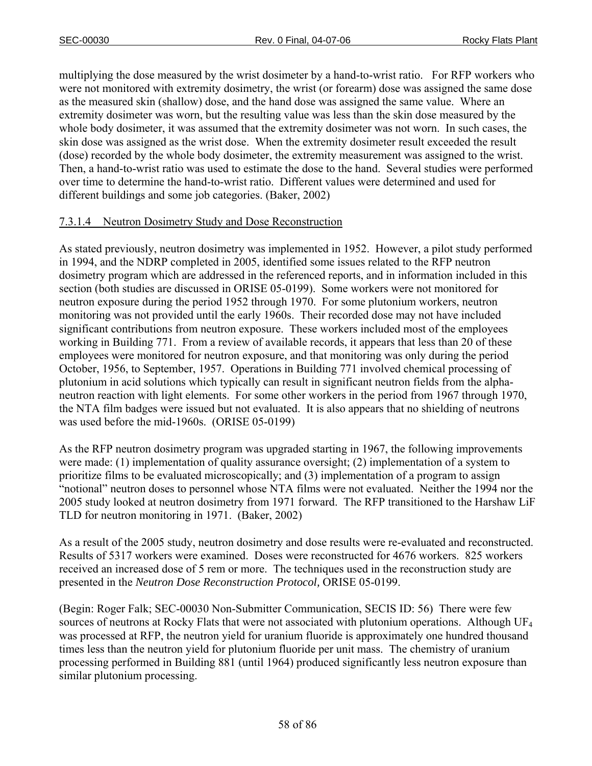multiplying the dose measured by the wrist dosimeter by a hand-to-wrist ratio. For RFP workers who were not monitored with extremity dosimetry, the wrist (or forearm) dose was assigned the same dose as the measured skin (shallow) dose, and the hand dose was assigned the same value. Where an extremity dosimeter was worn, but the resulting value was less than the skin dose measured by the whole body dosimeter, it was assumed that the extremity dosimeter was not worn. In such cases, the skin dose was assigned as the wrist dose. When the extremity dosimeter result exceeded the result (dose) recorded by the whole body dosimeter, the extremity measurement was assigned to the wrist. Then, a hand-to-wrist ratio was used to estimate the dose to the hand. Several studies were performed over time to determine the hand-to-wrist ratio. Different values were determined and used for different buildings and some job categories. (Baker, 2002)

#### 7.3.1.4 Neutron Dosimetry Study and Dose Reconstruction

As stated previously, neutron dosimetry was implemented in 1952. However, a pilot study performed in 1994, and the NDRP completed in 2005, identified some issues related to the RFP neutron dosimetry program which are addressed in the referenced reports, and in information included in this section (both studies are discussed in ORISE 05-0199). Some workers were not monitored for neutron exposure during the period 1952 through 1970. For some plutonium workers, neutron monitoring was not provided until the early 1960s. Their recorded dose may not have included significant contributions from neutron exposure. These workers included most of the employees working in Building 771. From a review of available records, it appears that less than 20 of these employees were monitored for neutron exposure, and that monitoring was only during the period October, 1956, to September, 1957. Operations in Building 771 involved chemical processing of plutonium in acid solutions which typically can result in significant neutron fields from the alpha-neutron reaction with light elements. For some other workers in the period from 1967 through 1970, the NTA film badges were issued but not evaluated. It is also appears that no shielding of neutrons was used before the mid-1960s. (ORISE 05-0199)

As the RFP neutron dosimetry program was upgraded starting in 1967, the following improvements were made: (1) implementation of quality assurance oversight; (2) implementation of a system to prioritize films to be evaluated microscopically; and (3) implementation of a program to assign "notional" neutron doses to personnel whose NTA films were not evaluated. Neither the 1994 nor the 2005 study looked at neutron dosimetry from 1971 forward. The RFP transitioned to the Harshaw LiF TLD for neutron monitoring in 1971. (Baker, 2002)

As a result of the 2005 study, neutron dosimetry and dose results were re-evaluated and reconstructed. Results of 5317 workers were examined. Doses were reconstructed for 4676 workers. 825 workers received an increased dose of 5 rem or more. The techniques used in the reconstruction study are presented in the *Neutron Dose Reconstruction Protocol,* ORISE 05-0199.

(Begin: Roger Falk; SEC-00030 Non-Submitter Communication, SECIS ID: 56) There were few sources of neutrons at Rocky Flats that were not associated with plutonium operations. Although $UF_4$ was processed at RFP, the neutron yield for uranium fluoride is approximately one hundred thousand times less than the neutron yield for plutonium fluoride per unit mass. The chemistry of uranium processing performed in Building 881 (until 1964) produced significantly less neutron exposure than similar plutonium processing.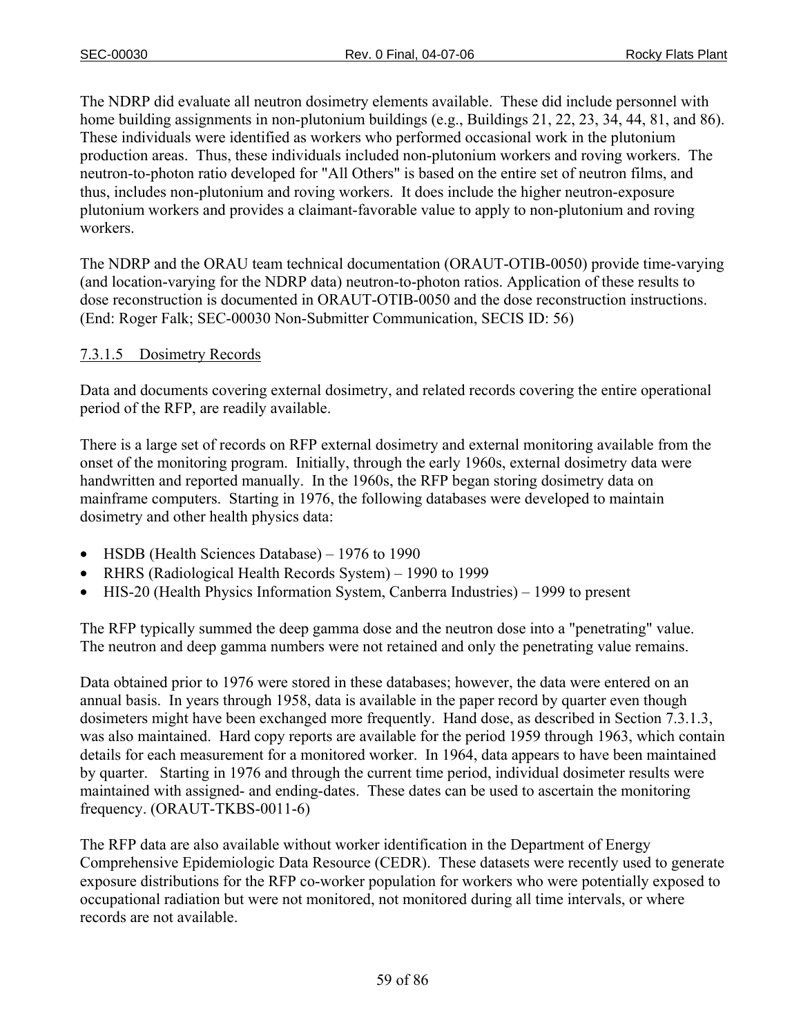The NDRP did evaluate all neutron dosimetry elements available. These did include personnel with home building assignments in non-plutonium buildings (e.g., Buildings 21, 22, 23, 34, 44, 81, and 86). These individuals were identified as workers who performed occasional work in the plutonium production areas. Thus, these individuals included non-plutonium workers and roving workers. The neutron-to-photon ratio developed for "All Others" is based on the entire set of neutron films, and thus, includes non-plutonium and roving workers. It does include the higher neutron-exposure plutonium workers and provides a claimant-favorable value to apply to non-plutonium and roving workers.

The NDRP and the ORAU team technical documentation (ORAUT-OTIB-0050) provide time-varying (and location-varying for the NDRP data) neutron-to-photon ratios. Application of these results to dose reconstruction is documented in ORAUT-OTIB-0050 and the dose reconstruction instructions. (End: Roger Falk; SEC-00030 Non-Submitter Communication, SECIS ID: 56)

#### 7.3.1.5 Dosimetry Records

Data and documents covering external dosimetry, and related records covering the entire operational period of the RFP, are readily available.

There is a large set of records on RFP external dosimetry and external monitoring available from the onset of the monitoring program. Initially, through the early 1960s, external dosimetry data were handwritten and reported manually. In the 1960s, the RFP began storing dosimetry data on mainframe computers. Starting in 1976, the following databases were developed to maintain dosimetry and other health physics data:

- HSDB (Health Sciences Database) – 1976 to 1990
- RHRS (Radiological Health Records System) – 1990 to 1999
- HIS-20 (Health Physics Information System, Canberra Industries) – 1999 to present

The RFP typically summed the deep gamma dose and the neutron dose into a "penetrating" value. The neutron and deep gamma numbers were not retained and only the penetrating value remains.

Data obtained prior to 1976 were stored in these databases; however, the data were entered on an annual basis. In years through 1958, data is available in the paper record by quarter even though dosimeters might have been exchanged more frequently. Hand dose, as described in Section 7.3.1.3, was also maintained. Hard copy reports are available for the period 1959 through 1963, which contain details for each measurement for a monitored worker. In 1964, data appears to have been maintained by quarter. Starting in 1976 and through the current time period, individual dosimeter results were maintained with assigned- and ending-dates. These dates can be used to ascertain the monitoring frequency. (ORAUT-TKBS-0011-6)

The RFP data are also available without worker identification in the Department of Energy Comprehensive Epidemiologic Data Resource (CEDR). These datasets were recently used to generate exposure distributions for the RFP co-worker population for workers who were potentially exposed to occupational radiation but were not monitored, not monitored during all time intervals, or where records are not available.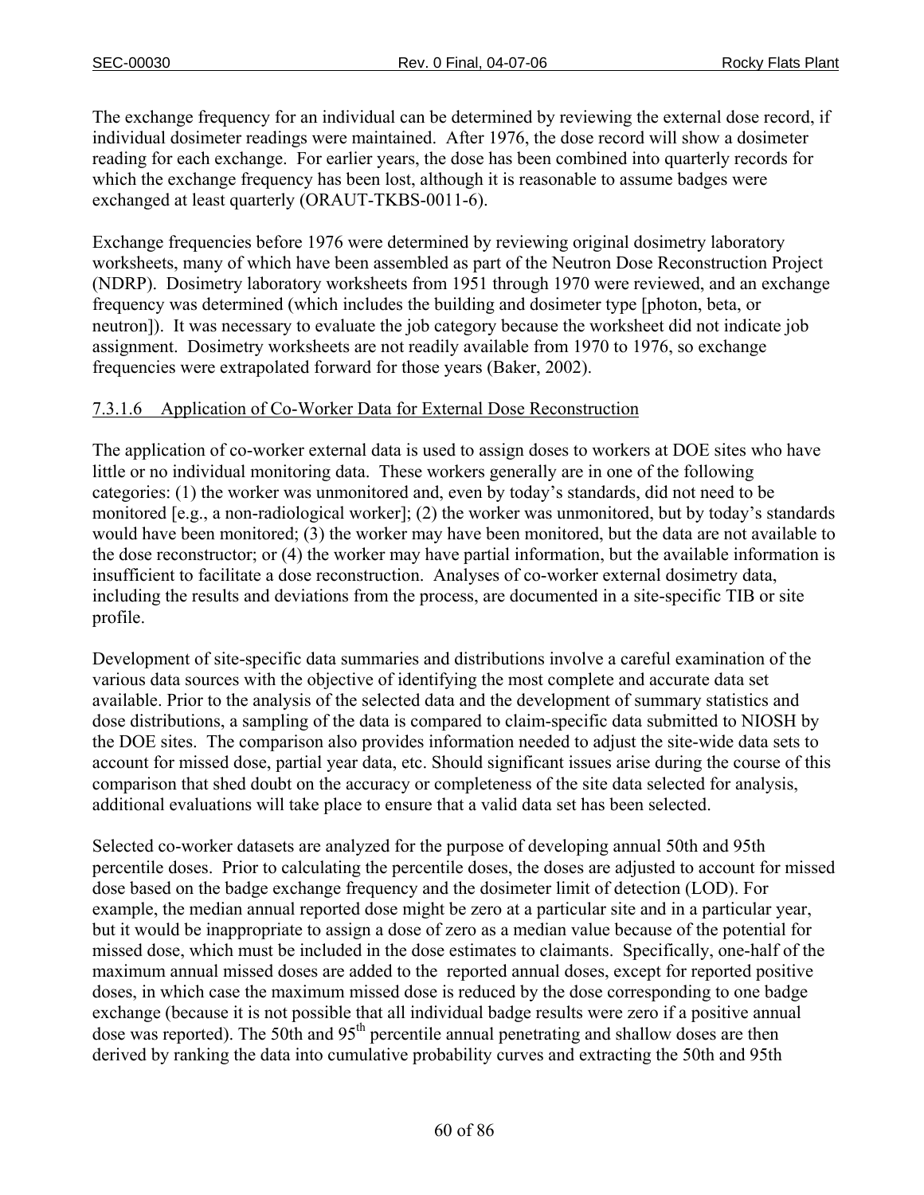The exchange frequency for an individual can be determined by reviewing the external dose record, if individual dosimeter readings were maintained. After 1976, the dose record will show a dosimeter reading for each exchange. For earlier years, the dose has been combined into quarterly records for which the exchange frequency has been lost, although it is reasonable to assume badges were exchanged at least quarterly (ORAUT-TKBS-0011-6).

Exchange frequencies before 1976 were determined by reviewing original dosimetry laboratory worksheets, many of which have been assembled as part of the Neutron Dose Reconstruction Project (NDRP). Dosimetry laboratory worksheets from 1951 through 1970 were reviewed, and an exchange frequency was determined (which includes the building and dosimeter type [photon, beta, or neutron]). It was necessary to evaluate the job category because the worksheet did not indicate job assignment. Dosimetry worksheets are not readily available from 1970 to 1976, so exchange frequencies were extrapolated forward for those years (Baker, 2002).

#### 7.3.1.6 Application of Co-Worker Data for External Dose Reconstruction

The application of co-worker external data is used to assign doses to workers at DOE sites who have little or no individual monitoring data. These workers generally are in one of the following categories: (1) the worker was unmonitored and, even by today's standards, did not need to be monitored [e.g., a non-radiological worker]; (2) the worker was unmonitored, but by today's standards would have been monitored; (3) the worker may have been monitored, but the data are not available to the dose reconstructor; or (4) the worker may have partial information, but the available information is insufficient to facilitate a dose reconstruction. Analyses of co-worker external dosimetry data, including the results and deviations from the process, are documented in a site-specific TIB or site profile.

Development of site-specific data summaries and distributions involve a careful examination of the various data sources with the objective of identifying the most complete and accurate data set available. Prior to the analysis of the selected data and the development of summary statistics and dose distributions, a sampling of the data is compared to claim-specific data submitted to NIOSH by the DOE sites. The comparison also provides information needed to adjust the site-wide data sets to account for missed dose, partial year data, etc. Should significant issues arise during the course of this comparison that shed doubt on the accuracy or completeness of the site data selected for analysis, additional evaluations will take place to ensure that a valid data set has been selected.

Selected co-worker datasets are analyzed for the purpose of developing annual 50th and 95th percentile doses. Prior to calculating the percentile doses, the doses are adjusted to account for missed dose based on the badge exchange frequency and the dosimeter limit of detection (LOD). For example, the median annual reported dose might be zero at a particular site and in a particular year, but it would be inappropriate to assign a dose of zero as a median value because of the potential for missed dose, which must be included in the dose estimates to claimants. Specifically, one-half of the maximum annual missed doses are added to the reported annual doses, except for reported positive doses, in which case the maximum missed dose is reduced by the dose corresponding to one badge exchange (because it is not possible that all individual badge results were zero if a positive annual dose was reported). The 50th and 95th percentile annual penetrating and shallow doses are then derived by ranking the data into cumulative probability curves and extracting the 50th and 95th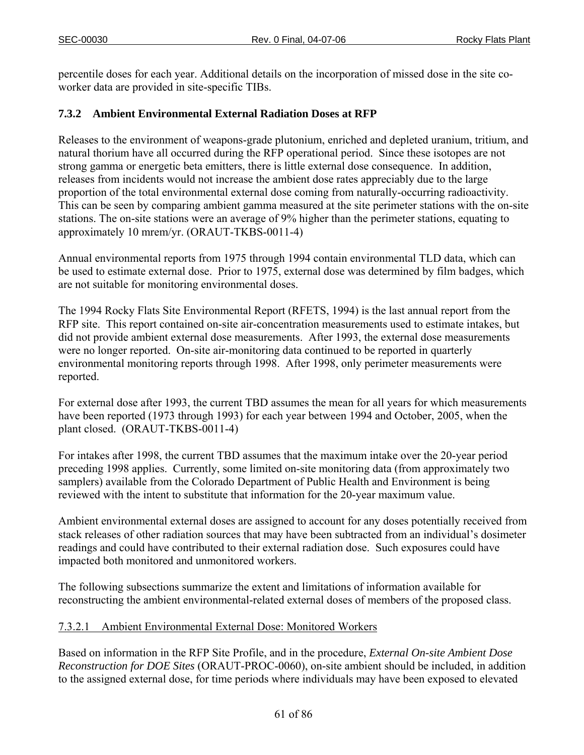percentile doses for each year. Additional details on the incorporation of missed dose in the site co-worker data are provided in site-specific TIBs.

### 7.3.2 Ambient Environmental External Radiation Doses at RFP

Releases to the environment of weapons-grade plutonium, enriched and depleted uranium, tritium, and natural thorium have all occurred during the RFP operational period. Since these isotopes are not strong gamma or energetic beta emitters, there is little external dose consequence. In addition, releases from incidents would not increase the ambient dose rates appreciably due to the large proportion of the total environmental external dose coming from naturally-occurring radioactivity. This can be seen by comparing ambient gamma measured at the site perimeter stations with the on-site stations. The on-site stations were an average of 9% higher than the perimeter stations, equating to approximately 10 mrem/yr. (ORAUT-TKBS-0011-4)

Annual environmental reports from 1975 through 1994 contain environmental TLD data, which can be used to estimate external dose. Prior to 1975, external dose was determined by film badges, which are not suitable for monitoring environmental doses.

The 1994 Rocky Flats Site Environmental Report (RFETS, 1994) is the last annual report from the RFP site. This report contained on-site air-concentration measurements used to estimate intakes, but did not provide ambient external dose measurements. After 1993, the external dose measurements were no longer reported. On-site air-monitoring data continued to be reported in quarterly environmental monitoring reports through 1998. After 1998, only perimeter measurements were reported.

For external dose after 1993, the current TBD assumes the mean for all years for which measurements have been reported (1973 through 1993) for each year between 1994 and October, 2005, when the plant closed. (ORAUT-TKBS-0011-4)

For intakes after 1998, the current TBD assumes that the maximum intake over the 20-year period preceding 1998 applies. Currently, some limited on-site monitoring data (from approximately two samplers) available from the Colorado Department of Public Health and Environment is being reviewed with the intent to substitute that information for the 20-year maximum value.

Ambient environmental external doses are assigned to account for any doses potentially received from stack releases of other radiation sources that may have been subtracted from an individual's dosimeter readings and could have contributed to their external radiation dose. Such exposures could have impacted both monitored and unmonitored workers.

The following subsections summarize the extent and limitations of information available for reconstructing the ambient environmental-related external doses of members of the proposed class.

#### 7.3.2.1 Ambient Environmental External Dose: Monitored Workers

Based on information in the RFP Site Profile, and in the procedure, *External On-site Ambient Dose Reconstruction for DOE Sites* (ORAUT-PROC-0060), on-site ambient should be included, in addition to the assigned external dose, for time periods where individuals may have been exposed to elevated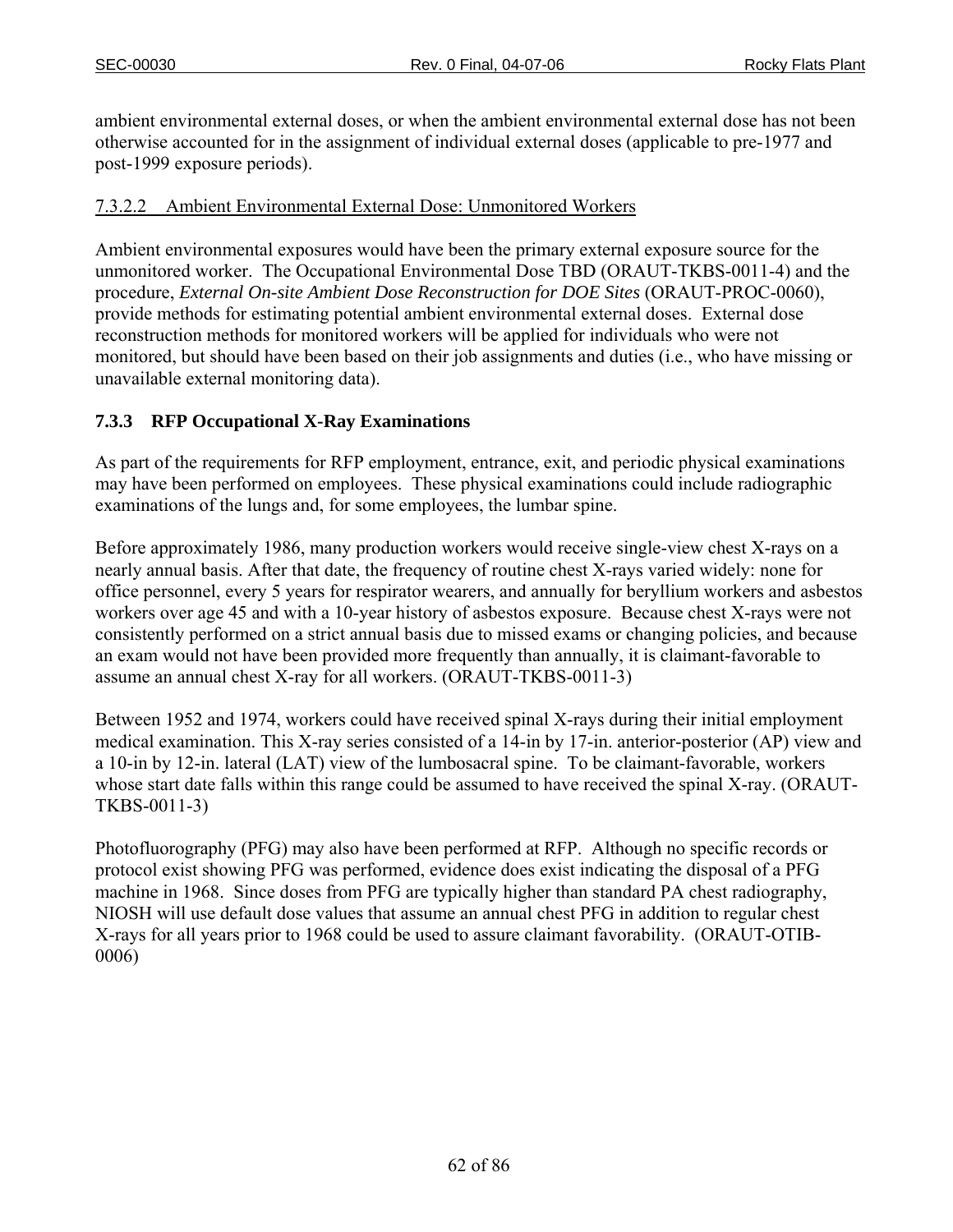ambient environmental external doses, or when the ambient environmental external dose has not been otherwise accounted for in the assignment of individual external doses (applicable to pre-1977 and post-1999 exposure periods).

7.3.2.2 Ambient Environmental External Dose: Unmonitored Workers

Ambient environmental exposures would have been the primary external exposure source for the unmonitored worker. The Occupational Environmental Dose TBD (ORAUT-TKBS-0011-4) and the procedure, *External On-site Ambient Dose Reconstruction for DOE Sites* (ORAUT-PROC-0060), provide methods for estimating potential ambient environmental external doses. External dose reconstruction methods for monitored workers will be applied for individuals who were not monitored, but should have been based on their job assignments and duties (i.e., who have missing or unavailable external monitoring data).

### 7.3.3 RFP Occupational X-Ray Examinations

As part of the requirements for RFP employment, entrance, exit, and periodic physical examinations may have been performed on employees. These physical examinations could include radiographic examinations of the lungs and, for some employees, the lumbar spine.

Before approximately 1986, many production workers would receive single-view chest X-rays on a nearly annual basis. After that date, the frequency of routine chest X-rays varied widely: none for office personnel, every 5 years for respirator wearers, and annually for beryllium workers and asbestos workers over age 45 and with a 10-year history of asbestos exposure. Because chest X-rays were not consistently performed on a strict annual basis due to missed exams or changing policies, and because an exam would not have been provided more frequently than annually, it is claimant-favorable to assume an annual chest X-ray for all workers. (ORAUT-TKBS-0011-3)

Between 1952 and 1974, workers could have received spinal X-rays during their initial employment medical examination. This X-ray series consisted of a 14-in by 17-in. anterior-posterior (AP) view and a 10-in by 12-in. lateral (LAT) view of the lumbosacral spine. To be claimant-favorable, workers whose start date falls within this range could be assumed to have received the spinal X-ray. (ORAUT-TKBS-0011-3)

Photofluorography (PFG) may also have been performed at RFP. Although no specific records or protocol exist showing PFG was performed, evidence does exist indicating the disposal of a PFG machine in 1968. Since doses from PFG are typically higher than standard PA chest radiography, NIOSH will use default dose values that assume an annual chest PFG in addition to regular chest X-rays for all years prior to 1968 could be used to assure claimant favorability. (ORAUT-OTIB-0006)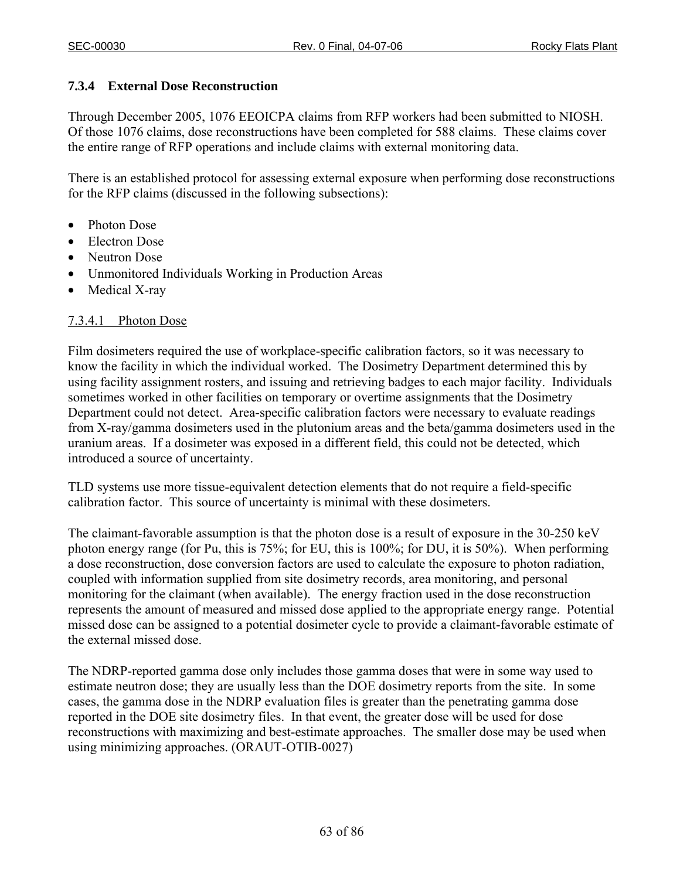### 7.3.4 External Dose Reconstruction

Through December 2005, 1076 EEOICPA claims from RFP workers had been submitted to NIOSH. Of those 1076 claims, dose reconstructions have been completed for 588 claims. These claims cover the entire range of RFP operations and include claims with external monitoring data.

There is an established protocol for assessing external exposure when performing dose reconstructions for the RFP claims (discussed in the following subsections):

- Photon Dose
- Electron Dose
- Neutron Dose
- Unmonitored Individuals Working in Production Areas
- Medical X-ray

#### 7.3.4.1 Photon Dose

Film dosimeters required the use of workplace-specific calibration factors, so it was necessary to know the facility in which the individual worked. The Dosimetry Department determined this by using facility assignment rosters, and issuing and retrieving badges to each major facility. Individuals sometimes worked in other facilities on temporary or overtime assignments that the Dosimetry Department could not detect. Area-specific calibration factors were necessary to evaluate readings from X-ray/gamma dosimeters used in the plutonium areas and the beta/gamma dosimeters used in the uranium areas. If a dosimeter was exposed in a different field, this could not be detected, which introduced a source of uncertainty.

TLD systems use more tissue-equivalent detection elements that do not require a field-specific calibration factor. This source of uncertainty is minimal with these dosimeters.

The claimant-favorable assumption is that the photon dose is a result of exposure in the 30-250 keV photon energy range (for Pu, this is 75%; for EU, this is 100%; for DU, it is 50%). When performing a dose reconstruction, dose conversion factors are used to calculate the exposure to photon radiation, coupled with information supplied from site dosimetry records, area monitoring, and personal monitoring for the claimant (when available). The energy fraction used in the dose reconstruction represents the amount of measured and missed dose applied to the appropriate energy range. Potential missed dose can be assigned to a potential dosimeter cycle to provide a claimant-favorable estimate of the external missed dose.

The NDRP-reported gamma dose only includes those gamma doses that were in some way used to estimate neutron dose; they are usually less than the DOE dosimetry reports from the site. In some cases, the gamma dose in the NDRP evaluation files is greater than the penetrating gamma dose reported in the DOE site dosimetry files. In that event, the greater dose will be used for dose reconstructions with maximizing and best-estimate approaches. The smaller dose may be used when using minimizing approaches. (ORAUT-OTIB-0027)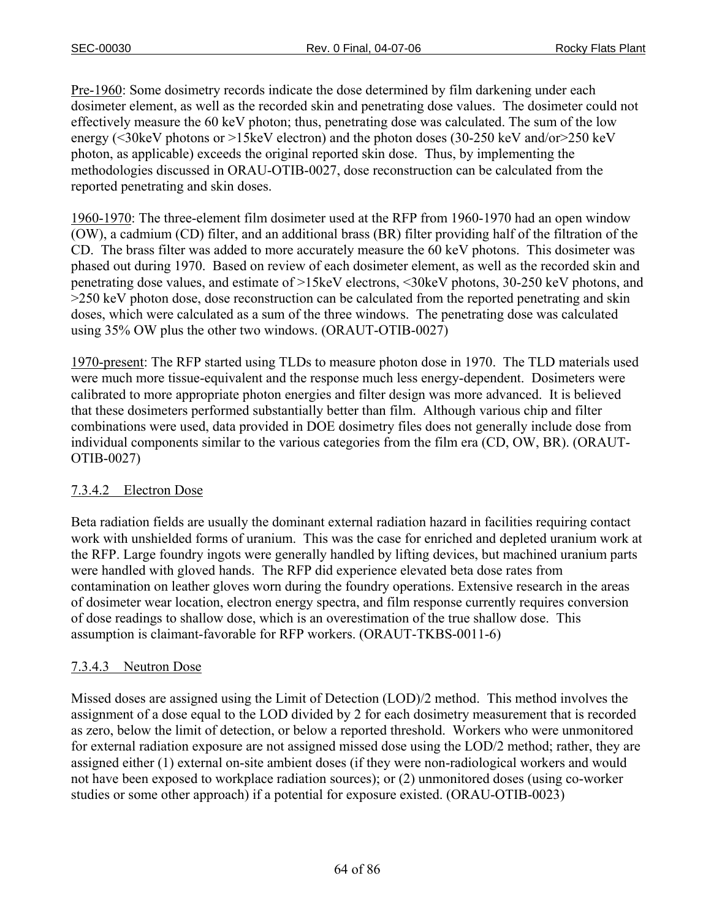Pre-1960: Some dosimetry records indicate the dose determined by film darkening under each dosimeter element, as well as the recorded skin and penetrating dose values. The dosimeter could not effectively measure the 60 keV photon; thus, penetrating dose was calculated. The sum of the low energy (<30keV photons or >15keV electron) and the photon doses (30-250 keV and/or>250 keV photon, as applicable) exceeds the original reported skin dose. Thus, by implementing the methodologies discussed in ORAU-OTIB-0027, dose reconstruction can be calculated from the reported penetrating and skin doses.

1960-1970: The three-element film dosimeter used at the RFP from 1960-1970 had an open window (OW), a cadmium (CD) filter, and an additional brass (BR) filter providing half of the filtration of the CD. The brass filter was added to more accurately measure the 60 keV photons. This dosimeter was phased out during 1970. Based on review of each dosimeter element, as well as the recorded skin and penetrating dose values, and estimate of >15keV electrons, <30keV photons, 30-250 keV photons, and >250 keV photon dose, dose reconstruction can be calculated from the reported penetrating and skin doses, which were calculated as a sum of the three windows. The penetrating dose was calculated using 35% OW plus the other two windows. (ORAUT-OTIB-0027)

1970-present: The RFP started using TLDs to measure photon dose in 1970. The TLD materials used were much more tissue-equivalent and the response much less energy-dependent. Dosimeters were calibrated to more appropriate photon energies and filter design was more advanced. It is believed that these dosimeters performed substantially better than film. Although various chip and filter combinations were used, data provided in DOE dosimetry files does not generally include dose from individual components similar to the various categories from the film era (CD, OW, BR). (ORAUT-OTIB-0027)

#### 7.3.4.2 Electron Dose

Beta radiation fields are usually the dominant external radiation hazard in facilities requiring contact work with unshielded forms of uranium. This was the case for enriched and depleted uranium work at the RFP. Large foundry ingots were generally handled by lifting devices, but machined uranium parts were handled with gloved hands. The RFP did experience elevated beta dose rates from contamination on leather gloves worn during the foundry operations. Extensive research in the areas of dosimeter wear location, electron energy spectra, and film response currently requires conversion of dose readings to shallow dose, which is an overestimation of the true shallow dose. This assumption is claimant-favorable for RFP workers. (ORAUT-TKBS-0011-6)

#### 7.3.4.3 Neutron Dose

Missed doses are assigned using the Limit of Detection (LOD)/2 method. This method involves the assignment of a dose equal to the LOD divided by 2 for each dosimetry measurement that is recorded as zero, below the limit of detection, or below a reported threshold. Workers who were unmonitored for external radiation exposure are not assigned missed dose using the LOD/2 method; rather, they are assigned either (1) external on-site ambient doses (if they were non-radiological workers and would not have been exposed to workplace radiation sources); or (2) unmonitored doses (using co-worker studies or some other approach) if a potential for exposure existed. (ORAU-OTIB-0023)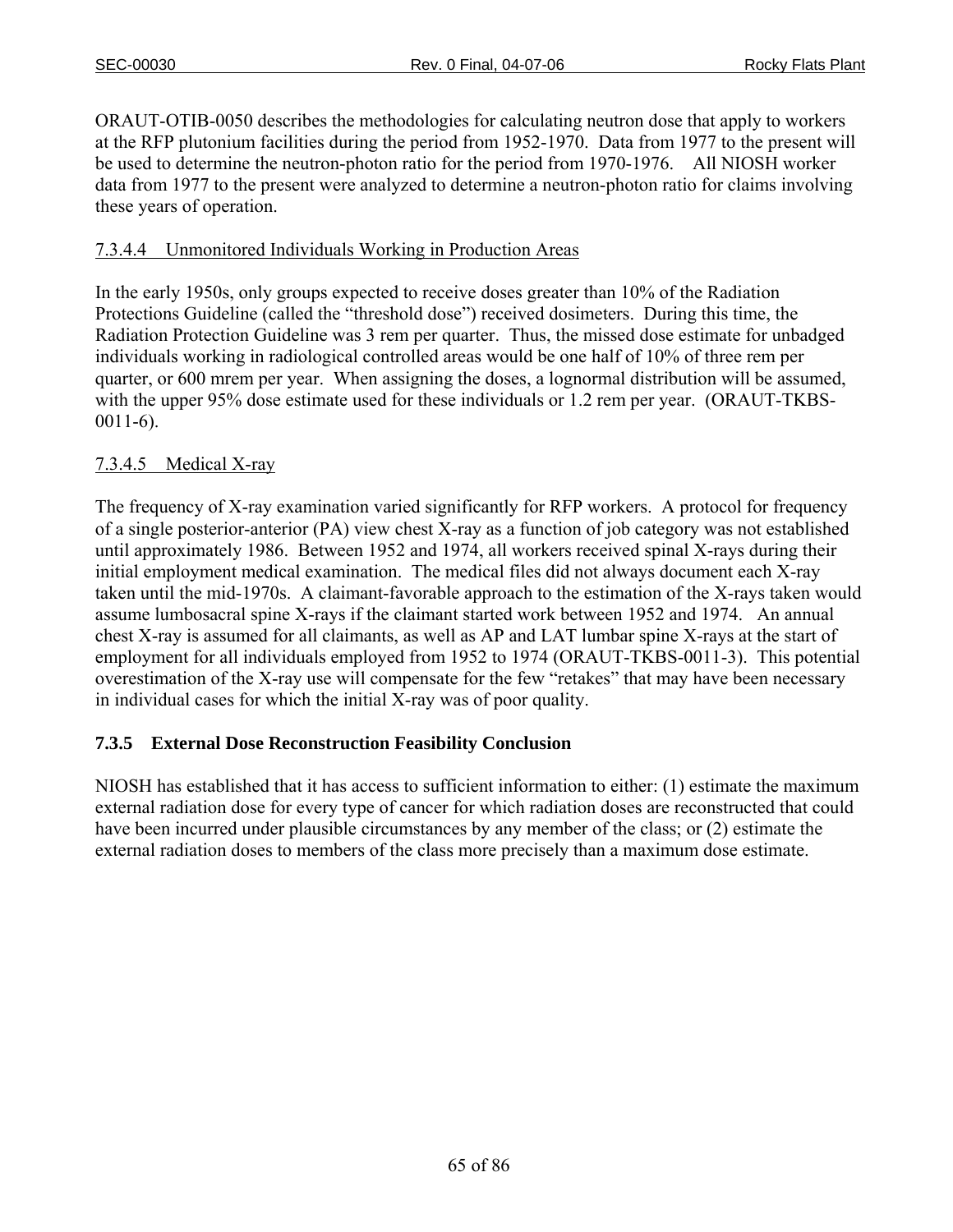ORAUT-OTIB-0050 describes the methodologies for calculating neutron dose that apply to workers at the RFP plutonium facilities during the period from 1952-1970. Data from 1977 to the present will be used to determine the neutron-photon ratio for the period from 1970-1976. All NIOSH worker data from 1977 to the present were analyzed to determine a neutron-photon ratio for claims involving these years of operation.

#### 7.3.4.4 Unmonitored Individuals Working in Production Areas

In the early 1950s, only groups expected to receive doses greater than 10% of the Radiation Protections Guideline (called the "threshold dose") received dosimeters. During this time, the Radiation Protection Guideline was 3 rem per quarter. Thus, the missed dose estimate for unbadged individuals working in radiological controlled areas would be one half of 10% of three rem per quarter, or 600 mrem per year. When assigning the doses, a lognormal distribution will be assumed, with the upper 95% dose estimate used for these individuals or 1.2 rem per year. (ORAUT-TKBS-0011-6).

#### 7.3.4.5 Medical X-ray

The frequency of X-ray examination varied significantly for RFP workers. A protocol for frequency of a single posterior-anterior (PA) view chest X-ray as a function of job category was not established until approximately 1986. Between 1952 and 1974, all workers received spinal X-rays during their initial employment medical examination. The medical files did not always document each X-ray taken until the mid-1970s. A claimant-favorable approach to the estimation of the X-rays taken would assume lumbosacral spine X-rays if the claimant started work between 1952 and 1974. An annual chest X-ray is assumed for all claimants, as well as AP and LAT lumbar spine X-rays at the start of employment for all individuals employed from 1952 to 1974 (ORAUT-TKBS-0011-3). This potential overestimation of the X-ray use will compensate for the few "retakes" that may have been necessary in individual cases for which the initial X-ray was of poor quality.

### 7.3.5 External Dose Reconstruction Feasibility Conclusion

NIOSH has established that it has access to sufficient information to either: (1) estimate the maximum external radiation dose for every type of cancer for which radiation doses are reconstructed that could have been incurred under plausible circumstances by any member of the class; or (2) estimate the external radiation doses to members of the class more precisely than a maximum dose estimate.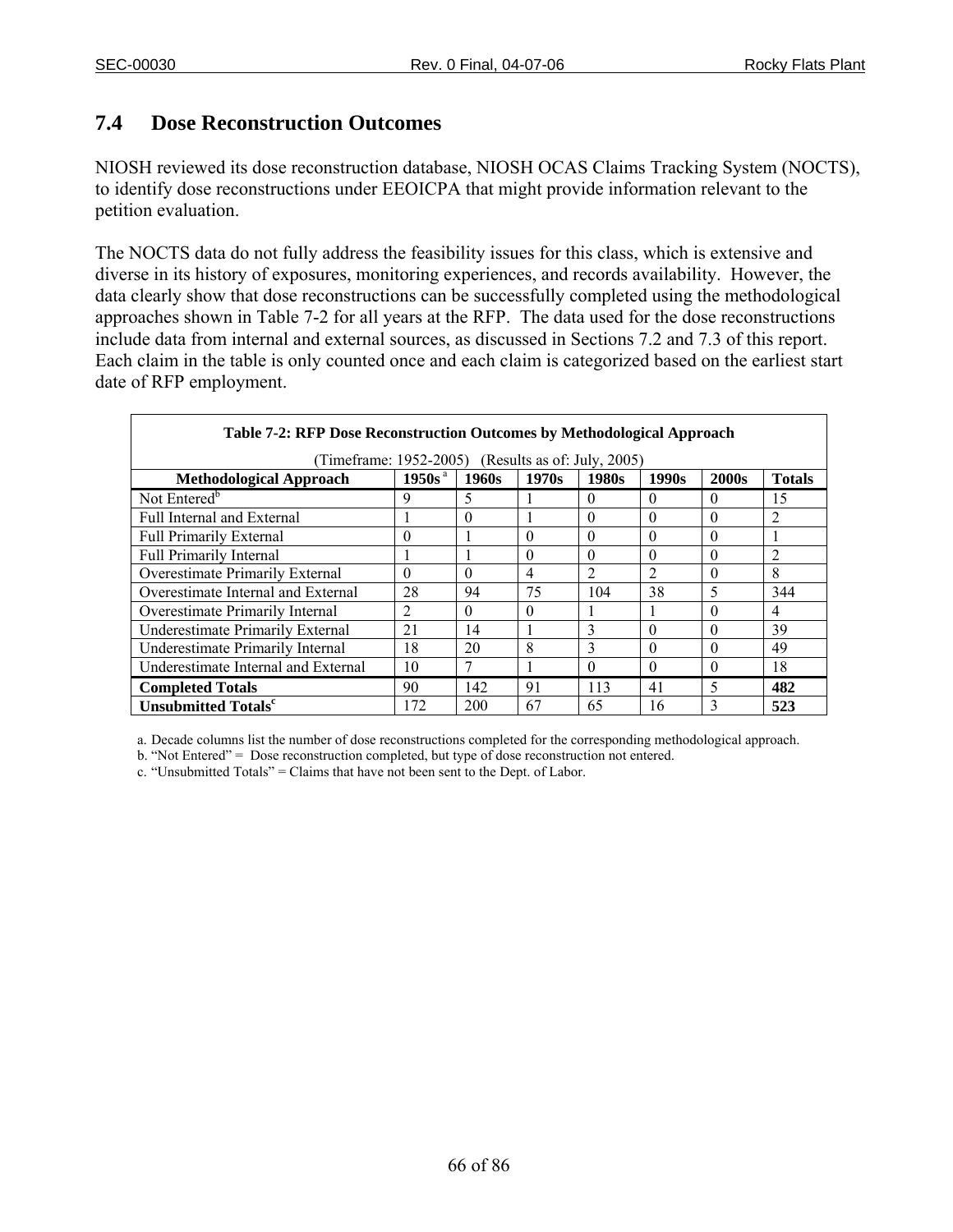## 7.4 Dose Reconstruction Outcomes

NIOSH reviewed its dose reconstruction database, NIOSH OCAS Claims Tracking System (NOCTS), to identify dose reconstructions under EEOICPA that might provide information relevant to the petition evaluation.

The NOCTS data do not fully address the feasibility issues for this class, which is extensive and diverse in its history of exposures, monitoring experiences, and records availability. However, the data clearly show that dose reconstructions can be successfully completed using the methodological approaches shown in Table 7-2 for all years at the RFP. The data used for the dose reconstructions include data from internal and external sources, as discussed in Sections 7.2 and 7.3 of this report. Each claim in the table is only counted once and each claim is categorized based on the earliest start date of RFP employment.

**Table 7-2: RFP Dose Reconstruction Outcomes by Methodological Approach**

(Timeframe: 1952-2005) (Results as of: July, 2005)

| Methodological Approach | 1950s [a] | 1960s | 1970s | 1980s | 1990s | 2000s | Totals |
|---|---|---|---|---|---|---|---|
| Not Entered[b] | 9 | 5 | 1 | 0 | 0 | 0 | 15 |
| Full Internal and External | 1 | 0 | 1 | 0 | 0 | 0 | 2 |
| Full Primarily External | 0 | 1 | 0 | 0 | 0 | 0 | 1 |
| Full Primarily Internal | 1 | 1 | 0 | 0 | 0 | 0 | 2 |
| Overestimate Primarily External | 0 | 0 | 4 | 2 | 2 | 0 | 8 |
| Overestimate Internal and External | 28 | 94 | 75 | 104 | 38 | 5 | 344 |
| Overestimate Primarily Internal | 2 | 0 | 0 | 1 | 1 | 0 | 4 |
| Underestimate Primarily External | 21 | 14 | 1 | 3 | 0 | 0 | 39 |
| Underestimate Primarily Internal | 18 | 20 | 8 | 3 | 0 | 0 | 49 |
| Underestimate Internal and External | 10 | 7 | 1 | 0 | 0 | 0 | 18 |
| **Completed Totals** | 90 | 142 | 91 | 113 | 41 | 5 | **482** |
| **Unsubmitted Totals[c]** | 172 | 200 | 67 | 65 | 16 | 3 | **523** |

a. Decade columns list the number of dose reconstructions completed for the corresponding methodological approach.
b. "Not Entered" = Dose reconstruction completed, but type of dose reconstruction not entered.
c. "Unsubmitted Totals" = Claims that have not been sent to the Dept. of Labor.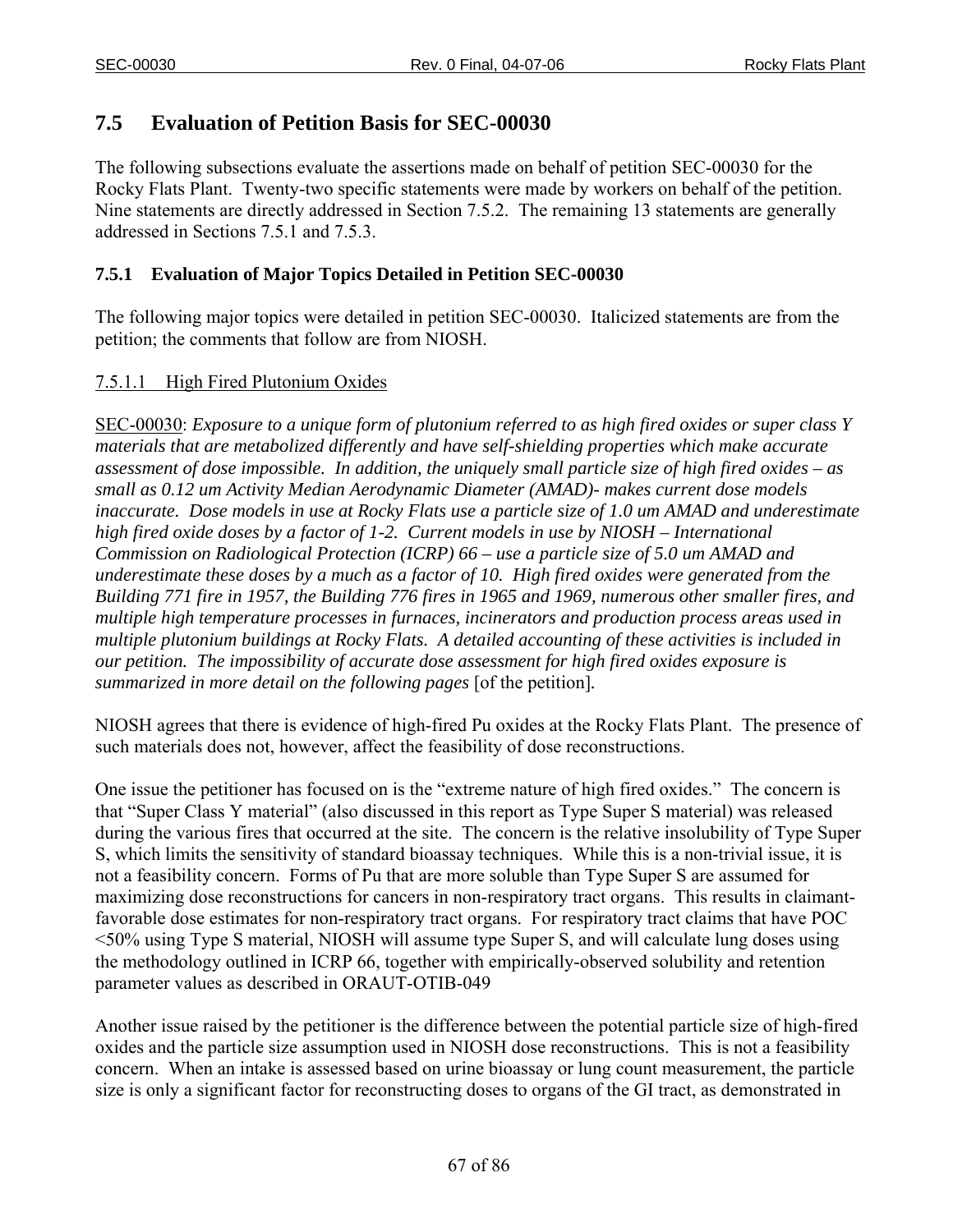## 7.5 Evaluation of Petition Basis for SEC-00030

The following subsections evaluate the assertions made on behalf of petition SEC-00030 for the Rocky Flats Plant. Twenty-two specific statements were made by workers on behalf of the petition. Nine statements are directly addressed in Section 7.5.2. The remaining 13 statements are generally addressed in Sections 7.5.1 and 7.5.3.

### 7.5.1 Evaluation of Major Topics Detailed in Petition SEC-00030

The following major topics were detailed in petition SEC-00030. Italicized statements are from the petition; the comments that follow are from NIOSH.

#### 7.5.1.1 High Fired Plutonium Oxides

SEC-00030: *Exposure to a unique form of plutonium referred to as high fired oxides or super class Y materials that are metabolized differently and have self-shielding properties which make accurate assessment of dose impossible. In addition, the uniquely small particle size of high fired oxides – as small as 0.12 um Activity Median Aerodynamic Diameter (AMAD)- makes current dose models inaccurate. Dose models in use at Rocky Flats use a particle size of 1.0 um AMAD and underestimate high fired oxide doses by a factor of 1-2. Current models in use by NIOSH – International Commission on Radiological Protection (ICRP) 66 – use a particle size of 5.0 um AMAD and underestimate these doses by a much as a factor of 10. High fired oxides were generated from the Building 771 fire in 1957, the Building 776 fires in 1965 and 1969, numerous other smaller fires, and multiple high temperature processes in furnaces, incinerators and production process areas used in multiple plutonium buildings at Rocky Flats. A detailed accounting of these activities is included in our petition. The impossibility of accurate dose assessment for high fired oxides exposure is summarized in more detail on the following pages* [of the petition].

NIOSH agrees that there is evidence of high-fired Pu oxides at the Rocky Flats Plant. The presence of such materials does not, however, affect the feasibility of dose reconstructions.

One issue the petitioner has focused on is the "extreme nature of high fired oxides." The concern is that "Super Class Y material" (also discussed in this report as Type Super S material) was released during the various fires that occurred at the site. The concern is the relative insolubility of Type Super S, which limits the sensitivity of standard bioassay techniques. While this is a non-trivial issue, it is not a feasibility concern. Forms of Pu that are more soluble than Type Super S are assumed for maximizing dose reconstructions for cancers in non-respiratory tract organs. This results in claimant-favorable dose estimates for non-respiratory tract organs. For respiratory tract claims that have POC <50% using Type S material, NIOSH will assume type Super S, and will calculate lung doses using the methodology outlined in ICRP 66, together with empirically-observed solubility and retention parameter values as described in ORAUT-OTIB-049

Another issue raised by the petitioner is the difference between the potential particle size of high-fired oxides and the particle size assumption used in NIOSH dose reconstructions. This is not a feasibility concern. When an intake is assessed based on urine bioassay or lung count measurement, the particle size is only a significant factor for reconstructing doses to organs of the GI tract, as demonstrated in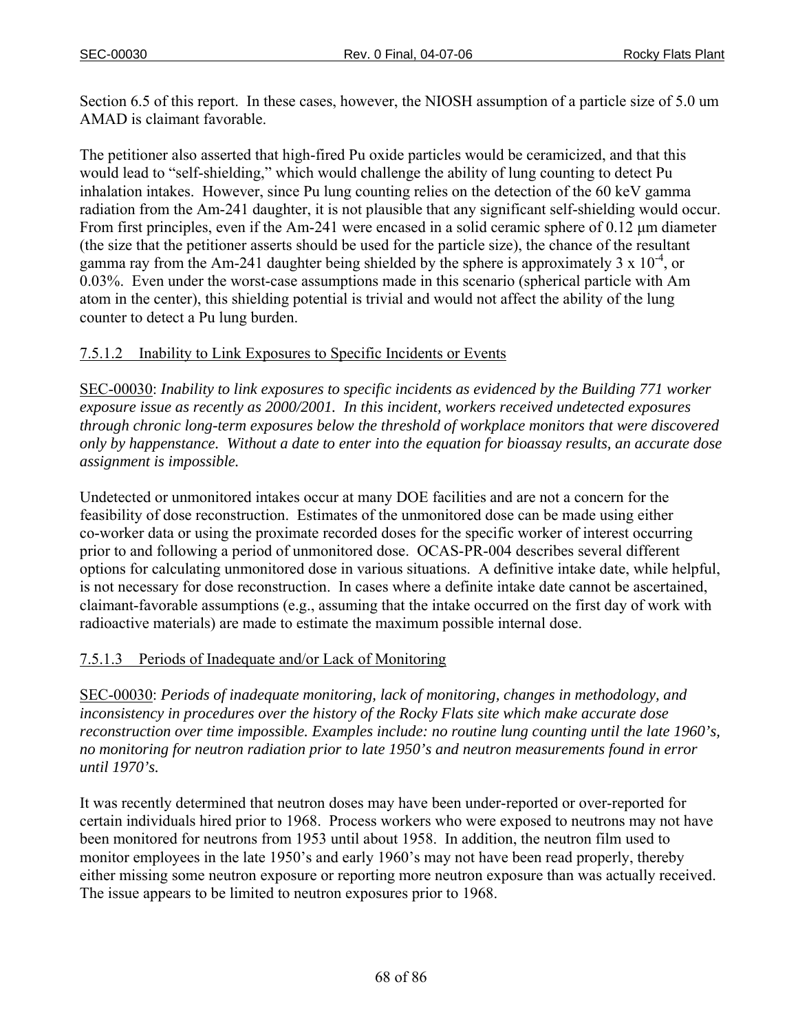Section 6.5 of this report. In these cases, however, the NIOSH assumption of a particle size of 5.0 um AMAD is claimant favorable.

The petitioner also asserted that high-fired Pu oxide particles would be ceramicized, and that this would lead to "self-shielding," which would challenge the ability of lung counting to detect Pu inhalation intakes. However, since Pu lung counting relies on the detection of the 60 keV gamma radiation from the Am-241 daughter, it is not plausible that any significant self-shielding would occur. From first principles, even if the Am-241 were encased in a solid ceramic sphere of 0.12 μm diameter (the size that the petitioner asserts should be used for the particle size), the chance of the resultant gamma ray from the Am-241 daughter being shielded by the sphere is approximately $3 \times 10^{-4}$, or 0.03%. Even under the worst-case assumptions made in this scenario (spherical particle with Am atom in the center), this shielding potential is trivial and would not affect the ability of the lung counter to detect a Pu lung burden.

#### 7.5.1.2 Inability to Link Exposures to Specific Incidents or Events

SEC-00030: *Inability to link exposures to specific incidents as evidenced by the Building 771 worker exposure issue as recently as 2000/2001. In this incident, workers received undetected exposures through chronic long-term exposures below the threshold of workplace monitors that were discovered only by happenstance. Without a date to enter into the equation for bioassay results, an accurate dose assignment is impossible.*

Undetected or unmonitored intakes occur at many DOE facilities and are not a concern for the feasibility of dose reconstruction. Estimates of the unmonitored dose can be made using either co-worker data or using the proximate recorded doses for the specific worker of interest occurring prior to and following a period of unmonitored dose. OCAS-PR-004 describes several different options for calculating unmonitored dose in various situations. A definitive intake date, while helpful, is not necessary for dose reconstruction. In cases where a definite intake date cannot be ascertained, claimant-favorable assumptions (e.g., assuming that the intake occurred on the first day of work with radioactive materials) are made to estimate the maximum possible internal dose.

#### 7.5.1.3 Periods of Inadequate and/or Lack of Monitoring

SEC-00030: *Periods of inadequate monitoring, lack of monitoring, changes in methodology, and inconsistency in procedures over the history of the Rocky Flats site which make accurate dose reconstruction over time impossible. Examples include: no routine lung counting until the late 1960's, no monitoring for neutron radiation prior to late 1950's and neutron measurements found in error until 1970's.*

It was recently determined that neutron doses may have been under-reported or over-reported for certain individuals hired prior to 1968. Process workers who were exposed to neutrons may not have been monitored for neutrons from 1953 until about 1958. In addition, the neutron film used to monitor employees in the late 1950's and early 1960's may not have been read properly, thereby either missing some neutron exposure or reporting more neutron exposure than was actually received. The issue appears to be limited to neutron exposures prior to 1968.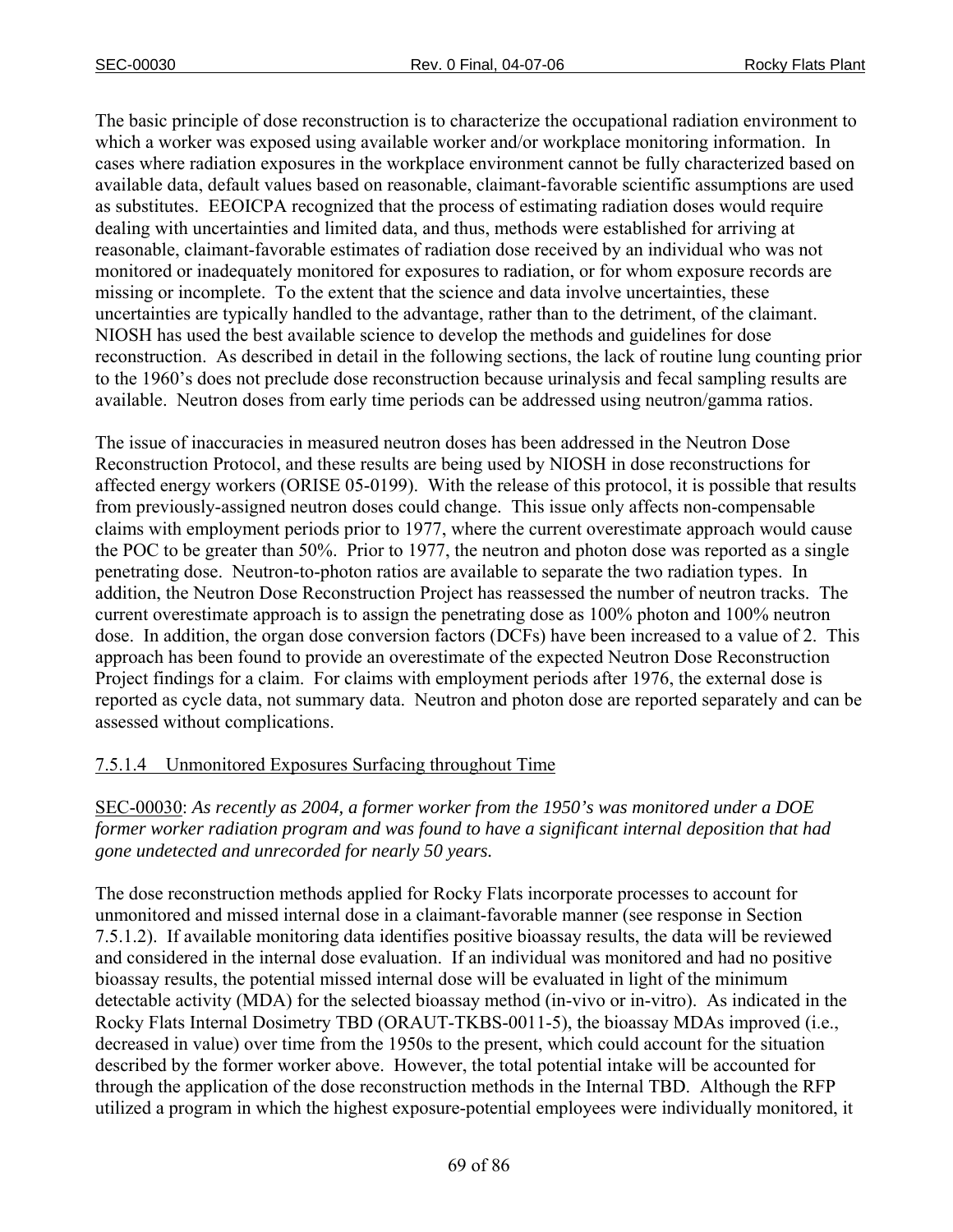The basic principle of dose reconstruction is to characterize the occupational radiation environment to which a worker was exposed using available worker and/or workplace monitoring information. In cases where radiation exposures in the workplace environment cannot be fully characterized based on available data, default values based on reasonable, claimant-favorable scientific assumptions are used as substitutes. EEOICPA recognized that the process of estimating radiation doses would require dealing with uncertainties and limited data, and thus, methods were established for arriving at reasonable, claimant-favorable estimates of radiation dose received by an individual who was not monitored or inadequately monitored for exposures to radiation, or for whom exposure records are missing or incomplete. To the extent that the science and data involve uncertainties, these uncertainties are typically handled to the advantage, rather than to the detriment, of the claimant. NIOSH has used the best available science to develop the methods and guidelines for dose reconstruction. As described in detail in the following sections, the lack of routine lung counting prior to the 1960's does not preclude dose reconstruction because urinalysis and fecal sampling results are available. Neutron doses from early time periods can be addressed using neutron/gamma ratios.

The issue of inaccuracies in measured neutron doses has been addressed in the Neutron Dose Reconstruction Protocol, and these results are being used by NIOSH in dose reconstructions for affected energy workers (ORISE 05-0199). With the release of this protocol, it is possible that results from previously-assigned neutron doses could change. This issue only affects non-compensable claims with employment periods prior to 1977, where the current overestimate approach would cause the POC to be greater than 50%. Prior to 1977, the neutron and photon dose was reported as a single penetrating dose. Neutron-to-photon ratios are available to separate the two radiation types. In addition, the Neutron Dose Reconstruction Project has reassessed the number of neutron tracks. The current overestimate approach is to assign the penetrating dose as 100% photon and 100% neutron dose. In addition, the organ dose conversion factors (DCFs) have been increased to a value of 2. This approach has been found to provide an overestimate of the expected Neutron Dose Reconstruction Project findings for a claim. For claims with employment periods after 1976, the external dose is reported as cycle data, not summary data. Neutron and photon dose are reported separately and can be assessed without complications.

#### 7.5.1.4 Unmonitored Exposures Surfacing throughout Time

SEC-00030: *As recently as 2004, a former worker from the 1950's was monitored under a DOE former worker radiation program and was found to have a significant internal deposition that had gone undetected and unrecorded for nearly 50 years.*

The dose reconstruction methods applied for Rocky Flats incorporate processes to account for unmonitored and missed internal dose in a claimant-favorable manner (see response in Section 7.5.1.2). If available monitoring data identifies positive bioassay results, the data will be reviewed and considered in the internal dose evaluation. If an individual was monitored and had no positive bioassay results, the potential missed internal dose will be evaluated in light of the minimum detectable activity (MDA) for the selected bioassay method (in-vivo or in-vitro). As indicated in the Rocky Flats Internal Dosimetry TBD (ORAUT-TKBS-0011-5), the bioassay MDAs improved (i.e., decreased in value) over time from the 1950s to the present, which could account for the situation described by the former worker above. However, the total potential intake will be accounted for through the application of the dose reconstruction methods in the Internal TBD. Although the RFP utilized a program in which the highest exposure-potential employees were individually monitored, it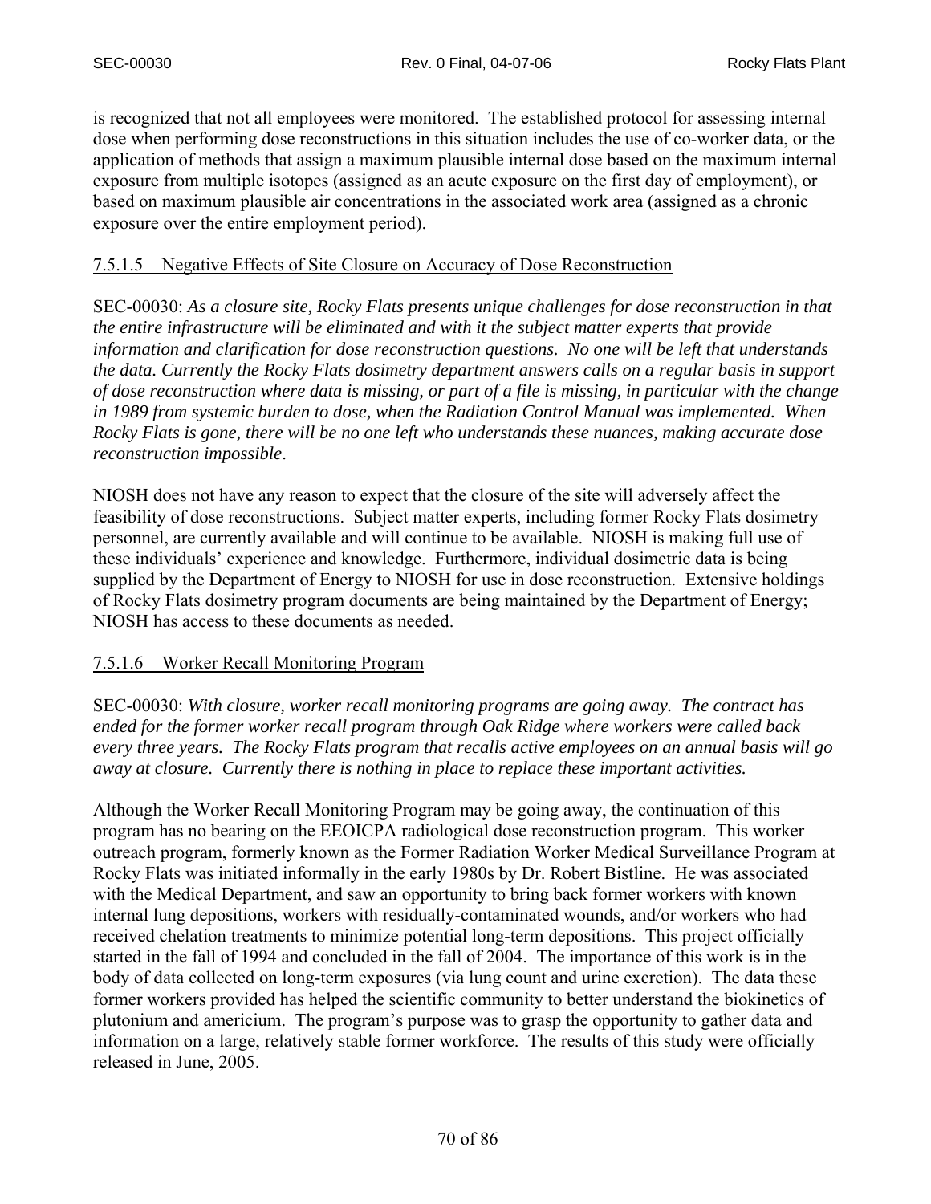is recognized that not all employees were monitored. The established protocol for assessing internal dose when performing dose reconstructions in this situation includes the use of co-worker data, or the application of methods that assign a maximum plausible internal dose based on the maximum internal exposure from multiple isotopes (assigned as an acute exposure on the first day of employment), or based on maximum plausible air concentrations in the associated work area (assigned as a chronic exposure over the entire employment period).

#### 7.5.1.5 Negative Effects of Site Closure on Accuracy of Dose Reconstruction

SEC-00030: *As a closure site, Rocky Flats presents unique challenges for dose reconstruction in that the entire infrastructure will be eliminated and with it the subject matter experts that provide information and clarification for dose reconstruction questions. No one will be left that understands the data. Currently the Rocky Flats dosimetry department answers calls on a regular basis in support of dose reconstruction where data is missing, or part of a file is missing, in particular with the change in 1989 from systemic burden to dose, when the Radiation Control Manual was implemented. When Rocky Flats is gone, there will be no one left who understands these nuances, making accurate dose reconstruction impossible*.

NIOSH does not have any reason to expect that the closure of the site will adversely affect the feasibility of dose reconstructions. Subject matter experts, including former Rocky Flats dosimetry personnel, are currently available and will continue to be available. NIOSH is making full use of these individuals' experience and knowledge. Furthermore, individual dosimetric data is being supplied by the Department of Energy to NIOSH for use in dose reconstruction. Extensive holdings of Rocky Flats dosimetry program documents are being maintained by the Department of Energy; NIOSH has access to these documents as needed.

#### 7.5.1.6 Worker Recall Monitoring Program

SEC-00030: *With closure, worker recall monitoring programs are going away. The contract has ended for the former worker recall program through Oak Ridge where workers were called back every three years. The Rocky Flats program that recalls active employees on an annual basis will go away at closure. Currently there is nothing in place to replace these important activities.*

Although the Worker Recall Monitoring Program may be going away, the continuation of this program has no bearing on the EEOICPA radiological dose reconstruction program. This worker outreach program, formerly known as the Former Radiation Worker Medical Surveillance Program at Rocky Flats was initiated informally in the early 1980s by Dr. Robert Bistline. He was associated with the Medical Department, and saw an opportunity to bring back former workers with known internal lung depositions, workers with residually-contaminated wounds, and/or workers who had received chelation treatments to minimize potential long-term depositions. This project officially started in the fall of 1994 and concluded in the fall of 2004. The importance of this work is in the body of data collected on long-term exposures (via lung count and urine excretion). The data these former workers provided has helped the scientific community to better understand the biokinetics of plutonium and americium. The program's purpose was to grasp the opportunity to gather data and information on a large, relatively stable former workforce. The results of this study were officially released in June, 2005.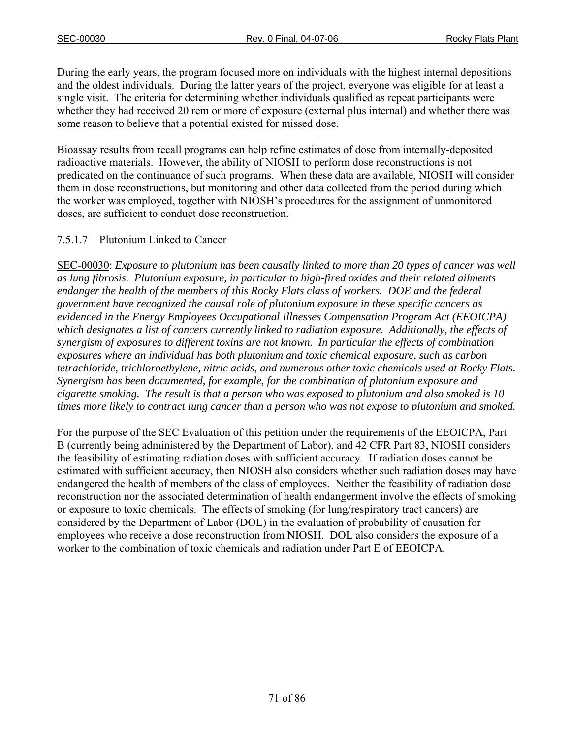During the early years, the program focused more on individuals with the highest internal depositions and the oldest individuals. During the latter years of the project, everyone was eligible for at least a single visit. The criteria for determining whether individuals qualified as repeat participants were whether they had received 20 rem or more of exposure (external plus internal) and whether there was some reason to believe that a potential existed for missed dose.

Bioassay results from recall programs can help refine estimates of dose from internally-deposited radioactive materials. However, the ability of NIOSH to perform dose reconstructions is not predicated on the continuance of such programs. When these data are available, NIOSH will consider them in dose reconstructions, but monitoring and other data collected from the period during which the worker was employed, together with NIOSH's procedures for the assignment of unmonitored doses, are sufficient to conduct dose reconstruction.

#### 7.5.1.7 Plutonium Linked to Cancer

SEC-00030: *Exposure to plutonium has been causally linked to more than 20 types of cancer was well as lung fibrosis. Plutonium exposure, in particular to high-fired oxides and their related ailments endanger the health of the members of this Rocky Flats class of workers. DOE and the federal government have recognized the causal role of plutonium exposure in these specific cancers as evidenced in the Energy Employees Occupational Illnesses Compensation Program Act (EEOICPA) which designates a list of cancers currently linked to radiation exposure. Additionally, the effects of synergism of exposures to different toxins are not known. In particular the effects of combination exposures where an individual has both plutonium and toxic chemical exposure, such as carbon tetrachloride, trichloroethylene, nitric acids, and numerous other toxic chemicals used at Rocky Flats. Synergism has been documented, for example, for the combination of plutonium exposure and cigarette smoking. The result is that a person who was exposed to plutonium and also smoked is 10 times more likely to contract lung cancer than a person who was not expose to plutonium and smoked.*

For the purpose of the SEC Evaluation of this petition under the requirements of the EEOICPA, Part B (currently being administered by the Department of Labor), and 42 CFR Part 83, NIOSH considers the feasibility of estimating radiation doses with sufficient accuracy. If radiation doses cannot be estimated with sufficient accuracy, then NIOSH also considers whether such radiation doses may have endangered the health of members of the class of employees. Neither the feasibility of radiation dose reconstruction nor the associated determination of health endangerment involve the effects of smoking or exposure to toxic chemicals. The effects of smoking (for lung/respiratory tract cancers) are considered by the Department of Labor (DOL) in the evaluation of probability of causation for employees who receive a dose reconstruction from NIOSH. DOL also considers the exposure of a worker to the combination of toxic chemicals and radiation under Part E of EEOICPA.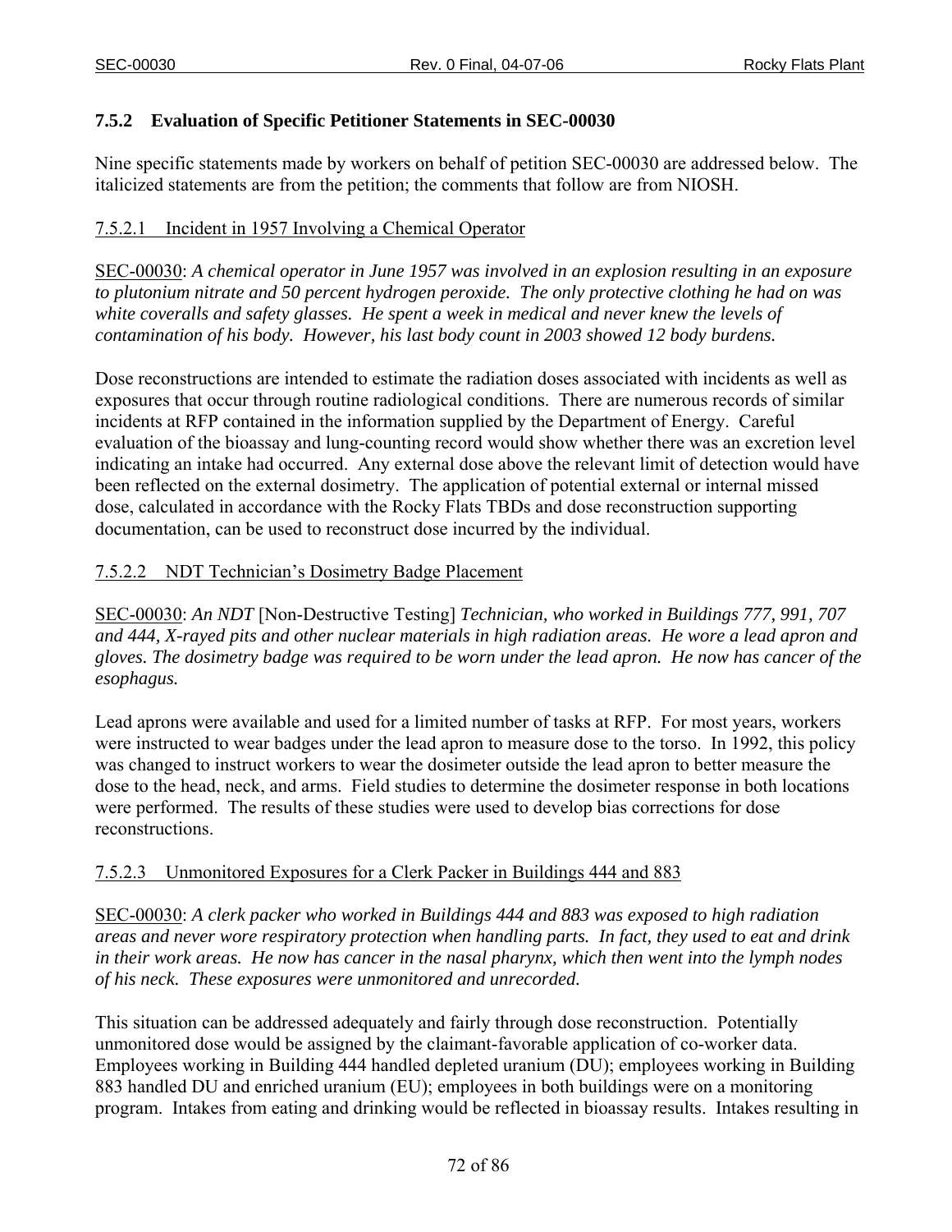### 7.5.2 Evaluation of Specific Petitioner Statements in SEC-00030

Nine specific statements made by workers on behalf of petition SEC-00030 are addressed below. The italicized statements are from the petition; the comments that follow are from NIOSH.

#### 7.5.2.1 Incident in 1957 Involving a Chemical Operator

SEC-00030: *A chemical operator in June 1957 was involved in an explosion resulting in an exposure to plutonium nitrate and 50 percent hydrogen peroxide. The only protective clothing he had on was white coveralls and safety glasses. He spent a week in medical and never knew the levels of contamination of his body. However, his last body count in 2003 showed 12 body burdens.*

Dose reconstructions are intended to estimate the radiation doses associated with incidents as well as exposures that occur through routine radiological conditions. There are numerous records of similar incidents at RFP contained in the information supplied by the Department of Energy. Careful evaluation of the bioassay and lung-counting record would show whether there was an excretion level indicating an intake had occurred. Any external dose above the relevant limit of detection would have been reflected on the external dosimetry. The application of potential external or internal missed dose, calculated in accordance with the Rocky Flats TBDs and dose reconstruction supporting documentation, can be used to reconstruct dose incurred by the individual.

#### 7.5.2.2 NDT Technician's Dosimetry Badge Placement

SEC-00030: *An NDT* [Non-Destructive Testing] *Technician, who worked in Buildings 777, 991, 707 and 444, X-rayed pits and other nuclear materials in high radiation areas. He wore a lead apron and gloves. The dosimetry badge was required to be worn under the lead apron. He now has cancer of the esophagus.*

Lead aprons were available and used for a limited number of tasks at RFP. For most years, workers were instructed to wear badges under the lead apron to measure dose to the torso. In 1992, this policy was changed to instruct workers to wear the dosimeter outside the lead apron to better measure the dose to the head, neck, and arms. Field studies to determine the dosimeter response in both locations were performed. The results of these studies were used to develop bias corrections for dose reconstructions.

#### 7.5.2.3 Unmonitored Exposures for a Clerk Packer in Buildings 444 and 883

SEC-00030: *A clerk packer who worked in Buildings 444 and 883 was exposed to high radiation areas and never wore respiratory protection when handling parts. In fact, they used to eat and drink in their work areas. He now has cancer in the nasal pharynx, which then went into the lymph nodes of his neck. These exposures were unmonitored and unrecorded.*

This situation can be addressed adequately and fairly through dose reconstruction. Potentially unmonitored dose would be assigned by the claimant-favorable application of co-worker data. Employees working in Building 444 handled depleted uranium (DU); employees working in Building 883 handled DU and enriched uranium (EU); employees in both buildings were on a monitoring program. Intakes from eating and drinking would be reflected in bioassay results. Intakes resulting in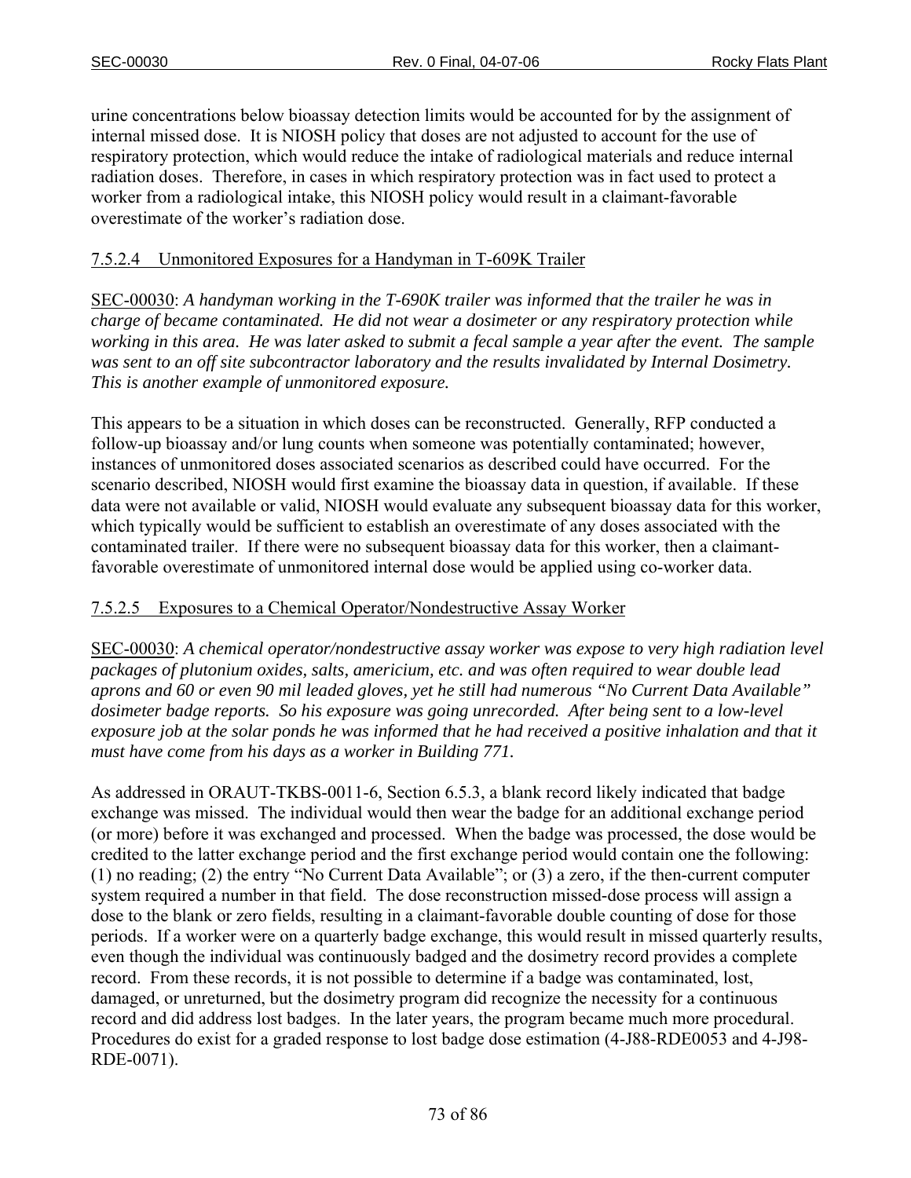urine concentrations below bioassay detection limits would be accounted for by the assignment of internal missed dose. It is NIOSH policy that doses are not adjusted to account for the use of respiratory protection, which would reduce the intake of radiological materials and reduce internal radiation doses. Therefore, in cases in which respiratory protection was in fact used to protect a worker from a radiological intake, this NIOSH policy would result in a claimant-favorable overestimate of the worker's radiation dose.

#### 7.5.2.4 Unmonitored Exposures for a Handyman in T-609K Trailer

SEC-00030: *A handyman working in the T-690K trailer was informed that the trailer he was in charge of became contaminated. He did not wear a dosimeter or any respiratory protection while working in this area. He was later asked to submit a fecal sample a year after the event. The sample was sent to an off site subcontractor laboratory and the results invalidated by Internal Dosimetry. This is another example of unmonitored exposure.*

This appears to be a situation in which doses can be reconstructed. Generally, RFP conducted a follow-up bioassay and/or lung counts when someone was potentially contaminated; however, instances of unmonitored doses associated scenarios as described could have occurred. For the scenario described, NIOSH would first examine the bioassay data in question, if available. If these data were not available or valid, NIOSH would evaluate any subsequent bioassay data for this worker, which typically would be sufficient to establish an overestimate of any doses associated with the contaminated trailer. If there were no subsequent bioassay data for this worker, then a claimant-favorable overestimate of unmonitored internal dose would be applied using co-worker data.

#### 7.5.2.5 Exposures to a Chemical Operator/Nondestructive Assay Worker

SEC-00030: *A chemical operator/nondestructive assay worker was expose to very high radiation level packages of plutonium oxides, salts, americium, etc. and was often required to wear double lead aprons and 60 or even 90 mil leaded gloves, yet he still had numerous "No Current Data Available" dosimeter badge reports. So his exposure was going unrecorded. After being sent to a low-level exposure job at the solar ponds he was informed that he had received a positive inhalation and that it must have come from his days as a worker in Building 771.*

As addressed in ORAUT-TKBS-0011-6, Section 6.5.3, a blank record likely indicated that badge exchange was missed. The individual would then wear the badge for an additional exchange period (or more) before it was exchanged and processed. When the badge was processed, the dose would be credited to the latter exchange period and the first exchange period would contain one the following: (1) no reading; (2) the entry "No Current Data Available"; or (3) a zero, if the then-current computer system required a number in that field. The dose reconstruction missed-dose process will assign a dose to the blank or zero fields, resulting in a claimant-favorable double counting of dose for those periods. If a worker were on a quarterly badge exchange, this would result in missed quarterly results, even though the individual was continuously badged and the dosimetry record provides a complete record. From these records, it is not possible to determine if a badge was contaminated, lost, damaged, or unreturned, but the dosimetry program did recognize the necessity for a continuous record and did address lost badges. In the later years, the program became much more procedural. Procedures do exist for a graded response to lost badge dose estimation (4-J88-RDE0053 and 4-J98-RDE-0071).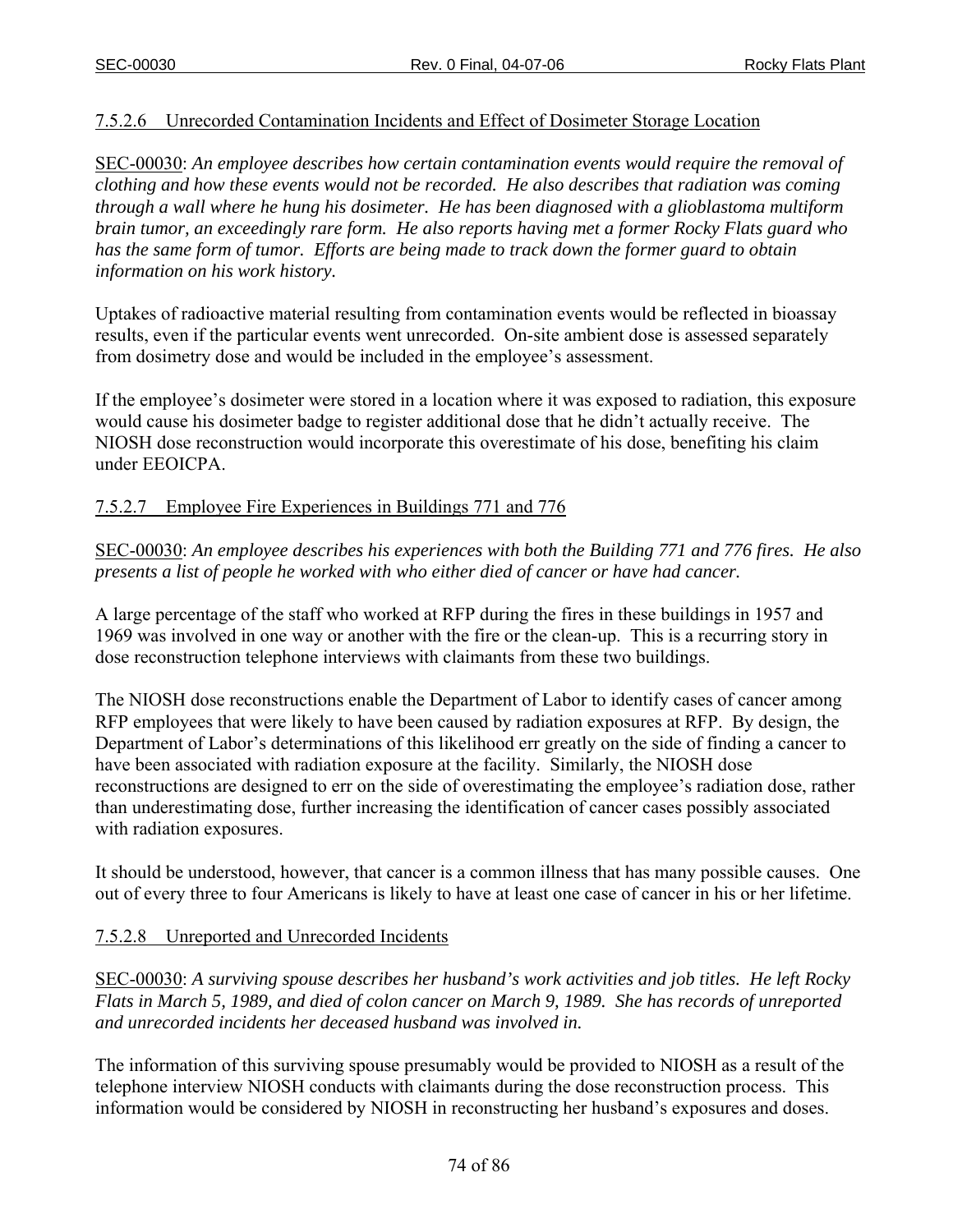#### 7.5.2.6 Unrecorded Contamination Incidents and Effect of Dosimeter Storage Location

SEC-00030: *An employee describes how certain contamination events would require the removal of clothing and how these events would not be recorded. He also describes that radiation was coming through a wall where he hung his dosimeter. He has been diagnosed with a glioblastoma multiform brain tumor, an exceedingly rare form. He also reports having met a former Rocky Flats guard who has the same form of tumor. Efforts are being made to track down the former guard to obtain information on his work history.*

Uptakes of radioactive material resulting from contamination events would be reflected in bioassay results, even if the particular events went unrecorded. On-site ambient dose is assessed separately from dosimetry dose and would be included in the employee's assessment.

If the employee's dosimeter were stored in a location where it was exposed to radiation, this exposure would cause his dosimeter badge to register additional dose that he didn't actually receive. The NIOSH dose reconstruction would incorporate this overestimate of his dose, benefiting his claim under EEOICPA.

#### 7.5.2.7 Employee Fire Experiences in Buildings 771 and 776

SEC-00030: *An employee describes his experiences with both the Building 771 and 776 fires. He also presents a list of people he worked with who either died of cancer or have had cancer.*

A large percentage of the staff who worked at RFP during the fires in these buildings in 1957 and 1969 was involved in one way or another with the fire or the clean-up. This is a recurring story in dose reconstruction telephone interviews with claimants from these two buildings.

The NIOSH dose reconstructions enable the Department of Labor to identify cases of cancer among RFP employees that were likely to have been caused by radiation exposures at RFP. By design, the Department of Labor's determinations of this likelihood err greatly on the side of finding a cancer to have been associated with radiation exposure at the facility. Similarly, the NIOSH dose reconstructions are designed to err on the side of overestimating the employee's radiation dose, rather than underestimating dose, further increasing the identification of cancer cases possibly associated with radiation exposures.

It should be understood, however, that cancer is a common illness that has many possible causes. One out of every three to four Americans is likely to have at least one case of cancer in his or her lifetime.

#### 7.5.2.8 Unreported and Unrecorded Incidents

SEC-00030: *A surviving spouse describes her husband's work activities and job titles. He left Rocky Flats in March 5, 1989, and died of colon cancer on March 9, 1989. She has records of unreported and unrecorded incidents her deceased husband was involved in.*

The information of this surviving spouse presumably would be provided to NIOSH as a result of the telephone interview NIOSH conducts with claimants during the dose reconstruction process. This information would be considered by NIOSH in reconstructing her husband's exposures and doses.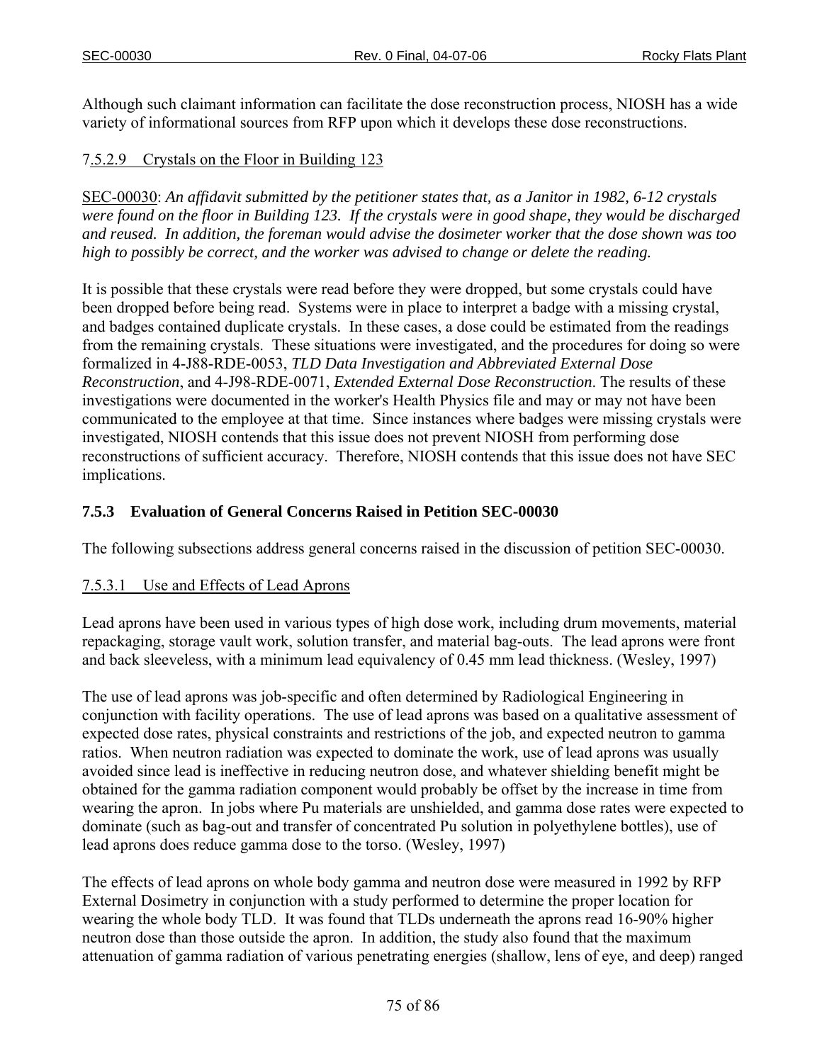Although such claimant information can facilitate the dose reconstruction process, NIOSH has a wide variety of informational sources from RFP upon which it develops these dose reconstructions.

#### 7.5.2.9 Crystals on the Floor in Building 123

SEC-00030: *An affidavit submitted by the petitioner states that, as a Janitor in 1982, 6-12 crystals were found on the floor in Building 123. If the crystals were in good shape, they would be discharged and reused. In addition, the foreman would advise the dosimeter worker that the dose shown was too high to possibly be correct, and the worker was advised to change or delete the reading.*

It is possible that these crystals were read before they were dropped, but some crystals could have been dropped before being read. Systems were in place to interpret a badge with a missing crystal, and badges contained duplicate crystals. In these cases, a dose could be estimated from the readings from the remaining crystals. These situations were investigated, and the procedures for doing so were formalized in 4-J88-RDE-0053, *TLD Data Investigation and Abbreviated External Dose Reconstruction*, and 4-J98-RDE-0071, *Extended External Dose Reconstruction*. The results of these investigations were documented in the worker's Health Physics file and may or may not have been communicated to the employee at that time. Since instances where badges were missing crystals were investigated, NIOSH contends that this issue does not prevent NIOSH from performing dose reconstructions of sufficient accuracy. Therefore, NIOSH contends that this issue does not have SEC implications.

### 7.5.3 Evaluation of General Concerns Raised in Petition SEC-00030

The following subsections address general concerns raised in the discussion of petition SEC-00030.

#### 7.5.3.1 Use and Effects of Lead Aprons

Lead aprons have been used in various types of high dose work, including drum movements, material repackaging, storage vault work, solution transfer, and material bag-outs. The lead aprons were front and back sleeveless, with a minimum lead equivalency of 0.45 mm lead thickness. (Wesley, 1997)

The use of lead aprons was job-specific and often determined by Radiological Engineering in conjunction with facility operations. The use of lead aprons was based on a qualitative assessment of expected dose rates, physical constraints and restrictions of the job, and expected neutron to gamma ratios. When neutron radiation was expected to dominate the work, use of lead aprons was usually avoided since lead is ineffective in reducing neutron dose, and whatever shielding benefit might be obtained for the gamma radiation component would probably be offset by the increase in time from wearing the apron. In jobs where Pu materials are unshielded, and gamma dose rates were expected to dominate (such as bag-out and transfer of concentrated Pu solution in polyethylene bottles), use of lead aprons does reduce gamma dose to the torso. (Wesley, 1997)

The effects of lead aprons on whole body gamma and neutron dose were measured in 1992 by RFP External Dosimetry in conjunction with a study performed to determine the proper location for wearing the whole body TLD. It was found that TLDs underneath the aprons read 16-90% higher neutron dose than those outside the apron. In addition, the study also found that the maximum attenuation of gamma radiation of various penetrating energies (shallow, lens of eye, and deep) ranged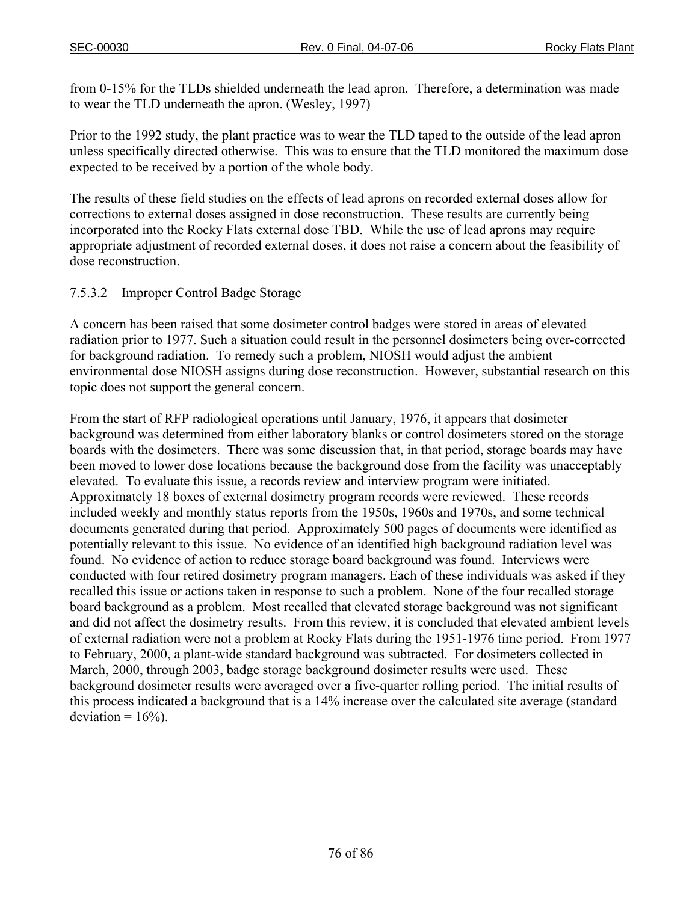from 0-15% for the TLDs shielded underneath the lead apron. Therefore, a determination was made to wear the TLD underneath the apron. (Wesley, 1997)

Prior to the 1992 study, the plant practice was to wear the TLD taped to the outside of the lead apron unless specifically directed otherwise. This was to ensure that the TLD monitored the maximum dose expected to be received by a portion of the whole body.

The results of these field studies on the effects of lead aprons on recorded external doses allow for corrections to external doses assigned in dose reconstruction. These results are currently being incorporated into the Rocky Flats external dose TBD. While the use of lead aprons may require appropriate adjustment of recorded external doses, it does not raise a concern about the feasibility of dose reconstruction.

#### 7.5.3.2 Improper Control Badge Storage

A concern has been raised that some dosimeter control badges were stored in areas of elevated radiation prior to 1977. Such a situation could result in the personnel dosimeters being over-corrected for background radiation. To remedy such a problem, NIOSH would adjust the ambient environmental dose NIOSH assigns during dose reconstruction. However, substantial research on this topic does not support the general concern.

From the start of RFP radiological operations until January, 1976, it appears that dosimeter background was determined from either laboratory blanks or control dosimeters stored on the storage boards with the dosimeters. There was some discussion that, in that period, storage boards may have been moved to lower dose locations because the background dose from the facility was unacceptably elevated. To evaluate this issue, a records review and interview program were initiated. Approximately 18 boxes of external dosimetry program records were reviewed. These records included weekly and monthly status reports from the 1950s, 1960s and 1970s, and some technical documents generated during that period. Approximately 500 pages of documents were identified as potentially relevant to this issue. No evidence of an identified high background radiation level was found. No evidence of action to reduce storage board background was found. Interviews were conducted with four retired dosimetry program managers. Each of these individuals was asked if they recalled this issue or actions taken in response to such a problem. None of the four recalled storage board background as a problem. Most recalled that elevated storage background was not significant and did not affect the dosimetry results. From this review, it is concluded that elevated ambient levels of external radiation were not a problem at Rocky Flats during the 1951-1976 time period. From 1977 to February, 2000, a plant-wide standard background was subtracted. For dosimeters collected in March, 2000, through 2003, badge storage background dosimeter results were used. These background dosimeter results were averaged over a five-quarter rolling period. The initial results of this process indicated a background that is a 14% increase over the calculated site average (standard deviation = 16%).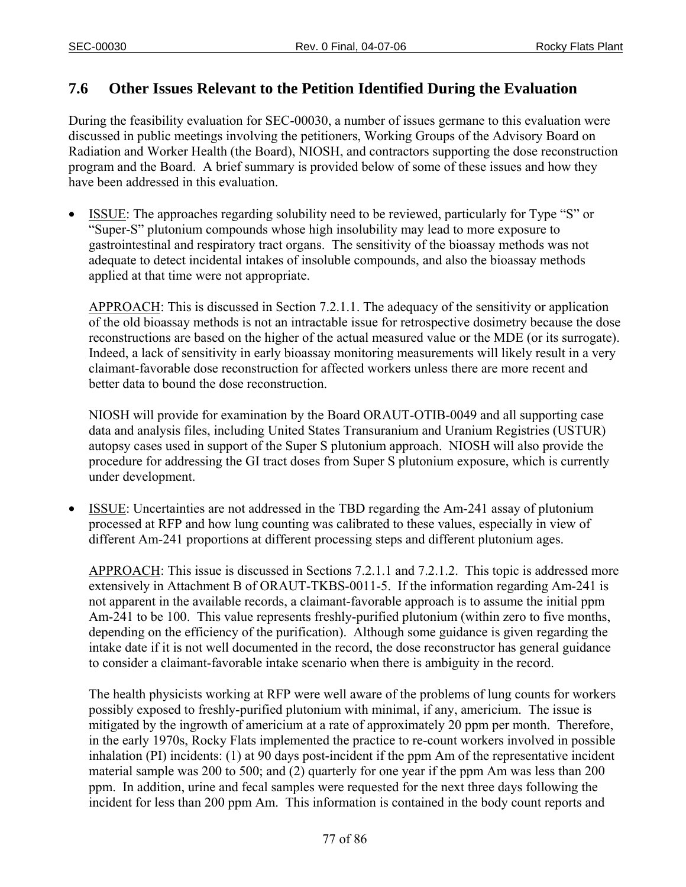## 7.6 Other Issues Relevant to the Petition Identified During the Evaluation

During the feasibility evaluation for SEC-00030, a number of issues germane to this evaluation were discussed in public meetings involving the petitioners, Working Groups of the Advisory Board on Radiation and Worker Health (the Board), NIOSH, and contractors supporting the dose reconstruction program and the Board. A brief summary is provided below of some of these issues and how they have been addressed in this evaluation.

- ISSUE: The approaches regarding solubility need to be reviewed, particularly for Type "S" or "Super-S" plutonium compounds whose high insolubility may lead to more exposure to gastrointestinal and respiratory tract organs. The sensitivity of the bioassay methods was not adequate to detect incidental intakes of insoluble compounds, and also the bioassay methods applied at that time were not appropriate.

  APPROACH: This is discussed in Section 7.2.1.1. The adequacy of the sensitivity or application of the old bioassay methods is not an intractable issue for retrospective dosimetry because the dose reconstructions are based on the higher of the actual measured value or the MDE (or its surrogate). Indeed, a lack of sensitivity in early bioassay monitoring measurements will likely result in a very claimant-favorable dose reconstruction for affected workers unless there are more recent and better data to bound the dose reconstruction.

  NIOSH will provide for examination by the Board ORAUT-OTIB-0049 and all supporting case data and analysis files, including United States Transuranium and Uranium Registries (USTUR) autopsy cases used in support of the Super S plutonium approach. NIOSH will also provide the procedure for addressing the GI tract doses from Super S plutonium exposure, which is currently under development.

- ISSUE: Uncertainties are not addressed in the TBD regarding the Am-241 assay of plutonium processed at RFP and how lung counting was calibrated to these values, especially in view of different Am-241 proportions at different processing steps and different plutonium ages.

  APPROACH: This issue is discussed in Sections 7.2.1.1 and 7.2.1.2. This topic is addressed more extensively in Attachment B of ORAUT-TKBS-0011-5. If the information regarding Am-241 is not apparent in the available records, a claimant-favorable approach is to assume the initial ppm Am-241 to be 100. This value represents freshly-purified plutonium (within zero to five months, depending on the efficiency of the purification). Although some guidance is given regarding the intake date if it is not well documented in the record, the dose reconstructor has general guidance to consider a claimant-favorable intake scenario when there is ambiguity in the record.

  The health physicists working at RFP were well aware of the problems of lung counts for workers possibly exposed to freshly-purified plutonium with minimal, if any, americium. The issue is mitigated by the ingrowth of americium at a rate of approximately 20 ppm per month. Therefore, in the early 1970s, Rocky Flats implemented the practice to re-count workers involved in possible inhalation (PI) incidents: (1) at 90 days post-incident if the ppm Am of the representative incident material sample was 200 to 500; and (2) quarterly for one year if the ppm Am was less than 200 ppm. In addition, urine and fecal samples were requested for the next three days following the incident for less than 200 ppm Am. This information is contained in the body count reports and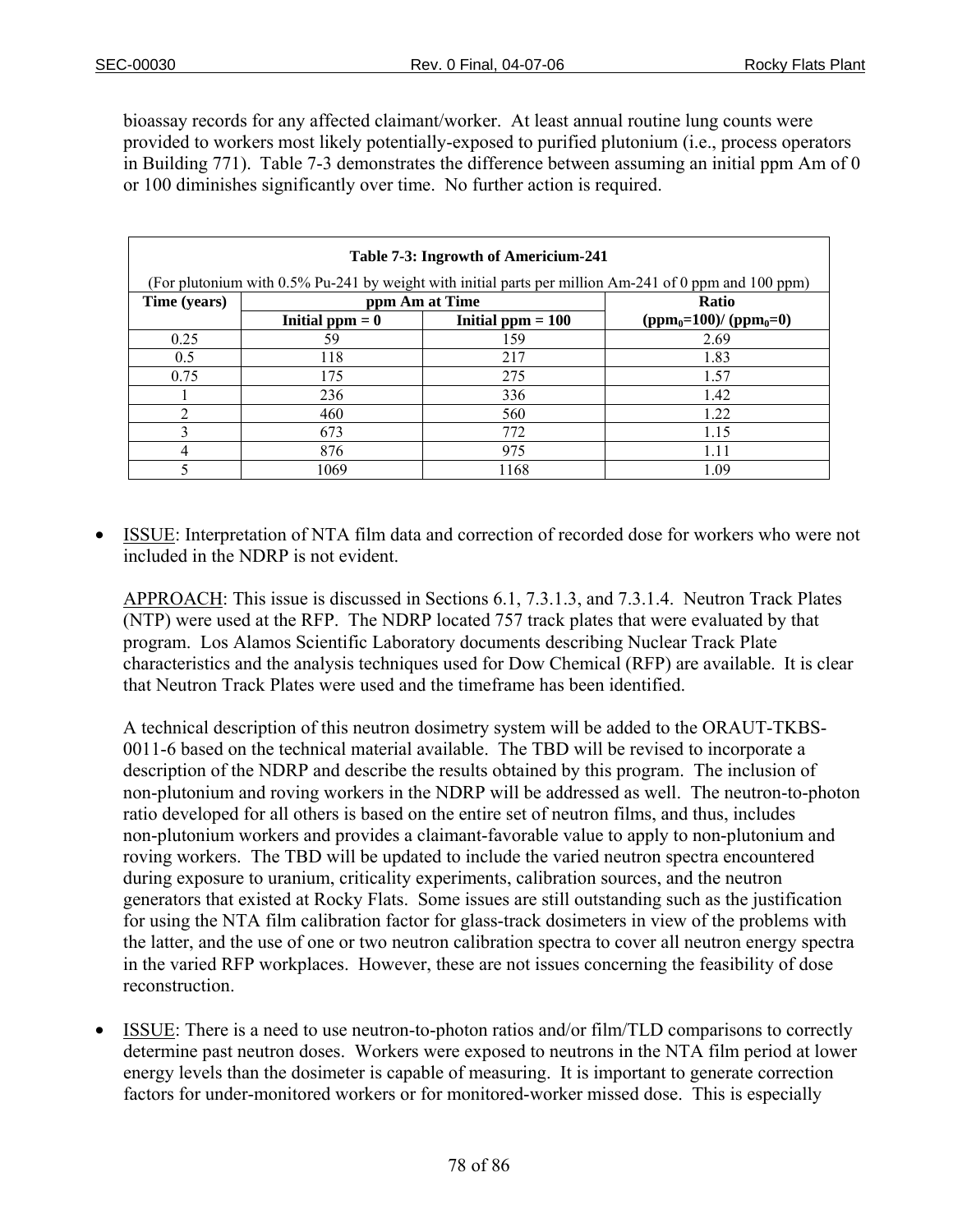bioassay records for any affected claimant/worker. At least annual routine lung counts were provided to workers most likely potentially-exposed to purified plutonium (i.e., process operators in Building 771). Table 7-3 demonstrates the difference between assuming an initial ppm Am of 0 or 100 diminishes significantly over time. No further action is required.

**Table 7-3: Ingrowth of Americium-241**

(For plutonium with 0.5% Pu-241 by weight with initial parts per million Am-241 of 0 ppm and 100 ppm)

| Time (years) | ppm Am at Time | | Ratio |
|---|---|---|---|
| | Initial ppm = 0 | Initial ppm = 100 | $(ppm_0=100)/ (ppm_0=0)$ |
| 0.25 | 59 | 159 | 2.69 |
| 0.5 | 118 | 217 | 1.83 |
| 0.75 | 175 | 275 | 1.57 |
| 1 | 236 | 336 | 1.42 |
| 2 | 460 | 560 | 1.22 |
| 3 | 673 | 772 | 1.15 |
| 4 | 876 | 975 | 1.11 |
| 5 | 1069 | 1168 | 1.09 |

- ISSUE: Interpretation of NTA film data and correction of recorded dose for workers who were not included in the NDRP is not evident.

  APPROACH: This issue is discussed in Sections 6.1, 7.3.1.3, and 7.3.1.4. Neutron Track Plates (NTP) were used at the RFP. The NDRP located 757 track plates that were evaluated by that program. Los Alamos Scientific Laboratory documents describing Nuclear Track Plate characteristics and the analysis techniques used for Dow Chemical (RFP) are available. It is clear that Neutron Track Plates were used and the timeframe has been identified.

  A technical description of this neutron dosimetry system will be added to the ORAUT-TKBS-0011-6 based on the technical material available. The TBD will be revised to incorporate a description of the NDRP and describe the results obtained by this program. The inclusion of non-plutonium and roving workers in the NDRP will be addressed as well. The neutron-to-photon ratio developed for all others is based on the entire set of neutron films, and thus, includes non-plutonium workers and provides a claimant-favorable value to apply to non-plutonium and roving workers. The TBD will be updated to include the varied neutron spectra encountered during exposure to uranium, criticality experiments, calibration sources, and the neutron generators that existed at Rocky Flats. Some issues are still outstanding such as the justification for using the NTA film calibration factor for glass-track dosimeters in view of the problems with the latter, and the use of one or two neutron calibration spectra to cover all neutron energy spectra in the varied RFP workplaces. However, these are not issues concerning the feasibility of dose reconstruction.

- ISSUE: There is a need to use neutron-to-photon ratios and/or film/TLD comparisons to correctly determine past neutron doses. Workers were exposed to neutrons in the NTA film period at lower energy levels than the dosimeter is capable of measuring. It is important to generate correction factors for under-monitored workers or for monitored-worker missed dose. This is especially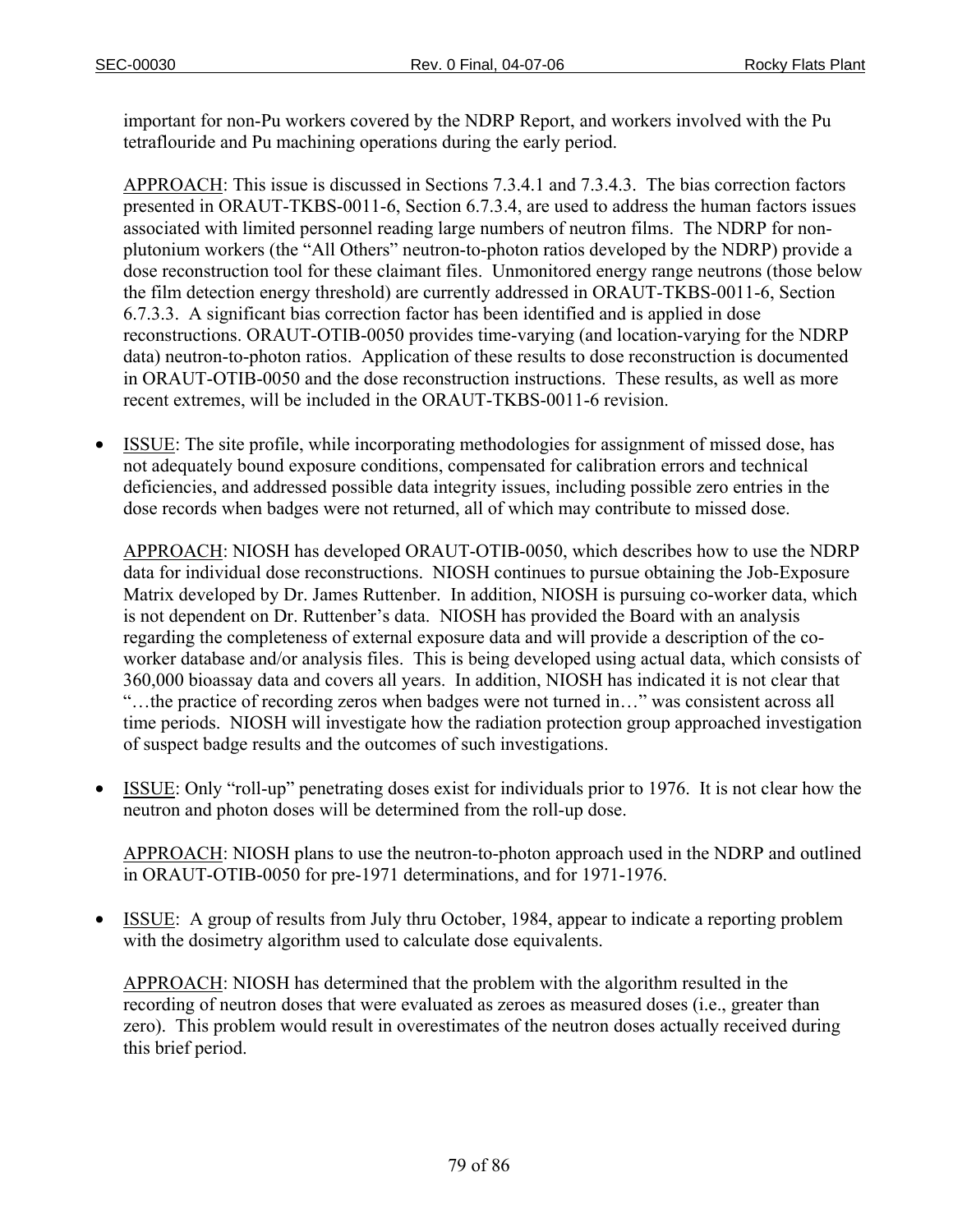important for non-Pu workers covered by the NDRP Report, and workers involved with the Pu tetraflouride and Pu machining operations during the early period.

APPROACH: This issue is discussed in Sections 7.3.4.1 and 7.3.4.3. The bias correction factors presented in ORAUT-TKBS-0011-6, Section 6.7.3.4, are used to address the human factors issues associated with limited personnel reading large numbers of neutron films. The NDRP for non-plutonium workers (the "All Others" neutron-to-photon ratios developed by the NDRP) provide a dose reconstruction tool for these claimant files. Unmonitored energy range neutrons (those below the film detection energy threshold) are currently addressed in ORAUT-TKBS-0011-6, Section 6.7.3.3. A significant bias correction factor has been identified and is applied in dose reconstructions. ORAUT-OTIB-0050 provides time-varying (and location-varying for the NDRP data) neutron-to-photon ratios. Application of these results to dose reconstruction is documented in ORAUT-OTIB-0050 and the dose reconstruction instructions. These results, as well as more recent extremes, will be included in the ORAUT-TKBS-0011-6 revision.

- ISSUE: The site profile, while incorporating methodologies for assignment of missed dose, has not adequately bound exposure conditions, compensated for calibration errors and technical deficiencies, and addressed possible data integrity issues, including possible zero entries in the dose records when badges were not returned, all of which may contribute to missed dose.

  APPROACH: NIOSH has developed ORAUT-OTIB-0050, which describes how to use the NDRP data for individual dose reconstructions. NIOSH continues to pursue obtaining the Job-Exposure Matrix developed by Dr. James Ruttenber. In addition, NIOSH is pursuing co-worker data, which is not dependent on Dr. Ruttenber's data. NIOSH has provided the Board with an analysis regarding the completeness of external exposure data and will provide a description of the co-worker database and/or analysis files. This is being developed using actual data, which consists of 360,000 bioassay data and covers all years. In addition, NIOSH has indicated it is not clear that "…the practice of recording zeros when badges were not turned in…" was consistent across all time periods. NIOSH will investigate how the radiation protection group approached investigation of suspect badge results and the outcomes of such investigations.

- ISSUE: Only "roll-up" penetrating doses exist for individuals prior to 1976. It is not clear how the neutron and photon doses will be determined from the roll-up dose.

  APPROACH: NIOSH plans to use the neutron-to-photon approach used in the NDRP and outlined in ORAUT-OTIB-0050 for pre-1971 determinations, and for 1971-1976.

- ISSUE: A group of results from July thru October, 1984, appear to indicate a reporting problem with the dosimetry algorithm used to calculate dose equivalents.

  APPROACH: NIOSH has determined that the problem with the algorithm resulted in the recording of neutron doses that were evaluated as zeroes as measured doses (i.e., greater than zero). This problem would result in overestimates of the neutron doses actually received during this brief period.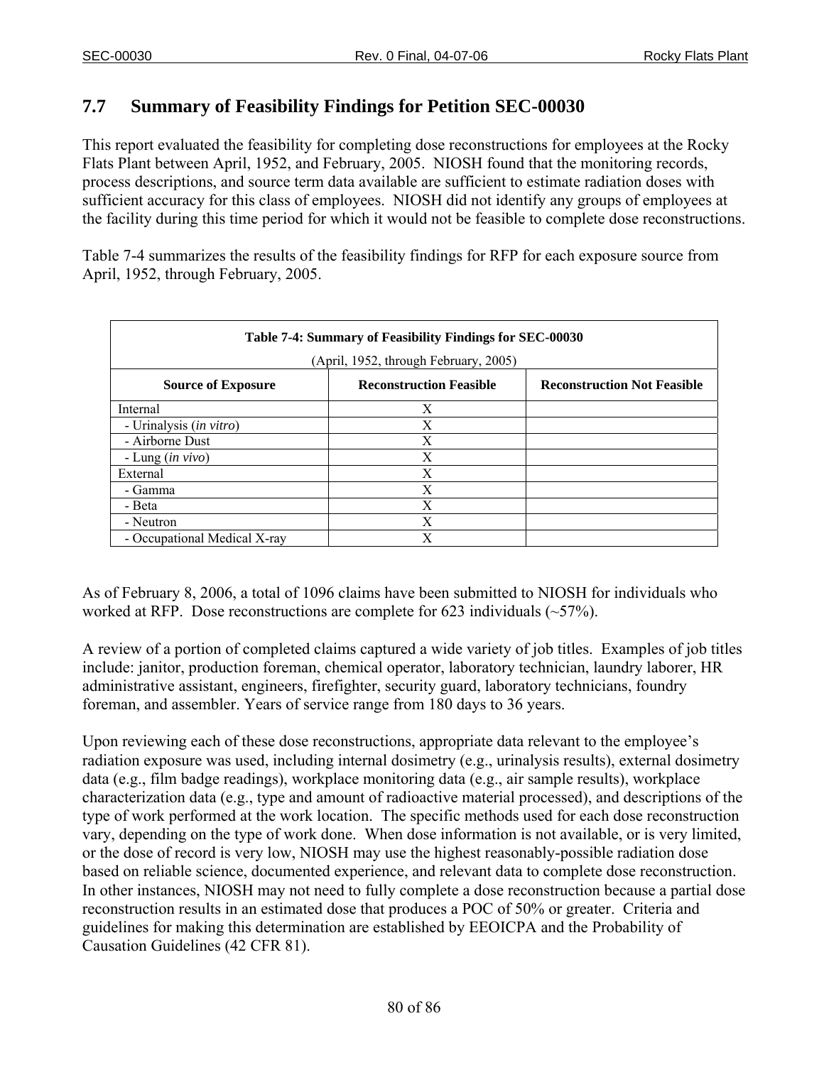## 7.7 Summary of Feasibility Findings for Petition SEC-00030

This report evaluated the feasibility for completing dose reconstructions for employees at the Rocky Flats Plant between April, 1952, and February, 2005. NIOSH found that the monitoring records, process descriptions, and source term data available are sufficient to estimate radiation doses with sufficient accuracy for this class of employees. NIOSH did not identify any groups of employees at the facility during this time period for which it would not be feasible to complete dose reconstructions.

Table 7-4 summarizes the results of the feasibility findings for RFP for each exposure source from April, 1952, through February, 2005.

**Table 7-4: Summary of Feasibility Findings for SEC-00030**
(April, 1952, through February, 2005)

| Source of Exposure | Reconstruction Feasible | Reconstruction Not Feasible |
|---|---|---|
| Internal | X | |
| - Urinalysis (*in vitro*) | X | |
| - Airborne Dust | X | |
| - Lung (*in vivo*) | X | |
| External | X | |
| - Gamma | X | |
| - Beta | X | |
| - Neutron | X | |
| - Occupational Medical X-ray | X | |

As of February 8, 2006, a total of 1096 claims have been submitted to NIOSH for individuals who worked at RFP. Dose reconstructions are complete for 623 individuals (~57%).

A review of a portion of completed claims captured a wide variety of job titles. Examples of job titles include: janitor, production foreman, chemical operator, laboratory technician, laundry laborer, HR administrative assistant, engineers, firefighter, security guard, laboratory technicians, foundry foreman, and assembler. Years of service range from 180 days to 36 years.

Upon reviewing each of these dose reconstructions, appropriate data relevant to the employee's radiation exposure was used, including internal dosimetry (e.g., urinalysis results), external dosimetry data (e.g., film badge readings), workplace monitoring data (e.g., air sample results), workplace characterization data (e.g., type and amount of radioactive material processed), and descriptions of the type of work performed at the work location. The specific methods used for each dose reconstruction vary, depending on the type of work done. When dose information is not available, or is very limited, or the dose of record is very low, NIOSH may use the highest reasonably-possible radiation dose based on reliable science, documented experience, and relevant data to complete dose reconstruction. In other instances, NIOSH may not need to fully complete a dose reconstruction because a partial dose reconstruction results in an estimated dose that produces a POC of 50% or greater. Criteria and guidelines for making this determination are established by EEOICPA and the Probability of Causation Guidelines (42 CFR 81).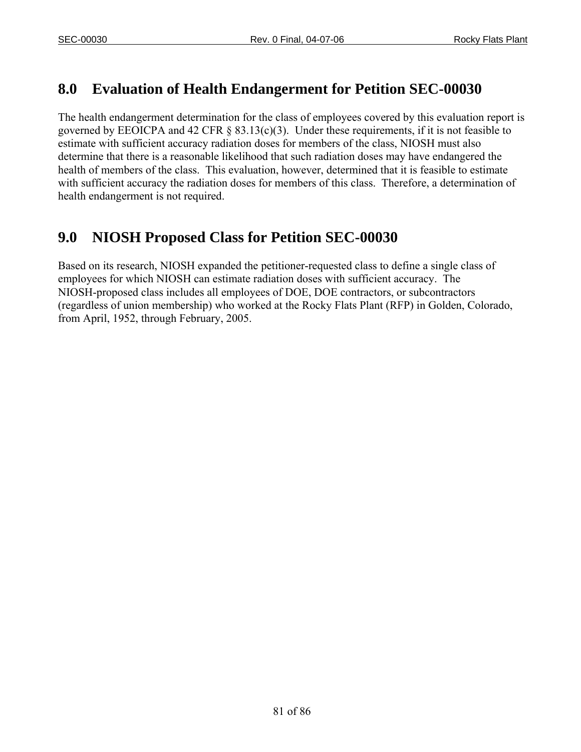## 8.0 Evaluation of Health Endangerment for Petition SEC-00030

The health endangerment determination for the class of employees covered by this evaluation report is governed by EEOICPA and 42 CFR § 83.13(c)(3). Under these requirements, if it is not feasible to estimate with sufficient accuracy radiation doses for members of the class, NIOSH must also determine that there is a reasonable likelihood that such radiation doses may have endangered the health of members of the class. This evaluation, however, determined that it is feasible to estimate with sufficient accuracy the radiation doses for members of this class. Therefore, a determination of health endangerment is not required.

## 9.0 NIOSH Proposed Class for Petition SEC-00030

Based on its research, NIOSH expanded the petitioner-requested class to define a single class of employees for which NIOSH can estimate radiation doses with sufficient accuracy. The NIOSH-proposed class includes all employees of DOE, DOE contractors, or subcontractors (regardless of union membership) who worked at the Rocky Flats Plant (RFP) in Golden, Colorado, from April, 1952, through February, 2005.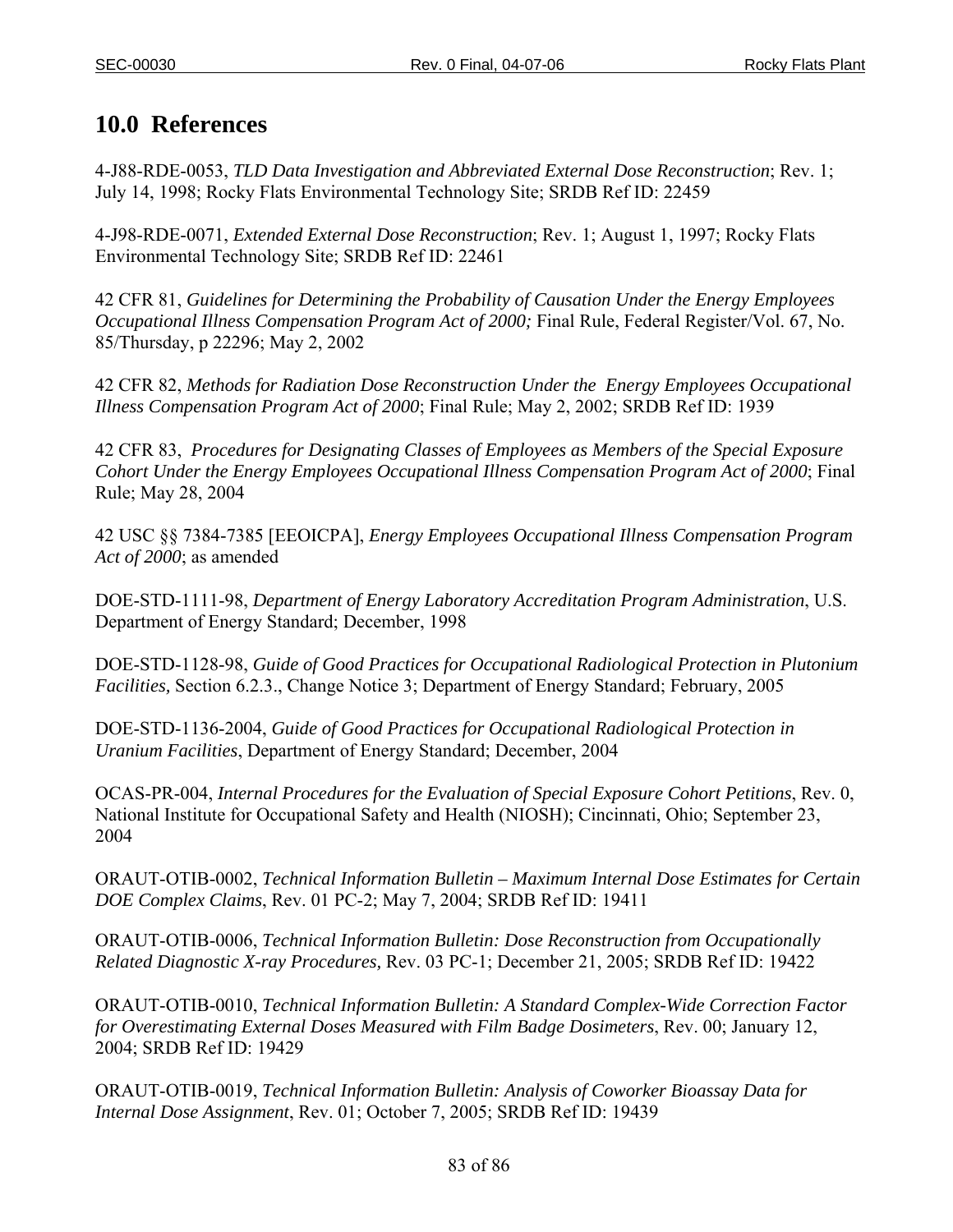## 10.0 References

4-J88-RDE-0053, *TLD Data Investigation and Abbreviated External Dose Reconstruction*; Rev. 1; July 14, 1998; Rocky Flats Environmental Technology Site; SRDB Ref ID: 22459

4-J98-RDE-0071, *Extended External Dose Reconstruction*; Rev. 1; August 1, 1997; Rocky Flats Environmental Technology Site; SRDB Ref ID: 22461

42 CFR 81, *Guidelines for Determining the Probability of Causation Under the Energy Employees Occupational Illness Compensation Program Act of 2000;* Final Rule, Federal Register/Vol. 67, No. 85/Thursday, p 22296; May 2, 2002

42 CFR 82, *Methods for Radiation Dose Reconstruction Under the Energy Employees Occupational Illness Compensation Program Act of 2000*; Final Rule; May 2, 2002; SRDB Ref ID: 1939

42 CFR 83, *Procedures for Designating Classes of Employees as Members of the Special Exposure Cohort Under the Energy Employees Occupational Illness Compensation Program Act of 2000*; Final Rule; May 28, 2004

42 USC §§ 7384-7385 [EEOICPA], *Energy Employees Occupational Illness Compensation Program Act of 2000*; as amended

DOE-STD-1111-98, *Department of Energy Laboratory Accreditation Program Administration*, U.S. Department of Energy Standard; December, 1998

DOE-STD-1128-98, *Guide of Good Practices for Occupational Radiological Protection in Plutonium Facilities,* Section 6.2.3., Change Notice 3; Department of Energy Standard; February, 2005

DOE-STD-1136-2004, *Guide of Good Practices for Occupational Radiological Protection in Uranium Facilities*, Department of Energy Standard; December, 2004

OCAS-PR-004, *Internal Procedures for the Evaluation of Special Exposure Cohort Petitions*, Rev. 0, National Institute for Occupational Safety and Health (NIOSH); Cincinnati, Ohio; September 23, 2004

ORAUT-OTIB-0002, *Technical Information Bulletin – Maximum Internal Dose Estimates for Certain DOE Complex Claims*, Rev. 01 PC-2; May 7, 2004; SRDB Ref ID: 19411

ORAUT-OTIB-0006, *Technical Information Bulletin: Dose Reconstruction from Occupationally Related Diagnostic X-ray Procedures,* Rev. 03 PC-1; December 21, 2005; SRDB Ref ID: 19422

ORAUT-OTIB-0010, *Technical Information Bulletin: A Standard Complex-Wide Correction Factor for Overestimating External Doses Measured with Film Badge Dosimeters*, Rev. 00; January 12, 2004; SRDB Ref ID: 19429

ORAUT-OTIB-0019, *Technical Information Bulletin: Analysis of Coworker Bioassay Data for Internal Dose Assignment*, Rev. 01; October 7, 2005; SRDB Ref ID: 19439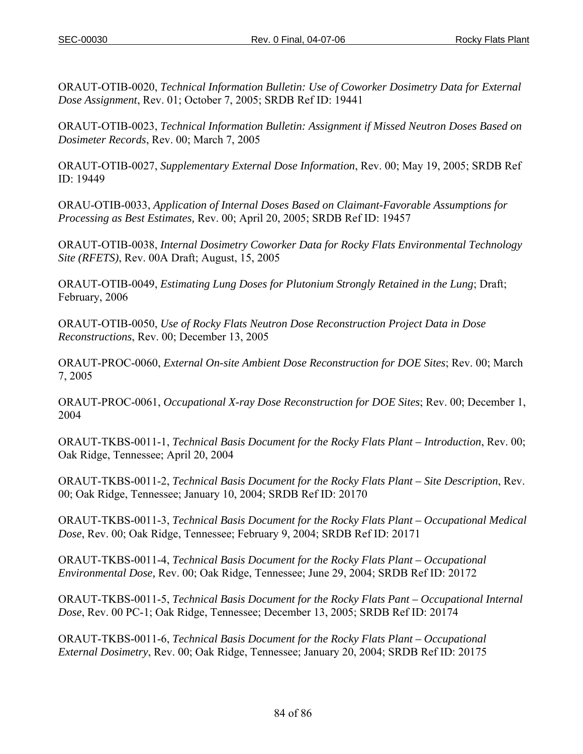ORAUT-OTIB-0020, *Technical Information Bulletin: Use of Coworker Dosimetry Data for External Dose Assignment*, Rev. 01; October 7, 2005; SRDB Ref ID: 19441

ORAUT-OTIB-0023, *Technical Information Bulletin: Assignment if Missed Neutron Doses Based on Dosimeter Records*, Rev. 00; March 7, 2005

ORAUT-OTIB-0027, *Supplementary External Dose Information*, Rev. 00; May 19, 2005; SRDB Ref ID: 19449

ORAU-OTIB-0033, *Application of Internal Doses Based on Claimant-Favorable Assumptions for Processing as Best Estimates,* Rev. 00; April 20, 2005; SRDB Ref ID: 19457

ORAUT-OTIB-0038, *Internal Dosimetry Coworker Data for Rocky Flats Environmental Technology Site (RFETS)*, Rev. 00A Draft; August, 15, 2005

ORAUT-OTIB-0049, *Estimating Lung Doses for Plutonium Strongly Retained in the Lung*; Draft; February, 2006

ORAUT-OTIB-0050, *Use of Rocky Flats Neutron Dose Reconstruction Project Data in Dose Reconstructions*, Rev. 00; December 13, 2005

ORAUT-PROC-0060, *External On-site Ambient Dose Reconstruction for DOE Sites*; Rev. 00; March 7, 2005

ORAUT-PROC-0061, *Occupational X-ray Dose Reconstruction for DOE Sites*; Rev. 00; December 1, 2004

ORAUT-TKBS-0011-1, *Technical Basis Document for the Rocky Flats Plant – Introduction*, Rev. 00; Oak Ridge, Tennessee; April 20, 2004

ORAUT-TKBS-0011-2, *Technical Basis Document for the Rocky Flats Plant – Site Description*, Rev. 00; Oak Ridge, Tennessee; January 10, 2004; SRDB Ref ID: 20170

ORAUT-TKBS-0011-3, *Technical Basis Document for the Rocky Flats Plant – Occupational Medical Dose*, Rev. 00; Oak Ridge, Tennessee; February 9, 2004; SRDB Ref ID: 20171

ORAUT-TKBS-0011-4, *Technical Basis Document for the Rocky Flats Plant – Occupational Environmental Dose,* Rev. 00; Oak Ridge, Tennessee; June 29, 2004; SRDB Ref ID: 20172

ORAUT-TKBS-0011-5, *Technical Basis Document for the Rocky Flats Pant – Occupational Internal Dose*, Rev. 00 PC-1; Oak Ridge, Tennessee; December 13, 2005; SRDB Ref ID: 20174

ORAUT-TKBS-0011-6, *Technical Basis Document for the Rocky Flats Plant – Occupational External Dosimetry*, Rev. 00; Oak Ridge, Tennessee; January 20, 2004; SRDB Ref ID: 20175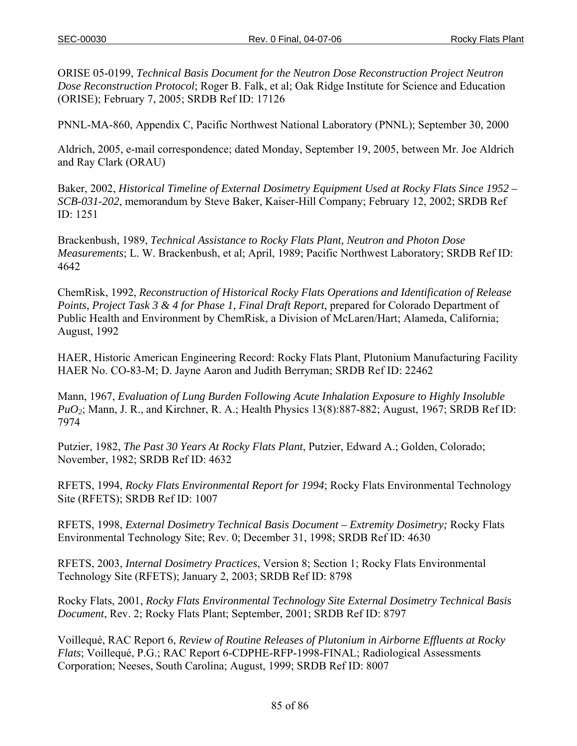ORISE 05-0199, *Technical Basis Document for the Neutron Dose Reconstruction Project Neutron Dose Reconstruction Protocol*; Roger B. Falk, et al; Oak Ridge Institute for Science and Education (ORISE); February 7, 2005; SRDB Ref ID: 17126

PNNL-MA-860, Appendix C, Pacific Northwest National Laboratory (PNNL); September 30, 2000

Aldrich, 2005, e-mail correspondence; dated Monday, September 19, 2005, between Mr. Joe Aldrich and Ray Clark (ORAU)

Baker, 2002, *Historical Timeline of External Dosimetry Equipment Used at Rocky Flats Since 1952 – SCB-031-202*, memorandum by Steve Baker, Kaiser-Hill Company; February 12, 2002; SRDB Ref ID: 1251

Brackenbush, 1989, *Technical Assistance to Rocky Flats Plant, Neutron and Photon Dose Measurements*; L. W. Brackenbush, et al; April, 1989; Pacific Northwest Laboratory; SRDB Ref ID: 4642

ChemRisk, 1992, *Reconstruction of Historical Rocky Flats Operations and Identification of Release Points, Project Task 3 & 4 for Phase 1, Final Draft Report*, prepared for Colorado Department of Public Health and Environment by ChemRisk, a Division of McLaren/Hart; Alameda, California; August, 1992

HAER, Historic American Engineering Record: Rocky Flats Plant, Plutonium Manufacturing Facility HAER No. CO-83-M; D. Jayne Aaron and Judith Berryman; SRDB Ref ID: 22462

Mann, 1967, *Evaluation of Lung Burden Following Acute Inhalation Exposure to Highly Insoluble* $PuO_2$; Mann, J. R., and Kirchner, R. A.; Health Physics 13(8):887-882; August, 1967; SRDB Ref ID: 7974

Putzier, 1982, *The Past 30 Years At Rocky Flats Plant*, Putzier, Edward A.; Golden, Colorado; November, 1982; SRDB Ref ID: 4632

RFETS, 1994, *Rocky Flats Environmental Report for 1994*; Rocky Flats Environmental Technology Site (RFETS); SRDB Ref ID: 1007

RFETS, 1998, *External Dosimetry Technical Basis Document – Extremity Dosimetry;* Rocky Flats Environmental Technology Site; Rev. 0; December 31, 1998; SRDB Ref ID: 4630

RFETS, 2003, *Internal Dosimetry Practices*, Version 8; Section 1; Rocky Flats Environmental Technology Site (RFETS); January 2, 2003; SRDB Ref ID: 8798

Rocky Flats, 2001, *Rocky Flats Environmental Technology Site External Dosimetry Technical Basis Document*, Rev. 2; Rocky Flats Plant; September, 2001; SRDB Ref ID: 8797

Voillequé, RAC Report 6, *Review of Routine Releases of Plutonium in Airborne Effluents at Rocky Flats*; Voillequé, P.G.; RAC Report 6-CDPHE-RFP-1998-FINAL; Radiological Assessments Corporation; Neeses, South Carolina; August, 1999; SRDB Ref ID: 8007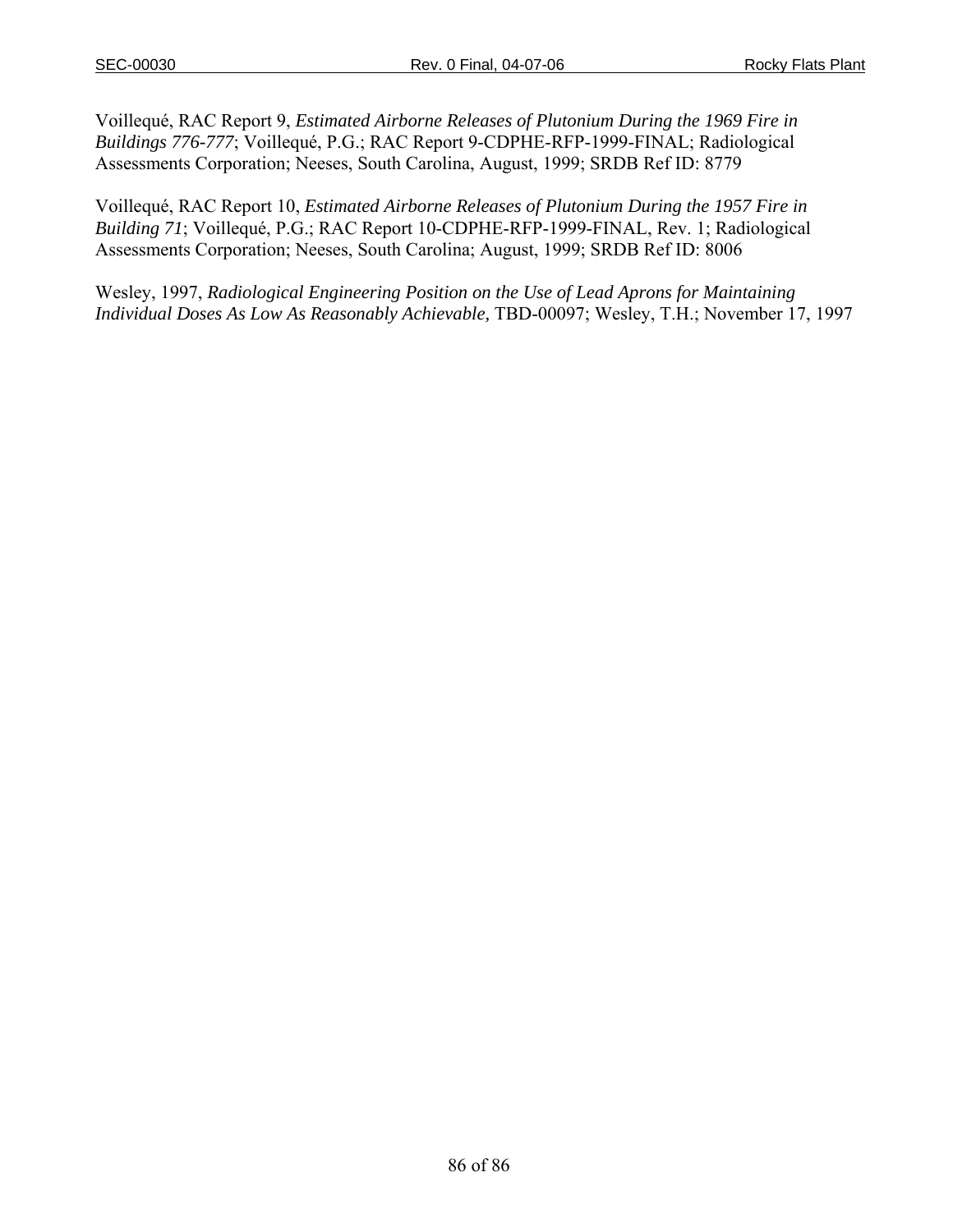Voillequé, RAC Report 9, *Estimated Airborne Releases of Plutonium During the 1969 Fire in Buildings 776-777*; Voillequé, P.G.; RAC Report 9-CDPHE-RFP-1999-FINAL; Radiological Assessments Corporation; Neeses, South Carolina, August, 1999; SRDB Ref ID: 8779

Voillequé, RAC Report 10, *Estimated Airborne Releases of Plutonium During the 1957 Fire in Building 71*; Voillequé, P.G.; RAC Report 10-CDPHE-RFP-1999-FINAL, Rev. 1; Radiological Assessments Corporation; Neeses, South Carolina; August, 1999; SRDB Ref ID: 8006

Wesley, 1997, *Radiological Engineering Position on the Use of Lead Aprons for Maintaining Individual Doses As Low As Reasonably Achievable,* TBD-00097; Wesley, T.H.; November 17, 1997